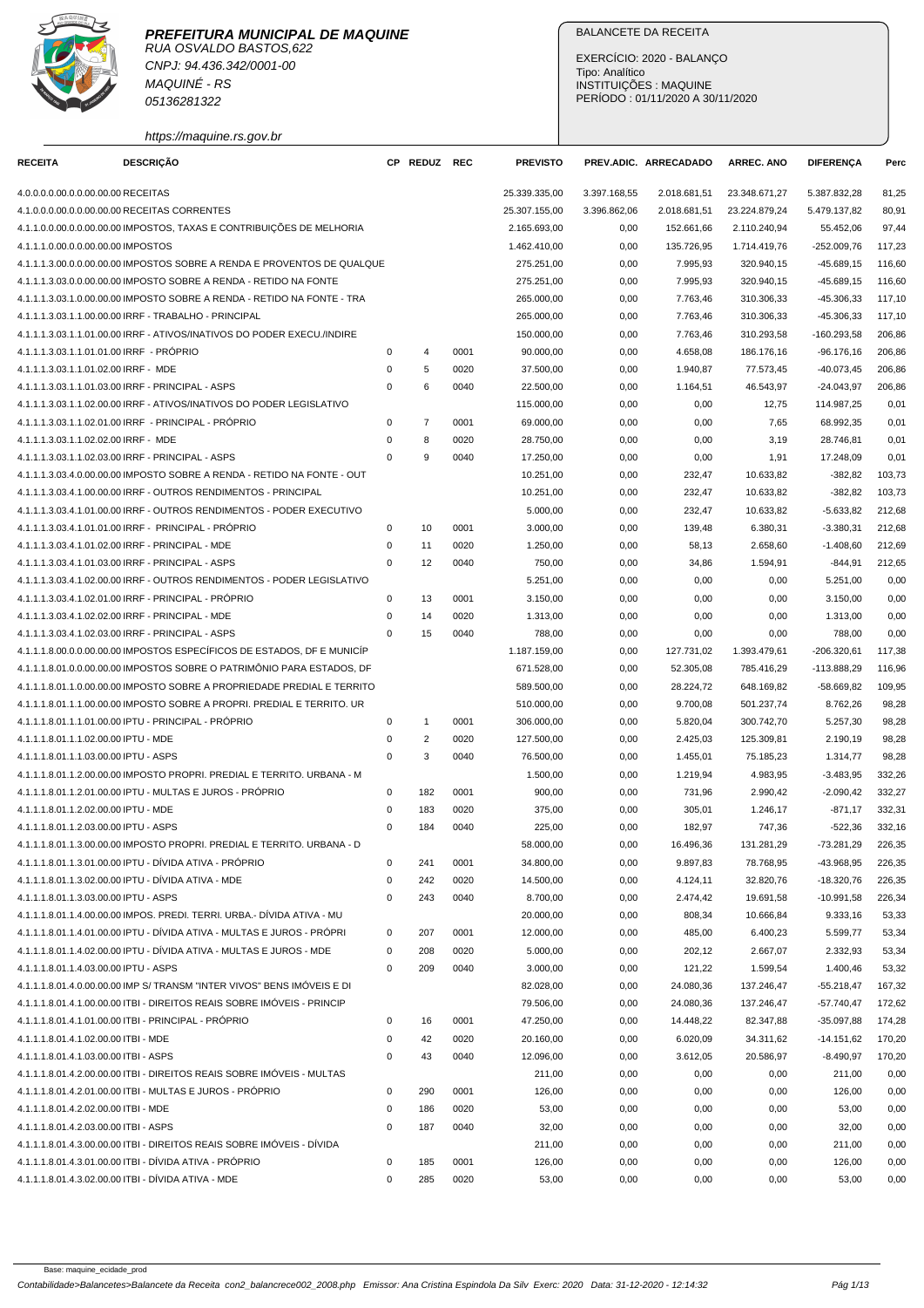**PREFEITURA MUNICIPAL DE MAQUINE**
RUA OSVALDO BASTOS,622
CNPJ: 94.436.342/0001-00
MAQUINÉ - RS
05136281322

https://maquine.rs.gov.br

BALANCETE DA RECEITA

EXERCÍCIO: 2020 - BALANÇO
Tipo: Analítico
INSTITUIÇÕES : MAQUINE
PERÍODO : 01/11/2020 A 30/11/2020

| RECEITA | DESCRIÇÃO | CP | REDUZ | REC | PREVISTO | PREV.ADIC. | ARRECADADO | ARREC. ANO | DIFERENÇA | Perc |
|---|---|---|---|---|---|---|---|---|---|---|
| 4.0.0.0.0.00.0.0.00.00.00 | RECEITAS | | | | 25.339.335,00 | 3.397.168,55 | 2.018.681,51 | 23.348.671,27 | 5.387.832,28 | 81,25 |
| 4.1.0.0.0.00.0.0.00.00.00 | RECEITAS CORRENTES | | | | 25.307.155,00 | 3.396.862,06 | 2.018.681,51 | 23.224.879,24 | 5.479.137,82 | 80,91 |
| 4.1.1.0.0.00.0.0.00.00.00 | IMPOSTOS, TAXAS E CONTRIBUIÇÕES DE MELHORIA | | | | 2.165.693,00 | 0,00 | 152.661,66 | 2.110.240,94 | 55.452,06 | 97,44 |
| 4.1.1.1.0.00.0.0.00.00.00 | IMPOSTOS | | | | 1.462.410,00 | 0,00 | 135.726,95 | 1.714.419,76 | -252.009,76 | 117,23 |
| 4.1.1.1.3.00.0.0.00.00.00 | IMPOSTOS SOBRE A RENDA E PROVENTOS DE QUALQUE | | | | 275.251,00 | 0,00 | 7.995,93 | 320.940,15 | -45.689,15 | 116,60 |
| 4.1.1.1.3.03.0.0.00.00.00 | IMPOSTO SOBRE A RENDA - RETIDO NA FONTE | | | | 275.251,00 | 0,00 | 7.995,93 | 320.940,15 | -45.689,15 | 116,60 |
| 4.1.1.1.3.03.1.0.00.00.00 | IMPOSTO SOBRE A RENDA - RETIDO NA FONTE - TRA | | | | 265.000,00 | 0,00 | 7.763,46 | 310.306,33 | -45.306,33 | 117,10 |
| 4.1.1.1.3.03.1.1.00.00.00 | IRRF - TRABALHO - PRINCIPAL | | | | 265.000,00 | 0,00 | 7.763,46 | 310.306,33 | -45.306,33 | 117,10 |
| 4.1.1.1.3.03.1.1.01.00.00 | IRRF - ATIVOS/INATIVOS DO PODER EXECU./INDIRE | | | | 150.000,00 | 0,00 | 7.763,46 | 310.293,58 | -160.293,58 | 206,86 |
| 4.1.1.1.3.03.1.1.01.01.00 | IRRF - PRÓPRIO | 0 | 4 | 0001 | 90.000,00 | 0,00 | 4.658,08 | 186.176,16 | -96.176,16 | 206,86 |
| 4.1.1.1.3.03.1.1.01.02.00 | IRRF - MDE | 0 | 5 | 0020 | 37.500,00 | 0,00 | 1.940,87 | 77.573,45 | -40.073,45 | 206,86 |
| 4.1.1.1.3.03.1.1.01.03.00 | IRRF - PRINCIPAL - ASPS | 0 | 6 | 0040 | 22.500,00 | 0,00 | 1.164,51 | 46.543,97 | -24.043,97 | 206,86 |
| 4.1.1.1.3.03.1.1.02.00.00 | IRRF - ATIVOS/INATIVOS DO PODER LEGISLATIVO | | | | 115.000,00 | 0,00 | 0,00 | 12,75 | 114.987,25 | 0,01 |
| 4.1.1.1.3.03.1.1.02.01.00 | IRRF - PRINCIPAL - PRÓPRIO | 0 | 7 | 0001 | 69.000,00 | 0,00 | 0,00 | 7,65 | 68.992,35 | 0,01 |
| 4.1.1.1.3.03.1.1.02.02.00 | IRRF - MDE | 0 | 8 | 0020 | 28.750,00 | 0,00 | 0,00 | 3,19 | 28.746,81 | 0,01 |
| 4.1.1.1.3.03.1.1.02.03.00 | IRRF - PRINCIPAL - ASPS | 0 | 9 | 0040 | 17.250,00 | 0,00 | 0,00 | 1,91 | 17.248,09 | 0,01 |
| 4.1.1.1.3.03.4.0.00.00.00 | IMPOSTO SOBRE A RENDA - RETIDO NA FONTE - OUT | | | | 10.251,00 | 0,00 | 232,47 | 10.633,82 | -382,82 | 103,73 |
| 4.1.1.1.3.03.4.1.00.00.00 | IRRF - OUTROS RENDIMENTOS - PRINCIPAL | | | | 10.251,00 | 0,00 | 232,47 | 10.633,82 | -382,82 | 103,73 |
| 4.1.1.1.3.03.4.1.01.00.00 | IRRF - OUTROS RENDIMENTOS - PODER EXECUTIVO | | | | 5.000,00 | 0,00 | 232,47 | 10.633,82 | -5.633,82 | 212,68 |
| 4.1.1.1.3.03.4.1.01.01.00 | IRRF - PRINCIPAL - PRÓPRIO | 0 | 10 | 0001 | 3.000,00 | 0,00 | 139,48 | 6.380,31 | -3.380,31 | 212,68 |
| 4.1.1.1.3.03.4.1.01.02.00 | IRRF - PRINCIPAL - MDE | 0 | 11 | 0020 | 1.250,00 | 0,00 | 58,13 | 2.658,60 | -1.408,60 | 212,69 |
| 4.1.1.1.3.03.4.1.01.03.00 | IRRF - PRINCIPAL - ASPS | 0 | 12 | 0040 | 750,00 | 0,00 | 34,86 | 1.594,91 | -844,91 | 212,65 |
| 4.1.1.1.3.03.4.1.02.00.00 | IRRF - OUTROS RENDIMENTOS - PODER LEGISLATIVO | | | | 5.251,00 | 0,00 | 0,00 | 0,00 | 5.251,00 | 0,00 |
| 4.1.1.1.3.03.4.1.02.01.00 | IRRF - PRINCIPAL - PRÓPRIO | 0 | 13 | 0001 | 3.150,00 | 0,00 | 0,00 | 0,00 | 3.150,00 | 0,00 |
| 4.1.1.1.3.03.4.1.02.02.00 | IRRF - PRINCIPAL - MDE | 0 | 14 | 0020 | 1.313,00 | 0,00 | 0,00 | 0,00 | 1.313,00 | 0,00 |
| 4.1.1.1.3.03.4.1.02.03.00 | IRRF - PRINCIPAL - ASPS | 0 | 15 | 0040 | 788,00 | 0,00 | 0,00 | 0,00 | 788,00 | 0,00 |
| 4.1.1.1.8.00.0.0.00.00.00 | IMPOSTOS ESPECÍFICOS DE ESTADOS, DF E MUNICÍP | | | | 1.187.159,00 | 0,00 | 127.731,02 | 1.393.479,61 | -206.320,61 | 117,38 |
| 4.1.1.1.8.01.0.0.00.00.00 | IMPOSTOS SOBRE O PATRIMÔNIO PARA ESTADOS, DF | | | | 671.528,00 | 0,00 | 52.305,08 | 785.416,29 | -113.888,29 | 116,96 |
| 4.1.1.1.8.01.1.0.00.00.00 | IMPOSTO SOBRE A PROPRIEDADE PREDIAL E TERRITO | | | | 589.500,00 | 0,00 | 28.224,72 | 648.169,82 | -58.669,82 | 109,95 |
| 4.1.1.1.8.01.1.1.00.00.00 | IMPOSTO SOBRE A PROPRI. PREDIAL E TERRITO. UR | | | | 510.000,00 | 0,00 | 9.700,08 | 501.237,74 | 8.762,26 | 98,28 |
| 4.1.1.1.8.01.1.1.01.00.00 | IPTU - PRINCIPAL - PRÓPRIO | 0 | 1 | 0001 | 306.000,00 | 0,00 | 5.820,04 | 300.742,70 | 5.257,30 | 98,28 |
| 4.1.1.1.8.01.1.1.02.00.00 | IPTU - MDE | 0 | 2 | 0020 | 127.500,00 | 0,00 | 2.425,03 | 125.309,81 | 2.190,19 | 98,28 |
| 4.1.1.1.8.01.1.1.03.00.00 | IPTU - ASPS | 0 | 3 | 0040 | 76.500,00 | 0,00 | 1.455,01 | 75.185,23 | 1.314,77 | 98,28 |
| 4.1.1.1.8.01.1.2.00.00.00 | IMPOSTO PROPRI. PREDIAL E TERRITO. URBANA - M | | | | 1.500,00 | 0,00 | 1.219,94 | 4.983,95 | -3.483,95 | 332,26 |
| 4.1.1.1.8.01.1.2.01.00.00 | IPTU - MULTAS E JUROS - PRÓPRIO | 0 | 182 | 0001 | 900,00 | 0,00 | 731,96 | 2.990,42 | -2.090,42 | 332,27 |
| 4.1.1.1.8.01.1.2.02.00.00 | IPTU - MDE | 0 | 183 | 0020 | 375,00 | 0,00 | 305,01 | 1.246,17 | -871,17 | 332,31 |
| 4.1.1.1.8.01.1.2.03.00.00 | IPTU - ASPS | 0 | 184 | 0040 | 225,00 | 0,00 | 182,97 | 747,36 | -522,36 | 332,16 |
| 4.1.1.1.8.01.1.3.00.00.00 | IMPOSTO PROPRI. PREDIAL E TERRITO. URBANA - D | | | | 58.000,00 | 0,00 | 16.496,36 | 131.281,29 | -73.281,29 | 226,35 |
| 4.1.1.1.8.01.1.3.01.00.00 | IPTU - DÍVIDA ATIVA - PRÓPRIO | 0 | 241 | 0001 | 34.800,00 | 0,00 | 9.897,83 | 78.768,95 | -43.968,95 | 226,35 |
| 4.1.1.1.8.01.1.3.02.00.00 | IPTU - DÍVIDA ATIVA - MDE | 0 | 242 | 0020 | 14.500,00 | 0,00 | 4.124,11 | 32.820,76 | -18.320,76 | 226,35 |
| 4.1.1.1.8.01.1.3.03.00.00 | IPTU - ASPS | 0 | 243 | 0040 | 8.700,00 | 0,00 | 2.474,42 | 19.691,58 | -10.991,58 | 226,34 |
| 4.1.1.1.8.01.1.4.00.00.00 | IMPOS. PREDI. TERRI. URBA.- DÍVIDA ATIVA - MU | | | | 20.000,00 | 0,00 | 808,34 | 10.666,84 | 9.333,16 | 53,33 |
| 4.1.1.1.8.01.1.4.01.00.00 | IPTU - DÍVIDA ATIVA - MULTAS E JUROS - PRÓPRI | 0 | 207 | 0001 | 12.000,00 | 0,00 | 485,00 | 6.400,23 | 5.599,77 | 53,34 |
| 4.1.1.1.8.01.1.4.02.00.00 | IPTU - DÍVIDA ATIVA - MULTAS E JUROS - MDE | 0 | 208 | 0020 | 5.000,00 | 0,00 | 202,12 | 2.667,07 | 2.332,93 | 53,34 |
| 4.1.1.1.8.01.1.4.03.00.00 | IPTU - ASPS | 0 | 209 | 0040 | 3.000,00 | 0,00 | 121,22 | 1.599,54 | 1.400,46 | 53,32 |
| 4.1.1.1.8.01.4.0.00.00.00 | IMP S/ TRANSM "INTER VIVOS" BENS IMÓVEIS E DI | | | | 82.028,00 | 0,00 | 24.080,36 | 137.246,47 | -55.218,47 | 167,32 |
| 4.1.1.1.8.01.4.1.00.00.00 | ITBI - DIREITOS REAIS SOBRE IMÓVEIS - PRINCIP | | | | 79.506,00 | 0,00 | 24.080,36 | 137.246,47 | -57.740,47 | 172,62 |
| 4.1.1.1.8.01.4.1.01.00.00 | ITBI - PRINCIPAL - PRÓPRIO | 0 | 16 | 0001 | 47.250,00 | 0,00 | 14.448,22 | 82.347,88 | -35.097,88 | 174,28 |
| 4.1.1.1.8.01.4.1.02.00.00 | ITBI - MDE | 0 | 42 | 0020 | 20.160,00 | 0,00 | 6.020,09 | 34.311,62 | -14.151,62 | 170,20 |
| 4.1.1.1.8.01.4.1.03.00.00 | ITBI - ASPS | 0 | 43 | 0040 | 12.096,00 | 0,00 | 3.612,05 | 20.586,97 | -8.490,97 | 170,20 |
| 4.1.1.1.8.01.4.2.00.00.00 | ITBI - DIREITOS REAIS SOBRE IMÓVEIS - MULTAS | | | | 211,00 | 0,00 | 0,00 | 0,00 | 211,00 | 0,00 |
| 4.1.1.1.8.01.4.2.01.00.00 | ITBI - MULTAS E JUROS - PRÓPRIO | 0 | 290 | 0001 | 126,00 | 0,00 | 0,00 | 0,00 | 126,00 | 0,00 |
| 4.1.1.1.8.01.4.2.02.00.00 | ITBI - MDE | 0 | 186 | 0020 | 53,00 | 0,00 | 0,00 | 0,00 | 53,00 | 0,00 |
| 4.1.1.1.8.01.4.2.03.00.00 | ITBI - ASPS | 0 | 187 | 0040 | 32,00 | 0,00 | 0,00 | 0,00 | 32,00 | 0,00 |
| 4.1.1.1.8.01.4.3.00.00.00 | ITBI - DIREITOS REAIS SOBRE IMÓVEIS - DÍVIDA | | | | 211,00 | 0,00 | 0,00 | 0,00 | 211,00 | 0,00 |
| 4.1.1.1.8.01.4.3.01.00.00 | ITBI - DÍVIDA ATIVA - PRÓPRIO | 0 | 185 | 0001 | 126,00 | 0,00 | 0,00 | 0,00 | 126,00 | 0,00 |
| 4.1.1.1.8.01.4.3.02.00.00 | ITBI - DÍVIDA ATIVA - MDE | 0 | 285 | 0020 | 53,00 | 0,00 | 0,00 | 0,00 | 53,00 | 0,00 |

Base: maquine_ecidade_prod

Contabilidade>Balancetes>Balancete da Receita con2_balancrece002_2008.php Emissor: Ana Cristina Espindola Da Silv Exerc: 2020 Data: 31-12-2020 - 12:14:32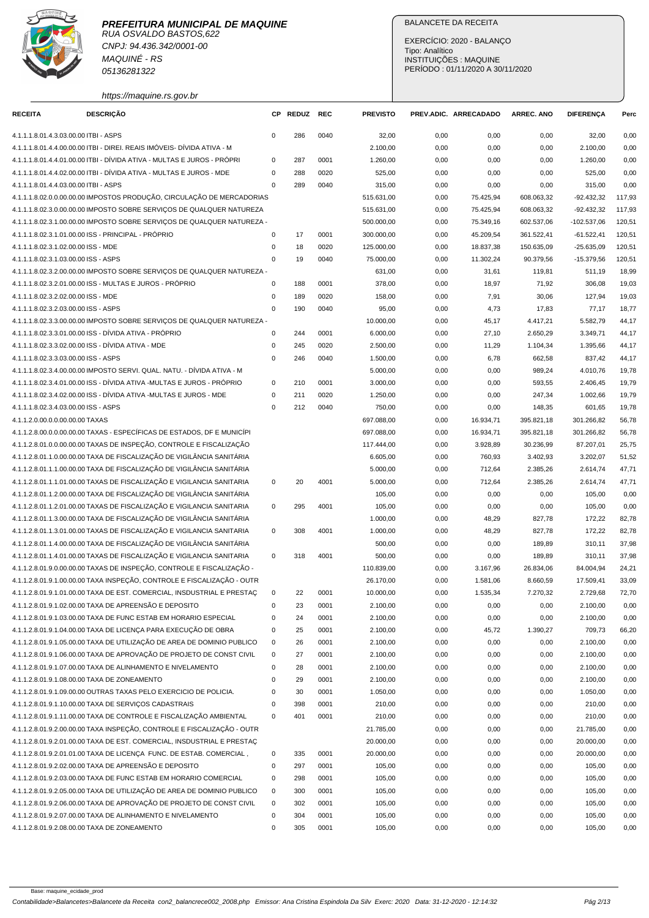**PREFEITURA MUNICIPAL DE MAQUINE**
RUA OSVALDO BASTOS,622
CNPJ: 94.436.342/0001-00
MAQUINÉ - RS
05136281322
https://maquine.rs.gov.br

BALANCETE DA RECEITA

EXERCÍCIO: 2020 - BALANÇO
Tipo: Analítico
INSTITUIÇÕES : MAQUINE
PERÍODO : 01/11/2020 A 30/11/2020

| RECEITA | DESCRIÇÃO | CP | REDUZ | REC | PREVISTO | PREV.ADIC. | ARRECADADO | ARREC. ANO | DIFERENÇA | Perc |
|---|---|---|---|---|---|---|---|---|---|---|
| 4.1.1.1.8.01.4.3.03.00.00 | ITBI - ASPS | 0 | 286 | 0040 | 32,00 | 0,00 | 0,00 | 0,00 | 32,00 | 0,00 |
| 4.1.1.1.8.01.4.4.00.00.00 | ITBI - DIREI. REAIS IMÓVEIS- DÍVIDA ATIVA - M | | | | 2.100,00 | 0,00 | 0,00 | 0,00 | 2.100,00 | 0,00 |
| 4.1.1.1.8.01.4.4.01.00.00 | ITBI - DÍVIDA ATIVA - MULTAS E JUROS - PRÓPRI | 0 | 287 | 0001 | 1.260,00 | 0,00 | 0,00 | 0,00 | 1.260,00 | 0,00 |
| 4.1.1.1.8.01.4.4.02.00.00 | ITBI - DÍVIDA ATIVA - MULTAS E JUROS - MDE | 0 | 288 | 0020 | 525,00 | 0,00 | 0,00 | 0,00 | 525,00 | 0,00 |
| 4.1.1.1.8.01.4.4.03.00.00 | ITBI - ASPS | 0 | 289 | 0040 | 315,00 | 0,00 | 0,00 | 0,00 | 315,00 | 0,00 |
| 4.1.1.1.8.02.0.0.00.00.00 | IMPOSTOS PRODUÇÃO, CIRCULAÇÃO DE MERCADORIAS | | | | 515.631,00 | 0,00 | 75.425,94 | 608.063,32 | -92.432,32 | 117,93 |
| 4.1.1.1.8.02.3.0.00.00.00 | IMPOSTO SOBRE SERVIÇOS DE QUALQUER NATUREZA | | | | 515.631,00 | 0,00 | 75.425,94 | 608.063,32 | -92.432,32 | 117,93 |
| 4.1.1.1.8.02.3.1.00.00.00 | IMPOSTO SOBRE SERVIÇOS DE QUALQUER NATUREZA - | | | | 500.000,00 | 0,00 | 75.349,16 | 602.537,06 | -102.537,06 | 120,51 |
| 4.1.1.1.8.02.3.1.01.00.00 | ISS - PRINCIPAL - PRÓPRIO | 0 | 17 | 0001 | 300.000,00 | 0,00 | 45.209,54 | 361.522,41 | -61.522,41 | 120,51 |
| 4.1.1.1.8.02.3.1.02.00.00 | ISS - MDE | 0 | 18 | 0020 | 125.000,00 | 0,00 | 18.837,38 | 150.635,09 | -25.635,09 | 120,51 |
| 4.1.1.1.8.02.3.1.03.00.00 | ISS - ASPS | 0 | 19 | 0040 | 75.000,00 | 0,00 | 11.302,24 | 90.379,56 | -15.379,56 | 120,51 |
| 4.1.1.1.8.02.3.2.00.00.00 | IMPOSTO SOBRE SERVIÇOS DE QUALQUER NATUREZA - | | | | 631,00 | 0,00 | 31,61 | 119,81 | 511,19 | 18,99 |
| 4.1.1.1.8.02.3.2.01.00.00 | ISS - MULTAS E JUROS - PRÓPRIO | 0 | 188 | 0001 | 378,00 | 0,00 | 18,97 | 71,92 | 306,08 | 19,03 |
| 4.1.1.1.8.02.3.2.02.00.00 | ISS - MDE | 0 | 189 | 0020 | 158,00 | 0,00 | 7,91 | 30,06 | 127,94 | 19,03 |
| 4.1.1.1.8.02.3.2.03.00.00 | ISS - ASPS | 0 | 190 | 0040 | 95,00 | 0,00 | 4,73 | 17,83 | 77,17 | 18,77 |
| 4.1.1.1.8.02.3.3.00.00.00 | IMPOSTO SOBRE SERVIÇOS DE QUALQUER NATUREZA - | | | | 10.000,00 | 0,00 | 45,17 | 4.417,21 | 5.582,79 | 44,17 |
| 4.1.1.1.8.02.3.3.01.00.00 | ISS - DÍVIDA ATIVA - PRÓPRIO | 0 | 244 | 0001 | 6.000,00 | 0,00 | 27,10 | 2.650,29 | 3.349,71 | 44,17 |
| 4.1.1.1.8.02.3.3.02.00.00 | ISS - DÍVIDA ATIVA - MDE | 0 | 245 | 0020 | 2.500,00 | 0,00 | 11,29 | 1.104,34 | 1.395,66 | 44,17 |
| 4.1.1.1.8.02.3.3.03.00.00 | ISS - ASPS | 0 | 246 | 0040 | 1.500,00 | 0,00 | 6,78 | 662,58 | 837,42 | 44,17 |
| 4.1.1.1.8.02.3.4.00.00.00 | IMPOSTO SERVI. QUAL. NATU. - DÍVIDA ATIVA - M | | | | 5.000,00 | 0,00 | 0,00 | 989,24 | 4.010,76 | 19,78 |
| 4.1.1.1.8.02.3.4.01.00.00 | ISS - DÍVIDA ATIVA -MULTAS E JUROS - PRÓPRIO | 0 | 210 | 0001 | 3.000,00 | 0,00 | 0,00 | 593,55 | 2.406,45 | 19,79 |
| 4.1.1.1.8.02.3.4.02.00.00 | ISS - DÍVIDA ATIVA -MULTAS E JUROS - MDE | 0 | 211 | 0020 | 1.250,00 | 0,00 | 0,00 | 247,34 | 1.002,66 | 19,79 |
| 4.1.1.1.8.02.3.4.03.00.00 | ISS - ASPS | 0 | 212 | 0040 | 750,00 | 0,00 | 0,00 | 148,35 | 601,65 | 19,78 |
| 4.1.1.2.0.00.0.0.00.00.00 | TAXAS | | | | 697.088,00 | 0,00 | 16.934,71 | 395.821,18 | 301.266,82 | 56,78 |
| 4.1.1.2.8.00.0.0.00.00.00 | TAXAS - ESPECÍFICAS DE ESTADOS, DF E MUNICÍPI | | | | 697.088,00 | 0,00 | 16.934,71 | 395.821,18 | 301.266,82 | 56,78 |
| 4.1.1.2.8.01.0.0.00.00.00 | TAXAS DE INSPEÇÃO, CONTROLE E FISCALIZAÇÃO | | | | 117.444,00 | 0,00 | 3.928,89 | 30.236,99 | 87.207,01 | 25,75 |
| 4.1.1.2.8.01.1.0.00.00.00 | TAXA DE FISCALIZAÇÃO DE VIGILÂNCIA SANITÁRIA | | | | 6.605,00 | 0,00 | 760,93 | 3.402,93 | 3.202,07 | 51,52 |
| 4.1.1.2.8.01.1.1.00.00.00 | TAXA DE FISCALIZAÇÃO DE VIGILÂNCIA SANITÁRIA | | | | 5.000,00 | 0,00 | 712,64 | 2.385,26 | 2.614,74 | 47,71 |
| 4.1.1.2.8.01.1.1.01.00.00 | TAXAS DE FISCALIZAÇÃO E VIGILANCIA SANITARIA | 0 | 20 | 4001 | 5.000,00 | 0,00 | 712,64 | 2.385,26 | 2.614,74 | 47,71 |
| 4.1.1.2.8.01.1.2.00.00.00 | TAXA DE FISCALIZAÇÃO DE VIGILÂNCIA SANITÁRIA | | | | 105,00 | 0,00 | 0,00 | 0,00 | 105,00 | 0,00 |
| 4.1.1.2.8.01.1.2.01.00.00 | TAXAS DE FISCALIZAÇÃO E VIGILANCIA SANITARIA | 0 | 295 | 4001 | 105,00 | 0,00 | 0,00 | 0,00 | 105,00 | 0,00 |
| 4.1.1.2.8.01.1.3.00.00.00 | TAXA DE FISCALIZAÇÃO DE VIGILÂNCIA SANITÁRIA | | | | 1.000,00 | 0,00 | 48,29 | 827,78 | 172,22 | 82,78 |
| 4.1.1.2.8.01.1.3.01.00.00 | TAXAS DE FISCALIZAÇÃO E VIGILANCIA SANITARIA | 0 | 308 | 4001 | 1.000,00 | 0,00 | 48,29 | 827,78 | 172,22 | 82,78 |
| 4.1.1.2.8.01.1.4.00.00.00 | TAXA DE FISCALIZAÇÃO DE VIGILÂNCIA SANITÁRIA | | | | 500,00 | 0,00 | 0,00 | 189,89 | 310,11 | 37,98 |
| 4.1.1.2.8.01.1.4.01.00.00 | TAXAS DE FISCALIZAÇÃO E VIGILANCIA SANITARIA | 0 | 318 | 4001 | 500,00 | 0,00 | 0,00 | 189,89 | 310,11 | 37,98 |
| 4.1.1.2.8.01.9.0.00.00.00 | TAXAS DE INSPEÇÃO, CONTROLE E FISCALIZAÇÃO - | | | | 110.839,00 | 0,00 | 3.167,96 | 26.834,06 | 84.004,94 | 24,21 |
| 4.1.1.2.8.01.9.1.00.00.00 | TAXA INSPEÇÃO, CONTROLE E FISCALIZAÇÃO - OUTR | | | | 26.170,00 | 0,00 | 1.581,06 | 8.660,59 | 17.509,41 | 33,09 |
| 4.1.1.2.8.01.9.1.01.00.00 | TAXA DE EST. COMERCIAL, INSDUSTRIAL E PRESTAÇ | 0 | 22 | 0001 | 10.000,00 | 0,00 | 1.535,34 | 7.270,32 | 2.729,68 | 72,70 |
| 4.1.1.2.8.01.9.1.02.00.00 | TAXA DE APREENSÃO E DEPOSITO | 0 | 23 | 0001 | 2.100,00 | 0,00 | 0,00 | 0,00 | 2.100,00 | 0,00 |
| 4.1.1.2.8.01.9.1.03.00.00 | TAXA DE FUNC ESTAB EM HORARIO ESPECIAL | 0 | 24 | 0001 | 2.100,00 | 0,00 | 0,00 | 0,00 | 2.100,00 | 0,00 |
| 4.1.1.2.8.01.9.1.04.00.00 | TAXA DE LICENÇA PARA EXECUÇÃO DE OBRA | 0 | 25 | 0001 | 2.100,00 | 0,00 | 45,72 | 1.390,27 | 709,73 | 66,20 |
| 4.1.1.2.8.01.9.1.05.00.00 | TAXA DE UTILIZAÇÃO DE AREA DE DOMINIO PUBLICO | 0 | 26 | 0001 | 2.100,00 | 0,00 | 0,00 | 0,00 | 2.100,00 | 0,00 |
| 4.1.1.2.8.01.9.1.06.00.00 | TAXA DE APROVAÇÃO DE PROJETO DE CONST CIVIL | 0 | 27 | 0001 | 2.100,00 | 0,00 | 0,00 | 0,00 | 2.100,00 | 0,00 |
| 4.1.1.2.8.01.9.1.07.00.00 | TAXA DE ALINHAMENTO E NIVELAMENTO | 0 | 28 | 0001 | 2.100,00 | 0,00 | 0,00 | 0,00 | 2.100,00 | 0,00 |
| 4.1.1.2.8.01.9.1.08.00.00 | TAXA DE ZONEAMENTO | 0 | 29 | 0001 | 2.100,00 | 0,00 | 0,00 | 0,00 | 2.100,00 | 0,00 |
| 4.1.1.2.8.01.9.1.09.00.00 | OUTRAS TAXAS PELO EXERCICIO DE POLICIA. | 0 | 30 | 0001 | 1.050,00 | 0,00 | 0,00 | 0,00 | 1.050,00 | 0,00 |
| 4.1.1.2.8.01.9.1.10.00.00 | TAXA DE SERVIÇOS CADASTRAIS | 0 | 398 | 0001 | 210,00 | 0,00 | 0,00 | 0,00 | 210,00 | 0,00 |
| 4.1.1.2.8.01.9.1.11.00.00 | TAXA DE CONTROLE E FISCALIZAÇÃO AMBIENTAL | 0 | 401 | 0001 | 210,00 | 0,00 | 0,00 | 0,00 | 210,00 | 0,00 |
| 4.1.1.2.8.01.9.2.00.00.00 | TAXA INSPEÇÃO, CONTROLE E FISCALIZAÇÃO - OUTR | | | | 21.785,00 | 0,00 | 0,00 | 0,00 | 21.785,00 | 0,00 |
| 4.1.1.2.8.01.9.2.01.00.00 | TAXA DE EST. COMERCIAL, INSDUSTRIAL E PRESTAÇ | | | | 20.000,00 | 0,00 | 0,00 | 0,00 | 20.000,00 | 0,00 |
| 4.1.1.2.8.01.9.2.01.01.00 | TAXA DE LICENÇA FUNC. DE ESTAB. COMERCIAL , | 0 | 335 | 0001 | 20.000,00 | 0,00 | 0,00 | 0,00 | 20.000,00 | 0,00 |
| 4.1.1.2.8.01.9.2.02.00.00 | TAXA DE APREENSÃO E DEPOSITO | 0 | 297 | 0001 | 105,00 | 0,00 | 0,00 | 0,00 | 105,00 | 0,00 |
| 4.1.1.2.8.01.9.2.03.00.00 | TAXA DE FUNC ESTAB EM HORARIO COMERCIAL | 0 | 298 | 0001 | 105,00 | 0,00 | 0,00 | 0,00 | 105,00 | 0,00 |
| 4.1.1.2.8.01.9.2.05.00.00 | TAXA DE UTILIZAÇÃO DE AREA DE DOMINIO PUBLICO | 0 | 300 | 0001 | 105,00 | 0,00 | 0,00 | 0,00 | 105,00 | 0,00 |
| 4.1.1.2.8.01.9.2.06.00.00 | TAXA DE APROVAÇÃO DE PROJETO DE CONST CIVIL | 0 | 302 | 0001 | 105,00 | 0,00 | 0,00 | 0,00 | 105,00 | 0,00 |
| 4.1.1.2.8.01.9.2.07.00.00 | TAXA DE ALINHAMENTO E NIVELAMENTO | 0 | 304 | 0001 | 105,00 | 0,00 | 0,00 | 0,00 | 105,00 | 0,00 |
| 4.1.1.2.8.01.9.2.08.00.00 | TAXA DE ZONEAMENTO | 0 | 305 | 0001 | 105,00 | 0,00 | 0,00 | 0,00 | 105,00 | 0,00 |

Base: maquine_ecidade_prod

Contabilidade>Balancetes>Balancete da Receita con2_balancrece002_2008.php Emissor: Ana Cristina Espindola Da Silv Exerc: 2020 Data: 31-12-2020 - 12:14:32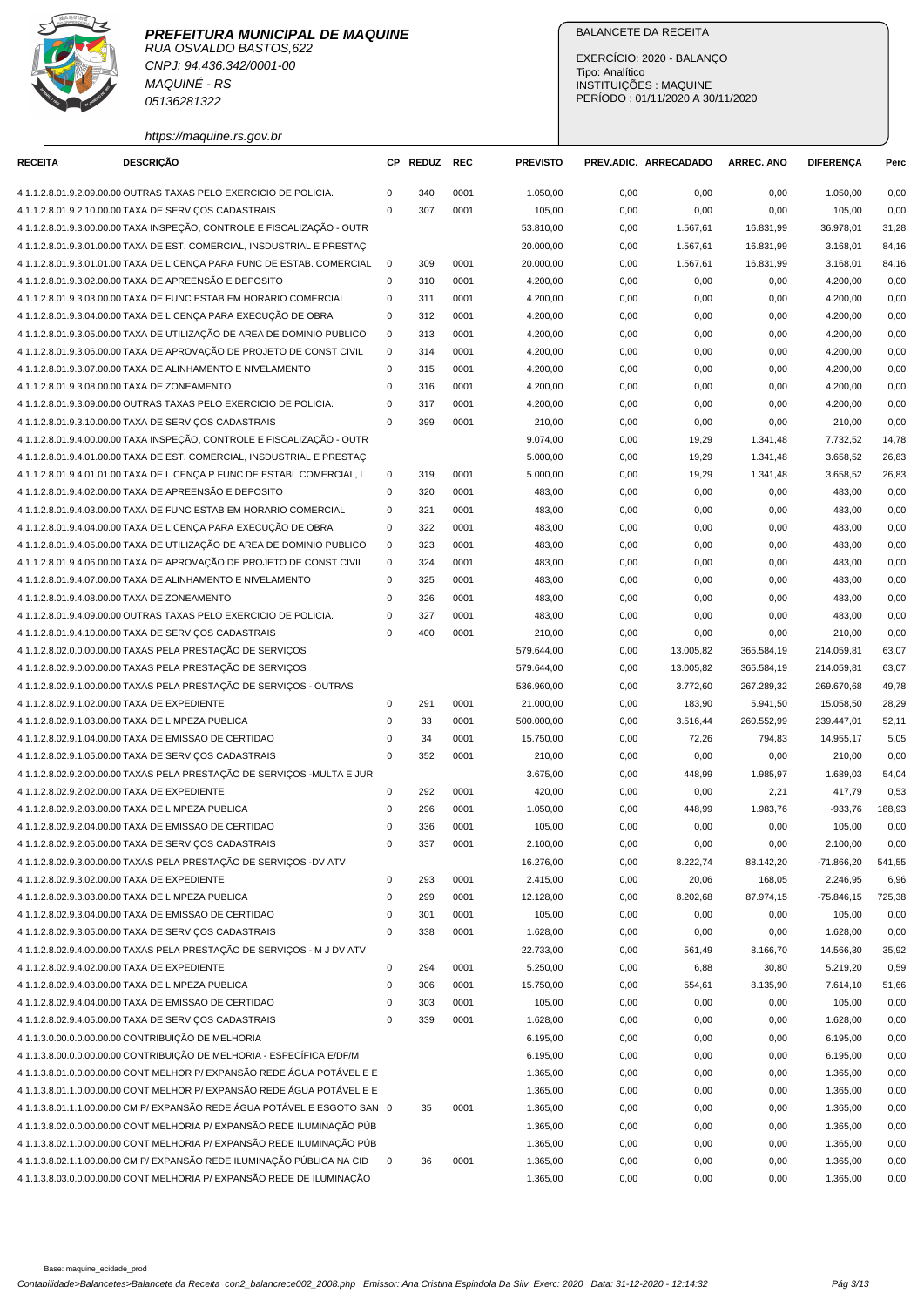**PREFEITURA MUNICIPAL DE MAQUINE**
RUA OSVALDO BASTOS,622
CNPJ: 94.436.342/0001-00
MAQUINÉ - RS
05136281322
https://maquine.rs.gov.br

BALANCETE DA RECEITA

EXERCÍCIO: 2020 - BALANÇO
Tipo: Analítico
INSTITUIÇÕES : MAQUINE
PERÍODO : 01/11/2020 A 30/11/2020

| RECEITA | DESCRIÇÃO | CP | REDUZ | REC | PREVISTO | PREV.ADIC. | ARRECADADO | ARREC. ANO | DIFERENÇA | Perc |
|---|---|---|---|---|---|---|---|---|---|---|
| 4.1.1.2.8.01.9.2.09.00.00 | OUTRAS TAXAS PELO EXERCICIO DE POLICIA. | 0 | 340 | 0001 | 1.050,00 | 0,00 | 0,00 | 0,00 | 1.050,00 | 0,00 |
| 4.1.1.2.8.01.9.2.10.00.00 | TAXA DE SERVIÇOS CADASTRAIS | 0 | 307 | 0001 | 105,00 | 0,00 | 0,00 | 0,00 | 105,00 | 0,00 |
| 4.1.1.2.8.01.9.3.00.00.00 | TAXA INSPEÇÃO, CONTROLE E FISCALIZAÇÃO - OUTR | | | | 53.810,00 | 0,00 | 1.567,61 | 16.831,99 | 36.978,01 | 31,28 |
| 4.1.1.2.8.01.9.3.01.00.00 | TAXA DE EST. COMERCIAL, INSDUSTRIAL E PRESTAÇ | | | | 20.000,00 | 0,00 | 1.567,61 | 16.831,99 | 3.168,01 | 84,16 |
| 4.1.1.2.8.01.9.3.01.01.00 | TAXA DE LICENÇA PARA FUNC DE ESTAB. COMERCIAL | 0 | 309 | 0001 | 20.000,00 | 0,00 | 1.567,61 | 16.831,99 | 3.168,01 | 84,16 |
| 4.1.1.2.8.01.9.3.02.00.00 | TAXA DE APREENSÃO E DEPOSITO | 0 | 310 | 0001 | 4.200,00 | 0,00 | 0,00 | 0,00 | 4.200,00 | 0,00 |
| 4.1.1.2.8.01.9.3.03.00.00 | TAXA DE FUNC ESTAB EM HORARIO COMERCIAL | 0 | 311 | 0001 | 4.200,00 | 0,00 | 0,00 | 0,00 | 4.200,00 | 0,00 |
| 4.1.1.2.8.01.9.3.04.00.00 | TAXA DE LICENÇA PARA EXECUÇÃO DE OBRA | 0 | 312 | 0001 | 4.200,00 | 0,00 | 0,00 | 0,00 | 4.200,00 | 0,00 |
| 4.1.1.2.8.01.9.3.05.00.00 | TAXA DE UTILIZAÇÃO DE AREA DE DOMINIO PUBLICO | 0 | 313 | 0001 | 4.200,00 | 0,00 | 0,00 | 0,00 | 4.200,00 | 0,00 |
| 4.1.1.2.8.01.9.3.06.00.00 | TAXA DE APROVAÇÃO DE PROJETO DE CONST CIVIL | 0 | 314 | 0001 | 4.200,00 | 0,00 | 0,00 | 0,00 | 4.200,00 | 0,00 |
| 4.1.1.2.8.01.9.3.07.00.00 | TAXA DE ALINHAMENTO E NIVELAMENTO | 0 | 315 | 0001 | 4.200,00 | 0,00 | 0,00 | 0,00 | 4.200,00 | 0,00 |
| 4.1.1.2.8.01.9.3.08.00.00 | TAXA DE ZONEAMENTO | 0 | 316 | 0001 | 4.200,00 | 0,00 | 0,00 | 0,00 | 4.200,00 | 0,00 |
| 4.1.1.2.8.01.9.3.09.00.00 | OUTRAS TAXAS PELO EXERCICIO DE POLICIA. | 0 | 317 | 0001 | 4.200,00 | 0,00 | 0,00 | 0,00 | 4.200,00 | 0,00 |
| 4.1.1.2.8.01.9.3.10.00.00 | TAXA DE SERVIÇOS CADASTRAIS | 0 | 399 | 0001 | 210,00 | 0,00 | 0,00 | 0,00 | 210,00 | 0,00 |
| 4.1.1.2.8.01.9.4.00.00.00 | TAXA INSPEÇÃO, CONTROLE E FISCALIZAÇÃO - OUTR | | | | 9.074,00 | 0,00 | 19,29 | 1.341,48 | 7.732,52 | 14,78 |
| 4.1.1.2.8.01.9.4.01.00.00 | TAXA DE EST. COMERCIAL, INSDUSTRIAL E PRESTAÇ | | | | 5.000,00 | 0,00 | 19,29 | 1.341,48 | 3.658,52 | 26,83 |
| 4.1.1.2.8.01.9.4.01.01.00 | TAXA DE LICENÇA P FUNC DE ESTABL COMERCIAL, I | 0 | 319 | 0001 | 5.000,00 | 0,00 | 19,29 | 1.341,48 | 3.658,52 | 26,83 |
| 4.1.1.2.8.01.9.4.02.00.00 | TAXA DE APREENSÃO E DEPOSITO | 0 | 320 | 0001 | 483,00 | 0,00 | 0,00 | 0,00 | 483,00 | 0,00 |
| 4.1.1.2.8.01.9.4.03.00.00 | TAXA DE FUNC ESTAB EM HORARIO COMERCIAL | 0 | 321 | 0001 | 483,00 | 0,00 | 0,00 | 0,00 | 483,00 | 0,00 |
| 4.1.1.2.8.01.9.4.04.00.00 | TAXA DE LICENÇA PARA EXECUÇÃO DE OBRA | 0 | 322 | 0001 | 483,00 | 0,00 | 0,00 | 0,00 | 483,00 | 0,00 |
| 4.1.1.2.8.01.9.4.05.00.00 | TAXA DE UTILIZAÇÃO DE AREA DE DOMINIO PUBLICO | 0 | 323 | 0001 | 483,00 | 0,00 | 0,00 | 0,00 | 483,00 | 0,00 |
| 4.1.1.2.8.01.9.4.06.00.00 | TAXA DE APROVAÇÃO DE PROJETO DE CONST CIVIL | 0 | 324 | 0001 | 483,00 | 0,00 | 0,00 | 0,00 | 483,00 | 0,00 |
| 4.1.1.2.8.01.9.4.07.00.00 | TAXA DE ALINHAMENTO E NIVELAMENTO | 0 | 325 | 0001 | 483,00 | 0,00 | 0,00 | 0,00 | 483,00 | 0,00 |
| 4.1.1.2.8.01.9.4.08.00.00 | TAXA DE ZONEAMENTO | 0 | 326 | 0001 | 483,00 | 0,00 | 0,00 | 0,00 | 483,00 | 0,00 |
| 4.1.1.2.8.01.9.4.09.00.00 | OUTRAS TAXAS PELO EXERCICIO DE POLICIA. | 0 | 327 | 0001 | 483,00 | 0,00 | 0,00 | 0,00 | 483,00 | 0,00 |
| 4.1.1.2.8.01.9.4.10.00.00 | TAXA DE SERVIÇOS CADASTRAIS | 0 | 400 | 0001 | 210,00 | 0,00 | 0,00 | 0,00 | 210,00 | 0,00 |
| 4.1.1.2.8.02.0.0.00.00.00 | TAXAS PELA PRESTAÇÃO DE SERVIÇOS | | | | 579.644,00 | 0,00 | 13.005,82 | 365.584,19 | 214.059,81 | 63,07 |
| 4.1.1.2.8.02.9.0.00.00.00 | TAXAS PELA PRESTAÇÃO DE SERVIÇOS | | | | 579.644,00 | 0,00 | 13.005,82 | 365.584,19 | 214.059,81 | 63,07 |
| 4.1.1.2.8.02.9.1.00.00.00 | TAXAS PELA PRESTAÇÃO DE SERVIÇOS - OUTRAS | | | | 536.960,00 | 0,00 | 3.772,60 | 267.289,32 | 269.670,68 | 49,78 |
| 4.1.1.2.8.02.9.1.02.00.00 | TAXA DE EXPEDIENTE | 0 | 291 | 0001 | 21.000,00 | 0,00 | 183,90 | 5.941,50 | 15.058,50 | 28,29 |
| 4.1.1.2.8.02.9.1.03.00.00 | TAXA DE LIMPEZA PUBLICA | 0 | 33 | 0001 | 500.000,00 | 0,00 | 3.516,44 | 260.552,99 | 239.447,01 | 52,11 |
| 4.1.1.2.8.02.9.1.04.00.00 | TAXA DE EMISSAO DE CERTIDAO | 0 | 34 | 0001 | 15.750,00 | 0,00 | 72,26 | 794,83 | 14.955,17 | 5,05 |
| 4.1.1.2.8.02.9.1.05.00.00 | TAXA DE SERVIÇOS CADASTRAIS | 0 | 352 | 0001 | 210,00 | 0,00 | 0,00 | 0,00 | 210,00 | 0,00 |
| 4.1.1.2.8.02.9.2.00.00.00 | TAXAS PELA PRESTAÇÃO DE SERVIÇOS -MULTA E JUR | | | | 3.675,00 | 0,00 | 448,99 | 1.985,97 | 1.689,03 | 54,04 |
| 4.1.1.2.8.02.9.2.02.00.00 | TAXA DE EXPEDIENTE | 0 | 292 | 0001 | 420,00 | 0,00 | 0,00 | 2,21 | 417,79 | 0,53 |
| 4.1.1.2.8.02.9.2.03.00.00 | TAXA DE LIMPEZA PUBLICA | 0 | 296 | 0001 | 1.050,00 | 0,00 | 448,99 | 1.983,76 | -933,76 | 188,93 |
| 4.1.1.2.8.02.9.2.04.00.00 | TAXA DE EMISSAO DE CERTIDAO | 0 | 336 | 0001 | 105,00 | 0,00 | 0,00 | 0,00 | 105,00 | 0,00 |
| 4.1.1.2.8.02.9.2.05.00.00 | TAXA DE SERVIÇOS CADASTRAIS | 0 | 337 | 0001 | 2.100,00 | 0,00 | 0,00 | 0,00 | 2.100,00 | 0,00 |
| 4.1.1.2.8.02.9.3.00.00.00 | TAXAS PELA PRESTAÇÃO DE SERVIÇOS -DV ATV | | | | 16.276,00 | 0,00 | 8.222,74 | 88.142,20 | -71.866,20 | 541,55 |
| 4.1.1.2.8.02.9.3.02.00.00 | TAXA DE EXPEDIENTE | 0 | 293 | 0001 | 2.415,00 | 0,00 | 20,06 | 168,05 | 2.246,95 | 6,96 |
| 4.1.1.2.8.02.9.3.03.00.00 | TAXA DE LIMPEZA PUBLICA | 0 | 299 | 0001 | 12.128,00 | 0,00 | 8.202,68 | 87.974,15 | -75.846,15 | 725,38 |
| 4.1.1.2.8.02.9.3.04.00.00 | TAXA DE EMISSAO DE CERTIDAO | 0 | 301 | 0001 | 105,00 | 0,00 | 0,00 | 0,00 | 105,00 | 0,00 |
| 4.1.1.2.8.02.9.3.05.00.00 | TAXA DE SERVIÇOS CADASTRAIS | 0 | 338 | 0001 | 1.628,00 | 0,00 | 0,00 | 0,00 | 1.628,00 | 0,00 |
| 4.1.1.2.8.02.9.4.00.00.00 | TAXAS PELA PRESTAÇÃO DE SERVIÇOS - M J DV ATV | | | | 22.733,00 | 0,00 | 561,49 | 8.166,70 | 14.566,30 | 35,92 |
| 4.1.1.2.8.02.9.4.02.00.00 | TAXA DE EXPEDIENTE | 0 | 294 | 0001 | 5.250,00 | 0,00 | 6,88 | 30,80 | 5.219,20 | 0,59 |
| 4.1.1.2.8.02.9.4.03.00.00 | TAXA DE LIMPEZA PUBLICA | 0 | 306 | 0001 | 15.750,00 | 0,00 | 554,61 | 8.135,90 | 7.614,10 | 51,66 |
| 4.1.1.2.8.02.9.4.04.00.00 | TAXA DE EMISSAO DE CERTIDAO | 0 | 303 | 0001 | 105,00 | 0,00 | 0,00 | 0,00 | 105,00 | 0,00 |
| 4.1.1.2.8.02.9.4.05.00.00 | TAXA DE SERVIÇOS CADASTRAIS | 0 | 339 | 0001 | 1.628,00 | 0,00 | 0,00 | 0,00 | 1.628,00 | 0,00 |
| 4.1.1.3.0.00.0.0.00.00.00 | CONTRIBUIÇÃO DE MELHORIA | | | | 6.195,00 | 0,00 | 0,00 | 0,00 | 6.195,00 | 0,00 |
| 4.1.1.3.8.00.0.0.00.00.00 | CONTRIBUIÇÃO DE MELHORIA - ESPECÍFICA E/DF/M | | | | 6.195,00 | 0,00 | 0,00 | 0,00 | 6.195,00 | 0,00 |
| 4.1.1.3.8.01.0.0.00.00.00 | CONT MELHOR P/ EXPANSÃO REDE ÁGUA POTÁVEL E E | | | | 1.365,00 | 0,00 | 0,00 | 0,00 | 1.365,00 | 0,00 |
| 4.1.1.3.8.01.1.0.00.00.00 | CONT MELHOR P/ EXPANSÃO REDE ÁGUA POTÁVEL E E | | | | 1.365,00 | 0,00 | 0,00 | 0,00 | 1.365,00 | 0,00 |
| 4.1.1.3.8.01.1.1.00.00.00 | CM P/ EXPANSÃO REDE ÁGUA POTÁVEL E ESGOTO SAN | 0 | 35 | 0001 | 1.365,00 | 0,00 | 0,00 | 0,00 | 1.365,00 | 0,00 |
| 4.1.1.3.8.02.0.0.00.00.00 | CONT MELHORIA P/ EXPANSÃO REDE ILUMINAÇÃO PÚB | | | | 1.365,00 | 0,00 | 0,00 | 0,00 | 1.365,00 | 0,00 |
| 4.1.1.3.8.02.1.0.00.00.00 | CONT MELHORIA P/ EXPANSÃO REDE ILUMINAÇÃO PÚB | | | | 1.365,00 | 0,00 | 0,00 | 0,00 | 1.365,00 | 0,00 |
| 4.1.1.3.8.02.1.1.00.00.00 | CM P/ EXPANSÃO REDE ILUMINAÇÃO PÚBLICA NA CID | 0 | 36 | 0001 | 1.365,00 | 0,00 | 0,00 | 0,00 | 1.365,00 | 0,00 |
| 4.1.1.3.8.03.0.0.00.00.00 | CONT MELHORIA P/ EXPANSÃO REDE DE ILUMINAÇÃO | | | | 1.365,00 | 0,00 | 0,00 | 0,00 | 1.365,00 | 0,00 |

Base: maquine_ecidade_prod
Contabilidade>Balancetes>Balancete da Receita con2_balancrece002_2008.php Emissor: Ana Cristina Espindola Da Silv Exerc: 2020 Data: 31-12-2020 - 12:14:32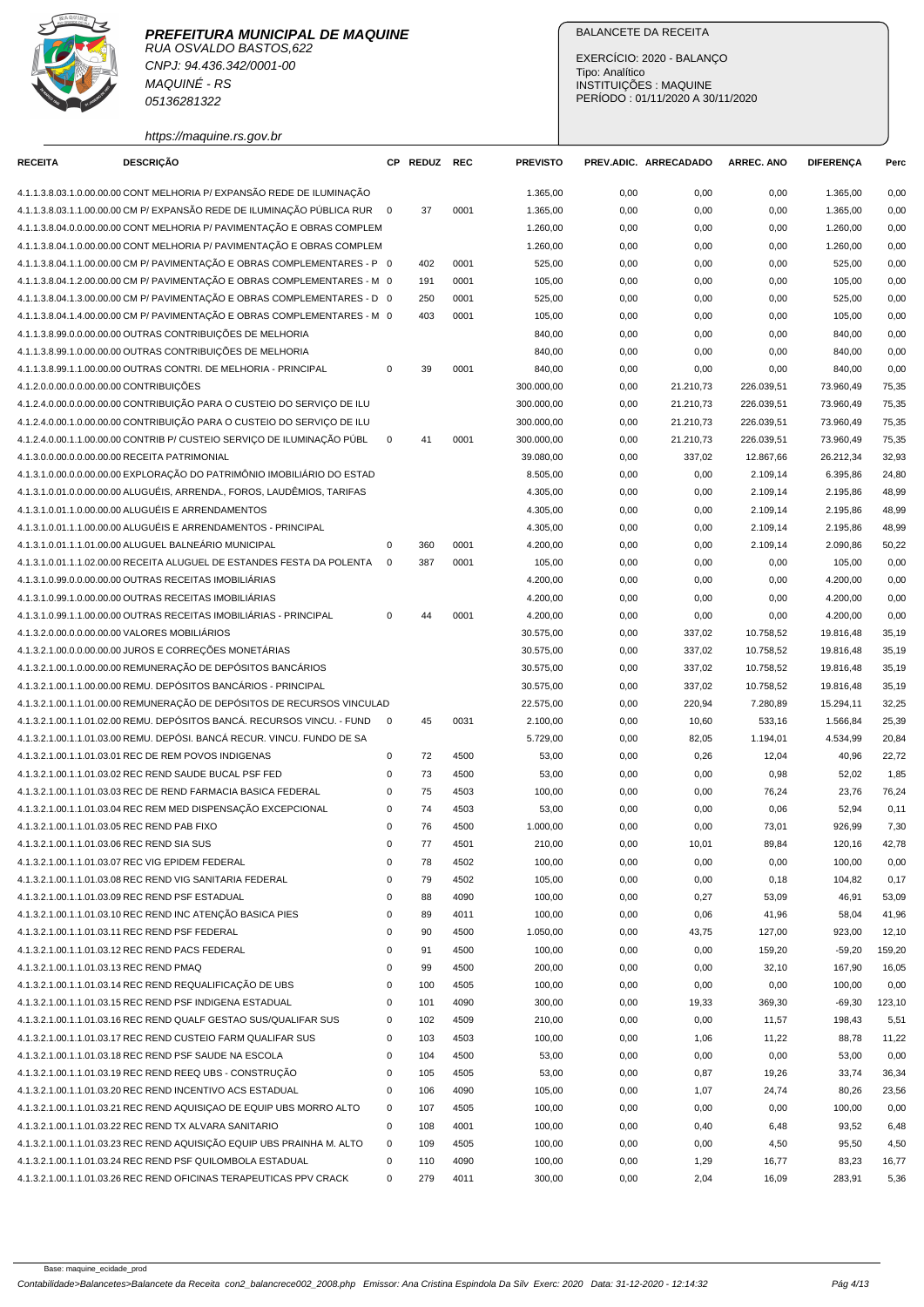# PREFEITURA MUNICIPAL DE MAQUINE

RUA OSVALDO BASTOS,622
CNPJ: 94.436.342/0001-00
MAQUINÉ - RS
05136281322

https://maquine.rs.gov.br

BALANCETE DA RECEITA

EXERCÍCIO: 2020 - BALANÇO
Tipo: Analítico
INSTITUIÇÕES : MAQUINE
PERÍODO : 01/11/2020 A 30/11/2020

| RECEITA | DESCRIÇÃO | CP | REDUZ | REC | PREVISTO | PREV.ADIC. | ARRECADADO | ARREC. ANO | DIFERENÇA | Perc |
|---|---|---|---|---|---|---|---|---|---|---|
| 4.1.1.3.8.03.1.0.00.00.00 | CONT MELHORIA P/ EXPANSÃO REDE DE ILUMINAÇÃO | | | | 1.365,00 | 0,00 | 0,00 | 0,00 | 1.365,00 | 0,00 |
| 4.1.1.3.8.03.1.1.00.00.00 | CM P/ EXPANSÃO REDE DE ILUMINAÇÃO PÚBLICA RUR | 0 | 37 | 0001 | 1.365,00 | 0,00 | 0,00 | 0,00 | 1.365,00 | 0,00 |
| 4.1.1.3.8.04.0.0.00.00.00 | CONT MELHORIA P/ PAVIMENTAÇÃO E OBRAS COMPLEM | | | | 1.260,00 | 0,00 | 0,00 | 0,00 | 1.260,00 | 0,00 |
| 4.1.1.3.8.04.1.0.00.00.00 | CONT MELHORIA P/ PAVIMENTAÇÃO E OBRAS COMPLEM | | | | 1.260,00 | 0,00 | 0,00 | 0,00 | 1.260,00 | 0,00 |
| 4.1.1.3.8.04.1.1.00.00.00 | CM P/ PAVIMENTAÇÃO E OBRAS COMPLEMENTARES - P | 0 | 402 | 0001 | 525,00 | 0,00 | 0,00 | 0,00 | 525,00 | 0,00 |
| 4.1.1.3.8.04.1.2.00.00.00 | CM P/ PAVIMENTAÇÃO E OBRAS COMPLEMENTARES - M | 0 | 191 | 0001 | 105,00 | 0,00 | 0,00 | 0,00 | 105,00 | 0,00 |
| 4.1.1.3.8.04.1.3.00.00.00 | CM P/ PAVIMENTAÇÃO E OBRAS COMPLEMENTARES - D | 0 | 250 | 0001 | 525,00 | 0,00 | 0,00 | 0,00 | 525,00 | 0,00 |
| 4.1.1.3.8.04.1.4.00.00.00 | CM P/ PAVIMENTAÇÃO E OBRAS COMPLEMENTARES - M | 0 | 403 | 0001 | 105,00 | 0,00 | 0,00 | 0,00 | 105,00 | 0,00 |
| 4.1.1.3.8.99.0.0.00.00.00 | OUTRAS CONTRIBUIÇÕES DE MELHORIA | | | | 840,00 | 0,00 | 0,00 | 0,00 | 840,00 | 0,00 |
| 4.1.1.3.8.99.1.0.00.00.00 | OUTRAS CONTRIBUIÇÕES DE MELHORIA | | | | 840,00 | 0,00 | 0,00 | 0,00 | 840,00 | 0,00 |
| 4.1.1.3.8.99.1.1.00.00.00 | OUTRAS CONTRI. DE MELHORIA - PRINCIPAL | 0 | 39 | 0001 | 840,00 | 0,00 | 0,00 | 0,00 | 840,00 | 0,00 |
| 4.1.2.0.0.00.0.0.00.00.00 | CONTRIBUIÇÕES | | | | 300.000,00 | 0,00 | 21.210,73 | 226.039,51 | 73.960,49 | 75,35 |
| 4.1.2.4.0.00.0.0.00.00.00 | CONTRIBUIÇÃO PARA O CUSTEIO DO SERVIÇO DE ILU | | | | 300.000,00 | 0,00 | 21.210,73 | 226.039,51 | 73.960,49 | 75,35 |
| 4.1.2.4.0.00.1.0.00.00.00 | CONTRIBUIÇÃO PARA O CUSTEIO DO SERVIÇO DE ILU | | | | 300.000,00 | 0,00 | 21.210,73 | 226.039,51 | 73.960,49 | 75,35 |
| 4.1.2.4.0.00.1.1.00.00.00 | CONTRIB P/ CUSTEIO SERVIÇO DE ILUMINAÇÃO PÚBL | 0 | 41 | 0001 | 300.000,00 | 0,00 | 21.210,73 | 226.039,51 | 73.960,49 | 75,35 |
| 4.1.3.0.0.00.0.0.00.00.00 | RECEITA PATRIMONIAL | | | | 39.080,00 | 0,00 | 337,02 | 12.867,66 | 26.212,34 | 32,93 |
| 4.1.3.1.0.00.0.0.00.00.00 | EXPLORAÇÃO DO PATRIMÔNIO IMOBILIÁRIO DO ESTAD | | | | 8.505,00 | 0,00 | 0,00 | 2.109,14 | 6.395,86 | 24,80 |
| 4.1.3.1.0.01.0.0.00.00.00 | ALUGUÉIS, ARRENDA., FOROS, LAUDÊMIOS, TARIFAS | | | | 4.305,00 | 0,00 | 0,00 | 2.109,14 | 2.195,86 | 48,99 |
| 4.1.3.1.0.01.1.0.00.00.00 | ALUGUÉIS E ARRENDAMENTOS | | | | 4.305,00 | 0,00 | 0,00 | 2.109,14 | 2.195,86 | 48,99 |
| 4.1.3.1.0.01.1.1.00.00.00 | ALUGUÉIS E ARRENDAMENTOS - PRINCIPAL | | | | 4.305,00 | 0,00 | 0,00 | 2.109,14 | 2.195,86 | 48,99 |
| 4.1.3.1.0.01.1.1.01.00.00 | ALUGUEL BALNEÁRIO MUNICIPAL | 0 | 360 | 0001 | 4.200,00 | 0,00 | 0,00 | 2.109,14 | 2.090,86 | 50,22 |
| 4.1.3.1.0.01.1.1.02.00.00 | RECEITA ALUGUEL DE ESTANDES FESTA DA POLENTA | 0 | 387 | 0001 | 105,00 | 0,00 | 0,00 | 0,00 | 105,00 | 0,00 |
| 4.1.3.1.0.99.0.0.00.00.00 | OUTRAS RECEITAS IMOBILIÁRIAS | | | | 4.200,00 | 0,00 | 0,00 | 0,00 | 4.200,00 | 0,00 |
| 4.1.3.1.0.99.1.0.00.00.00 | OUTRAS RECEITAS IMOBILIÁRIAS | | | | 4.200,00 | 0,00 | 0,00 | 0,00 | 4.200,00 | 0,00 |
| 4.1.3.1.0.99.1.1.00.00.00 | OUTRAS RECEITAS IMOBILIÁRIAS - PRINCIPAL | 0 | 44 | 0001 | 4.200,00 | 0,00 | 0,00 | 0,00 | 4.200,00 | 0,00 |
| 4.1.3.2.0.00.0.0.00.00.00 | VALORES MOBILIÁRIOS | | | | 30.575,00 | 0,00 | 337,02 | 10.758,52 | 19.816,48 | 35,19 |
| 4.1.3.2.1.00.0.0.00.00.00 | JUROS E CORREÇÕES MONETÁRIAS | | | | 30.575,00 | 0,00 | 337,02 | 10.758,52 | 19.816,48 | 35,19 |
| 4.1.3.2.1.00.1.0.00.00.00 | REMUNERAÇÃO DE DEPÓSITOS BANCÁRIOS | | | | 30.575,00 | 0,00 | 337,02 | 10.758,52 | 19.816,48 | 35,19 |
| 4.1.3.2.1.00.1.1.00.00.00 | REMU. DEPÓSITOS BANCÁRIOS - PRINCIPAL | | | | 30.575,00 | 0,00 | 337,02 | 10.758,52 | 19.816,48 | 35,19 |
| 4.1.3.2.1.00.1.1.01.00.00 | REMUNERAÇÃO DE DEPÓSITOS DE RECURSOS VINCULAD | | | | 22.575,00 | 0,00 | 220,94 | 7.280,89 | 15.294,11 | 32,25 |
| 4.1.3.2.1.00.1.1.01.02.00 | REMU. DEPÓSITOS BANCÁ. RECURSOS VINCU. - FUND | 0 | 45 | 0031 | 2.100,00 | 0,00 | 10,60 | 533,16 | 1.566,84 | 25,39 |
| 4.1.3.2.1.00.1.1.01.03.00 | REMU. DEPÓSI. BANCÁ RECUR. VINCU. FUNDO DE SA | | | | 5.729,00 | 0,00 | 82,05 | 1.194,01 | 4.534,99 | 20,84 |
| 4.1.3.2.1.00.1.1.01.03.01 | REC DE REM POVOS INDIGENAS | 0 | 72 | 4500 | 53,00 | 0,00 | 0,26 | 12,04 | 40,96 | 22,72 |
| 4.1.3.2.1.00.1.1.01.03.02 | REC REND SAUDE BUCAL PSF FED | 0 | 73 | 4500 | 53,00 | 0,00 | 0,00 | 0,98 | 52,02 | 1,85 |
| 4.1.3.2.1.00.1.1.01.03.03 | REC DE REND FARMACIA BASICA FEDERAL | 0 | 75 | 4503 | 100,00 | 0,00 | 0,00 | 76,24 | 23,76 | 76,24 |
| 4.1.3.2.1.00.1.1.01.03.04 | REC REND MED DISPENSAÇÃO EXCEPCIONAL | 0 | 74 | 4503 | 53,00 | 0,00 | 0,00 | 0,06 | 52,94 | 0,11 |
| 4.1.3.2.1.00.1.1.01.03.05 | REC REND PAB FIXO | 0 | 76 | 4500 | 1.000,00 | 0,00 | 0,00 | 73,01 | 926,99 | 7,30 |
| 4.1.3.2.1.00.1.1.01.03.06 | REC REND SIA SUS | 0 | 77 | 4501 | 210,00 | 0,00 | 10,01 | 89,84 | 120,16 | 42,78 |
| 4.1.3.2.1.00.1.1.01.03.07 | REC VIG EPIDEM FEDERAL | 0 | 78 | 4502 | 100,00 | 0,00 | 0,00 | 0,00 | 100,00 | 0,00 |
| 4.1.3.2.1.00.1.1.01.03.08 | REC REND VIG SANITARIA FEDERAL | 0 | 79 | 4502 | 105,00 | 0,00 | 0,00 | 0,18 | 104,82 | 0,17 |
| 4.1.3.2.1.00.1.1.01.03.09 | REC REND PSF ESTADUAL | 0 | 88 | 4090 | 100,00 | 0,00 | 0,27 | 53,09 | 46,91 | 53,09 |
| 4.1.3.2.1.00.1.1.01.03.10 | REC REND INC ATENÇÃO BASICA PIES | 0 | 89 | 4011 | 100,00 | 0,00 | 0,06 | 41,96 | 58,04 | 41,96 |
| 4.1.3.2.1.00.1.1.01.03.11 | REC REND PSF FEDERAL | 0 | 90 | 4500 | 1.050,00 | 0,00 | 43,75 | 127,00 | 923,00 | 12,10 |
| 4.1.3.2.1.00.1.1.01.03.12 | REC REND PACS FEDERAL | 0 | 91 | 4500 | 100,00 | 0,00 | 0,00 | 159,20 | -59,20 | 159,20 |
| 4.1.3.2.1.00.1.1.01.03.13 | REC REND PMAQ | 0 | 99 | 4500 | 200,00 | 0,00 | 0,00 | 32,10 | 167,90 | 16,05 |
| 4.1.3.2.1.00.1.1.01.03.14 | REC REND REQUALIFICAÇÃO DE UBS | 0 | 100 | 4505 | 100,00 | 0,00 | 0,00 | 0,00 | 100,00 | 0,00 |
| 4.1.3.2.1.00.1.1.01.03.15 | REC REND PSF INDIGENA ESTADUAL | 0 | 101 | 4090 | 300,00 | 0,00 | 19,33 | 369,30 | -69,30 | 123,10 |
| 4.1.3.2.1.00.1.1.01.03.16 | REC REND QUALF GESTAO SUS/QUALIFAR SUS | 0 | 102 | 4509 | 210,00 | 0,00 | 0,00 | 11,57 | 198,43 | 5,51 |
| 4.1.3.2.1.00.1.1.01.03.17 | REC REND CUSTEIO FARM QUALIFAR SUS | 0 | 103 | 4503 | 100,00 | 0,00 | 1,06 | 11,22 | 88,78 | 11,22 |
| 4.1.3.2.1.00.1.1.01.03.18 | REC REND PSF SAUDE NA ESCOLA | 0 | 104 | 4500 | 53,00 | 0,00 | 0,00 | 0,00 | 53,00 | 0,00 |
| 4.1.3.2.1.00.1.1.01.03.19 | REC REND REEQ UBS - CONSTRUÇÃO | 0 | 105 | 4505 | 53,00 | 0,00 | 0,87 | 19,26 | 33,74 | 36,34 |
| 4.1.3.2.1.00.1.1.01.03.20 | REC REND INCENTIVO ACS ESTADUAL | 0 | 106 | 4090 | 105,00 | 0,00 | 1,07 | 24,74 | 80,26 | 23,56 |
| 4.1.3.2.1.00.1.1.01.03.21 | REC REND AQUISIÇAO DE EQUIP UBS MORRO ALTO | 0 | 107 | 4505 | 100,00 | 0,00 | 0,00 | 0,00 | 100,00 | 0,00 |
| 4.1.3.2.1.00.1.1.01.03.22 | REC REND TX ALVARA SANITARIO | 0 | 108 | 4001 | 100,00 | 0,00 | 0,40 | 6,48 | 93,52 | 6,48 |
| 4.1.3.2.1.00.1.1.01.03.23 | REC REND AQUISIÇÃO EQUIP UBS PRAINHA M. ALTO | 0 | 109 | 4505 | 100,00 | 0,00 | 0,00 | 4,50 | 95,50 | 4,50 |
| 4.1.3.2.1.00.1.1.01.03.24 | REC REND PSF QUILOMBOLA ESTADUAL | 0 | 110 | 4090 | 100,00 | 0,00 | 1,29 | 16,77 | 83,23 | 16,77 |
| 4.1.3.2.1.00.1.1.01.03.26 | REC REND OFICINAS TERAPEUTICAS PPV CRACK | 0 | 279 | 4011 | 300,00 | 0,00 | 2,04 | 16,09 | 283,91 | 5,36 |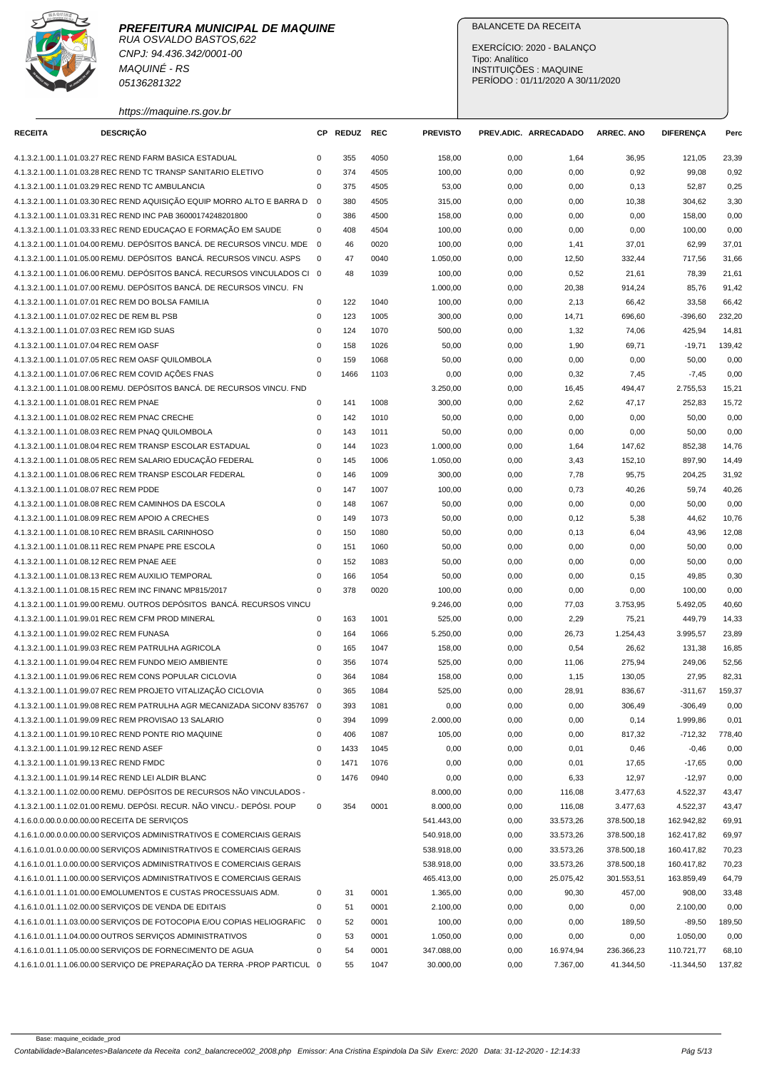**PREFEITURA MUNICIPAL DE MAQUINE**
RUA OSVALDO BASTOS,622
CNPJ: 94.436.342/0001-00
MAQUINÉ - RS
05136281322

https://maquine.rs.gov.br

BALANCETE DA RECEITA

EXERCÍCIO: 2020 - BALANÇO
Tipo: Analítico
INSTITUIÇÕES : MAQUINE
PERÍODO : 01/11/2020 A 30/11/2020

| RECEITA | DESCRIÇÃO | CP | REDUZ | REC | PREVISTO | PREV.ADIC. | ARRECADADO | ARREC. ANO | DIFERENÇA | Perc |
|---|---|---|---|---|---|---|---|---|---|---|
| 4.1.3.2.1.00.1.1.01.03.27 | REC REND FARM BASICA ESTADUAL | 0 | 355 | 4050 | 158,00 | 0,00 | 1,64 | 36,95 | 121,05 | 23,39 |
| 4.1.3.2.1.00.1.1.01.03.28 | REC REND TC TRANSP SANITARIO ELETIVO | 0 | 374 | 4505 | 100,00 | 0,00 | 0,00 | 0,92 | 99,08 | 0,92 |
| 4.1.3.2.1.00.1.1.01.03.29 | REC REND TC AMBULANCIA | 0 | 375 | 4505 | 53,00 | 0,00 | 0,00 | 0,13 | 52,87 | 0,25 |
| 4.1.3.2.1.00.1.1.01.03.30 | REC REND AQUISIÇÃO EQUIP MORRO ALTO E BARRA D | 0 | 380 | 4505 | 315,00 | 0,00 | 0,00 | 10,38 | 304,62 | 3,30 |
| 4.1.3.2.1.00.1.1.01.03.31 | REC REND INC PAB 36000174248201800 | 0 | 386 | 4500 | 158,00 | 0,00 | 0,00 | 0,00 | 158,00 | 0,00 |
| 4.1.3.2.1.00.1.1.01.03.33 | REC REND EDUCAÇAO E FORMAÇÃO EM SAUDE | 0 | 408 | 4504 | 100,00 | 0,00 | 0,00 | 0,00 | 100,00 | 0,00 |
| 4.1.3.2.1.00.1.1.01.04.00 | REMU. DEPÓSITOS BANCÁ. DE RECURSOS VINCU. MDE | 0 | 46 | 0020 | 100,00 | 0,00 | 1,41 | 37,01 | 62,99 | 37,01 |
| 4.1.3.2.1.00.1.1.01.05.00 | REMU. DEPÓSITOS BANCÁ. RECURSOS VINCU. ASPS | 0 | 47 | 0040 | 1.050,00 | 0,00 | 12,50 | 332,44 | 717,56 | 31,66 |
| 4.1.3.2.1.00.1.1.01.06.00 | REMU. DEPÓSITOS BANCÁ. RECURSOS VINCULADOS CI | 0 | 48 | 1039 | 100,00 | 0,00 | 0,52 | 21,61 | 78,39 | 21,61 |
| 4.1.3.2.1.00.1.1.01.07.00 | REMU. DEPÓSITOS BANCÁ. DE RECURSOS VINCU. FN | | | | 1.000,00 | 0,00 | 20,38 | 914,24 | 85,76 | 91,42 |
| 4.1.3.2.1.00.1.1.01.07.01 | REC REM DO BOLSA FAMILIA | 0 | 122 | 1040 | 100,00 | 0,00 | 2,13 | 66,42 | 33,58 | 66,42 |
| 4.1.3.2.1.00.1.1.01.07.02 | REC DE REM BL PSB | 0 | 123 | 1005 | 300,00 | 0,00 | 14,71 | 696,60 | -396,60 | 232,20 |
| 4.1.3.2.1.00.1.1.01.07.03 | REC REM IGD SUAS | 0 | 124 | 1070 | 500,00 | 0,00 | 1,32 | 74,06 | 425,94 | 14,81 |
| 4.1.3.2.1.00.1.1.01.07.04 | REC REM OASF | 0 | 158 | 1026 | 50,00 | 0,00 | 1,90 | 69,71 | -19,71 | 139,42 |
| 4.1.3.2.1.00.1.1.01.07.05 | REC REM OASF QUILOMBOLA | 0 | 159 | 1068 | 50,00 | 0,00 | 0,00 | 0,00 | 50,00 | 0,00 |
| 4.1.3.2.1.00.1.1.01.07.06 | REC REM COVID AÇÕES FNAS | 0 | 1466 | 1103 | 0,00 | 0,00 | 0,32 | 7,45 | -7,45 | 0,00 |
| 4.1.3.2.1.00.1.1.01.08.00 | REMU. DEPÓSITOS BANCÁ. DE RECURSOS VINCU. FND | | | | 3.250,00 | 0,00 | 16,45 | 494,47 | 2.755,53 | 15,21 |
| 4.1.3.2.1.00.1.1.01.08.01 | REC REM PNAE | 0 | 141 | 1008 | 300,00 | 0,00 | 2,62 | 47,17 | 252,83 | 15,72 |
| 4.1.3.2.1.00.1.1.01.08.02 | REC REM PNAC CRECHE | 0 | 142 | 1010 | 50,00 | 0,00 | 0,00 | 0,00 | 50,00 | 0,00 |
| 4.1.3.2.1.00.1.1.01.08.03 | REC REM PNAQ QUILOMBOLA | 0 | 143 | 1011 | 50,00 | 0,00 | 0,00 | 0,00 | 50,00 | 0,00 |
| 4.1.3.2.1.00.1.1.01.08.04 | REC REM TRANSP ESCOLAR ESTADUAL | 0 | 144 | 1023 | 1.000,00 | 0,00 | 1,64 | 147,62 | 852,38 | 14,76 |
| 4.1.3.2.1.00.1.1.01.08.05 | REC REM SALARIO EDUCAÇÃO FEDERAL | 0 | 145 | 1006 | 1.050,00 | 0,00 | 3,43 | 152,10 | 897,90 | 14,49 |
| 4.1.3.2.1.00.1.1.01.08.06 | REC REM TRANSP ESCOLAR FEDERAL | 0 | 146 | 1009 | 300,00 | 0,00 | 7,78 | 95,75 | 204,25 | 31,92 |
| 4.1.3.2.1.00.1.1.01.08.07 | REC REM PDDE | 0 | 147 | 1007 | 100,00 | 0,00 | 0,73 | 40,26 | 59,74 | 40,26 |
| 4.1.3.2.1.00.1.1.01.08.08 | REC REM CAMINHOS DA ESCOLA | 0 | 148 | 1067 | 50,00 | 0,00 | 0,00 | 0,00 | 50,00 | 0,00 |
| 4.1.3.2.1.00.1.1.01.08.09 | REC REM APOIO A CRECHES | 0 | 149 | 1073 | 50,00 | 0,00 | 0,12 | 5,38 | 44,62 | 10,76 |
| 4.1.3.2.1.00.1.1.01.08.10 | REC REM BRASIL CARINHOSO | 0 | 150 | 1080 | 50,00 | 0,00 | 0,13 | 6,04 | 43,96 | 12,08 |
| 4.1.3.2.1.00.1.1.01.08.11 | REC REM PNAPE PRE ESCOLA | 0 | 151 | 1060 | 50,00 | 0,00 | 0,00 | 0,00 | 50,00 | 0,00 |
| 4.1.3.2.1.00.1.1.01.08.12 | REC REM PNAE AEE | 0 | 152 | 1083 | 50,00 | 0,00 | 0,00 | 0,00 | 50,00 | 0,00 |
| 4.1.3.2.1.00.1.1.01.08.13 | REC REM AUXILIO TEMPORAL | 0 | 166 | 1054 | 50,00 | 0,00 | 0,00 | 0,15 | 49,85 | 0,30 |
| 4.1.3.2.1.00.1.1.01.08.15 | REC REM INC FINANC MP815/2017 | 0 | 378 | 0020 | 100,00 | 0,00 | 0,00 | 0,00 | 100,00 | 0,00 |
| 4.1.3.2.1.00.1.1.01.99.00 | REMU. OUTROS DEPÓSITOS BANCÁ. RECURSOS VINCU | | | | 9.246,00 | 0,00 | 77,03 | 3.753,95 | 5.492,05 | 40,60 |
| 4.1.3.2.1.00.1.1.01.99.01 | REC REM CFM PROD MINERAL | 0 | 163 | 1001 | 525,00 | 0,00 | 2,29 | 75,21 | 449,79 | 14,33 |
| 4.1.3.2.1.00.1.1.01.99.02 | REC REM FUNASA | 0 | 164 | 1066 | 5.250,00 | 0,00 | 26,73 | 1.254,43 | 3.995,57 | 23,89 |
| 4.1.3.2.1.00.1.1.01.99.03 | REC REM PATRULHA AGRICOLA | 0 | 165 | 1047 | 158,00 | 0,00 | 0,54 | 26,62 | 131,38 | 16,85 |
| 4.1.3.2.1.00.1.1.01.99.04 | REC REM FUNDO MEIO AMBIENTE | 0 | 356 | 1074 | 525,00 | 0,00 | 11,06 | 275,94 | 249,06 | 52,56 |
| 4.1.3.2.1.00.1.1.01.99.06 | REC REM CONS POPULAR CICLOVIA | 0 | 364 | 1084 | 158,00 | 0,00 | 1,15 | 130,05 | 27,95 | 82,31 |
| 4.1.3.2.1.00.1.1.01.99.07 | REC REM PROJETO VITALIZAÇÃO CICLOVIA | 0 | 365 | 1084 | 525,00 | 0,00 | 28,91 | 836,67 | -311,67 | 159,37 |
| 4.1.3.2.1.00.1.1.01.99.08 | REC REM PATRULHA AGR MECANIZADA SICONV 835767 | 0 | 393 | 1081 | 0,00 | 0,00 | 0,00 | 306,49 | -306,49 | 0,00 |
| 4.1.3.2.1.00.1.1.01.99.09 | REC REM PROVISAO 13 SALARIO | 0 | 394 | 1099 | 2.000,00 | 0,00 | 0,00 | 0,14 | 1.999,86 | 0,01 |
| 4.1.3.2.1.00.1.1.01.99.10 | REC REND PONTE RIO MAQUINE | 0 | 406 | 1087 | 105,00 | 0,00 | 0,00 | 817,32 | -712,32 | 778,40 |
| 4.1.3.2.1.00.1.1.01.99.12 | REC REND ASEF | 0 | 1433 | 1045 | 0,00 | 0,00 | 0,01 | 0,46 | -0,46 | 0,00 |
| 4.1.3.2.1.00.1.1.01.99.13 | REC REND FMDC | 0 | 1471 | 1076 | 0,00 | 0,00 | 0,01 | 17,65 | -17,65 | 0,00 |
| 4.1.3.2.1.00.1.1.01.99.14 | REC REND LEI ALDIR BLANC | 0 | 1476 | 0940 | 0,00 | 0,00 | 6,33 | 12,97 | -12,97 | 0,00 |
| 4.1.3.2.1.00.1.1.02.00.00 | REMU. DEPÓSITOS DE RECURSOS NÃO VINCULADOS - | | | | 8.000,00 | 0,00 | 116,08 | 3.477,63 | 4.522,37 | 43,47 |
| 4.1.3.2.1.00.1.1.02.01.00 | REMU. DEPÓSI. RECUR. NÃO VINCU.- DEPÓSI. POUP | 0 | 354 | 0001 | 8.000,00 | 0,00 | 116,08 | 3.477,63 | 4.522,37 | 43,47 |
| 4.1.6.0.0.00.0.0.00.00.00 | RECEITA DE SERVIÇOS | | | | 541.443,00 | 0,00 | 33.573,26 | 378.500,18 | 162.942,82 | 69,91 |
| 4.1.6.1.0.00.0.0.00.00.00 | SERVIÇOS ADMINISTRATIVOS E COMERCIAIS GERAIS | | | | 540.918,00 | 0,00 | 33.573,26 | 378.500,18 | 162.417,82 | 69,97 |
| 4.1.6.1.0.01.0.0.00.00.00 | SERVIÇOS ADMINISTRATIVOS E COMERCIAIS GERAIS | | | | 538.918,00 | 0,00 | 33.573,26 | 378.500,18 | 160.417,82 | 70,23 |
| 4.1.6.1.0.01.1.0.00.00.00 | SERVIÇOS ADMINISTRATIVOS E COMERCIAIS GERAIS | | | | 538.918,00 | 0,00 | 33.573,26 | 378.500,18 | 160.417,82 | 70,23 |
| 4.1.6.1.0.01.1.00.00.00 | SERVIÇOS ADMINISTRATIVOS E COMERCIAIS GERAIS | | | | 465.413,00 | 0,00 | 25.075,42 | 301.553,51 | 163.859,49 | 64,79 |
| 4.1.6.1.0.01.1.01.00.00 | EMOLUMENTOS E CUSTAS PROCESSUAIS ADM. | 0 | 31 | 0001 | 1.365,00 | 0,00 | 90,30 | 457,00 | 908,00 | 33,48 |
| 4.1.6.1.0.01.1.02.00.00 | SERVIÇOS DE VENDA DE EDITAIS | 0 | 51 | 0001 | 2.100,00 | 0,00 | 0,00 | 0,00 | 2.100,00 | 0,00 |
| 4.1.6.1.0.01.1.03.00.00 | SERVIÇOS DE FOTOCOPIA E/OU COPIAS HELIOGRAFIC | 0 | 52 | 0001 | 100,00 | 0,00 | 0,00 | 189,50 | -89,50 | 189,50 |
| 4.1.6.1.0.01.1.04.00.00 | OUTROS SERVIÇOS ADMINISTRATIVOS | 0 | 53 | 0001 | 1.050,00 | 0,00 | 0,00 | 0,00 | 1.050,00 | 0,00 |
| 4.1.6.1.0.01.1.05.00.00 | SERVIÇOS DE FORNECIMENTO DE AGUA | 0 | 54 | 0001 | 347.088,00 | 0,00 | 16.974,94 | 236.366,23 | 110.721,77 | 68,10 |
| 4.1.6.1.0.01.1.06.00.00 | SERVIÇO DE PREPARAÇÃO DA TERRA -PROP PARTICUL | 0 | 55 | 1047 | 30.000,00 | 0,00 | 7.367,00 | 41.344,50 | -11.344,50 | 137,82 |

Base: maquine_ecidade_prod

Contabilidade>Balancetes>Balancete da Receita con2_balancrece002_2008.php Emissor: Ana Cristina Espindola Da Silv Exerc: 2020 Data: 31-12-2020 - 12:14:33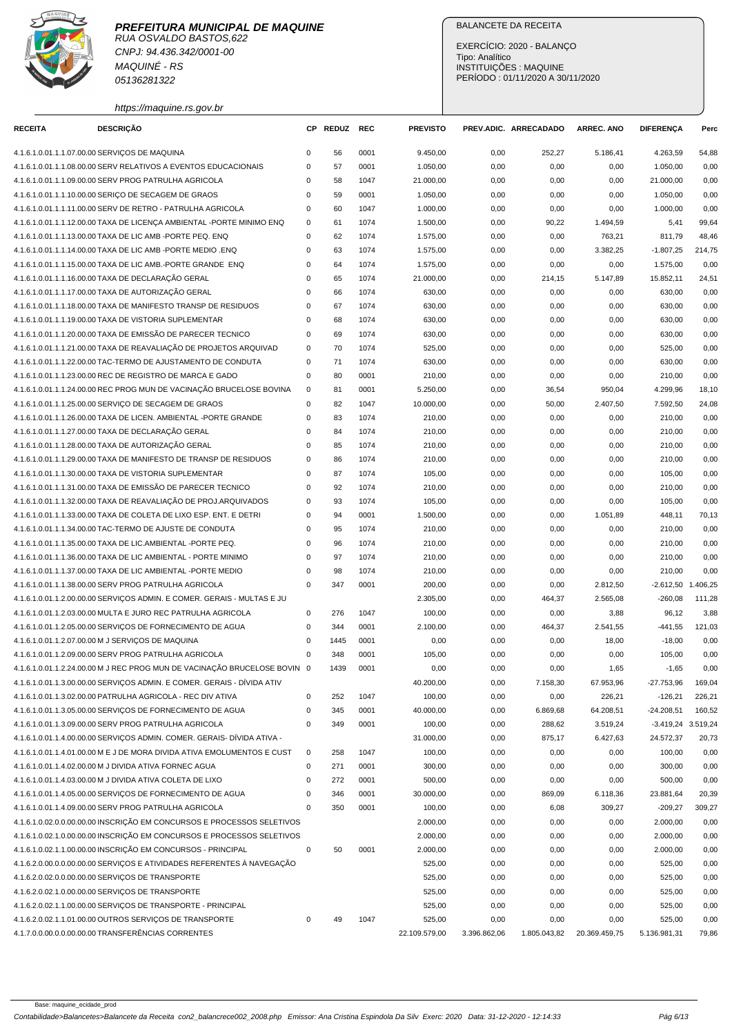**PREFEITURA MUNICIPAL DE MAQUINE**
RUA OSVALDO BASTOS,622
CNPJ: 94.436.342/0001-00
MAQUINÉ - RS
05136281322
https://maquine.rs.gov.br

BALANCETE DA RECEITA

EXERCÍCIO: 2020 - BALANÇO
Tipo: Analítico
INSTITUIÇÕES : MAQUINE
PERÍODO : 01/11/2020 A 30/11/2020

| RECEITA | DESCRIÇÃO | CP | REDUZ | REC | PREVISTO | PREV.ADIC. | ARRECADADO | ARREC. ANO | DIFERENÇA | Perc |
|---|---|---|---|---|---|---|---|---|---|---|
| 4.1.6.1.0.01.1.1.07.00.00 | SERVIÇOS DE MAQUINA | 0 | 56 | 0001 | 9.450,00 | 0,00 | 252,27 | 5.186,41 | 4.263,59 | 54,88 |
| 4.1.6.1.0.01.1.1.08.00.00 | SERV RELATIVOS A EVENTOS EDUCACIONAIS | 0 | 57 | 0001 | 1.050,00 | 0,00 | 0,00 | 0,00 | 1.050,00 | 0,00 |
| 4.1.6.1.0.01.1.1.09.00.00 | SERV PROG PATRULHA AGRICOLA | 0 | 58 | 1047 | 21.000,00 | 0,00 | 0,00 | 0,00 | 21.000,00 | 0,00 |
| 4.1.6.1.0.01.1.1.10.00.00 | SERIÇO DE SECAGEM DE GRAOS | 0 | 59 | 0001 | 1.050,00 | 0,00 | 0,00 | 0,00 | 1.050,00 | 0,00 |
| 4.1.6.1.0.01.1.1.11.00.00 | SERV DE RETRO - PATRULHA AGRICOLA | 0 | 60 | 1047 | 1.000,00 | 0,00 | 0,00 | 0,00 | 1.000,00 | 0,00 |
| 4.1.6.1.0.01.1.1.12.00.00 | TAXA DE LICENÇA AMBIENTAL -PORTE MINIMO ENQ | 0 | 61 | 1074 | 1.500,00 | 0,00 | 90,22 | 1.494,59 | 5,41 | 99,64 |
| 4.1.6.1.0.01.1.1.13.00.00 | TAXA DE LIC AMB -PORTE PEQ. ENQ | 0 | 62 | 1074 | 1.575,00 | 0,00 | 0,00 | 763,21 | 811,79 | 48,46 |
| 4.1.6.1.0.01.1.1.14.00.00 | TAXA DE LIC AMB -PORTE MEDIO .ENQ | 0 | 63 | 1074 | 1.575,00 | 0,00 | 0,00 | 3.382,25 | -1.807,25 | 214,75 |
| 4.1.6.1.0.01.1.1.15.00.00 | TAXA DE LIC AMB.-PORTE GRANDE ENQ | 0 | 64 | 1074 | 1.575,00 | 0,00 | 0,00 | 0,00 | 1.575,00 | 0,00 |
| 4.1.6.1.0.01.1.1.16.00.00 | TAXA DE DECLARAÇÃO GERAL | 0 | 65 | 1074 | 21.000,00 | 0,00 | 214,15 | 5.147,89 | 15.852,11 | 24,51 |
| 4.1.6.1.0.01.1.1.17.00.00 | TAXA DE AUTORIZAÇÃO GERAL | 0 | 66 | 1074 | 630,00 | 0,00 | 0,00 | 0,00 | 630,00 | 0,00 |
| 4.1.6.1.0.01.1.1.18.00.00 | TAXA DE MANIFESTO TRANSP DE RESIDUOS | 0 | 67 | 1074 | 630,00 | 0,00 | 0,00 | 0,00 | 630,00 | 0,00 |
| 4.1.6.1.0.01.1.1.19.00.00 | TAXA DE VISTORIA SUPLEMENTAR | 0 | 68 | 1074 | 630,00 | 0,00 | 0,00 | 0,00 | 630,00 | 0,00 |
| 4.1.6.1.0.01.1.1.20.00.00 | TAXA DE EMISSÃO DE PARECER TECNICO | 0 | 69 | 1074 | 630,00 | 0,00 | 0,00 | 0,00 | 630,00 | 0,00 |
| 4.1.6.1.0.01.1.1.21.00.00 | TAXA DE REAVALIAÇÃO DE PROJETOS ARQUIVAD | 0 | 70 | 1074 | 525,00 | 0,00 | 0,00 | 0,00 | 525,00 | 0,00 |
| 4.1.6.1.0.01.1.1.22.00.00 | TAC-TERMO DE AJUSTAMENTO DE CONDUTA | 0 | 71 | 1074 | 630,00 | 0,00 | 0,00 | 0,00 | 630,00 | 0,00 |
| 4.1.6.1.0.01.1.1.23.00.00 | REC DE REGISTRO DE MARCA E GADO | 0 | 80 | 0001 | 210,00 | 0,00 | 0,00 | 0,00 | 210,00 | 0,00 |
| 4.1.6.1.0.01.1.1.24.00.00 | REC PROG MUN DE VACINAÇÃO BRUCELOSE BOVINA | 0 | 81 | 0001 | 5.250,00 | 0,00 | 36,54 | 950,04 | 4.299,96 | 18,10 |
| 4.1.6.1.0.01.1.1.25.00.00 | SERVIÇO DE SECAGEM DE GRAOS | 0 | 82 | 1047 | 10.000,00 | 0,00 | 50,00 | 2.407,50 | 7.592,50 | 24,08 |
| 4.1.6.1.0.01.1.1.26.00.00 | TAXA DE LICEN. AMBIENTAL -PORTE GRANDE | 0 | 83 | 1074 | 210,00 | 0,00 | 0,00 | 0,00 | 210,00 | 0,00 |
| 4.1.6.1.0.01.1.1.27.00.00 | TAXA DE DECLARAÇÃO GERAL | 0 | 84 | 1074 | 210,00 | 0,00 | 0,00 | 0,00 | 210,00 | 0,00 |
| 4.1.6.1.0.01.1.1.28.00.00 | TAXA DE AUTORIZAÇÃO GERAL | 0 | 85 | 1074 | 210,00 | 0,00 | 0,00 | 0,00 | 210,00 | 0,00 |
| 4.1.6.1.0.01.1.1.29.00.00 | TAXA DE MANIFESTO DE TRANSP DE RESIDUOS | 0 | 86 | 1074 | 210,00 | 0,00 | 0,00 | 0,00 | 210,00 | 0,00 |
| 4.1.6.1.0.01.1.1.30.00.00 | TAXA DE VISTORIA SUPLEMENTAR | 0 | 87 | 1074 | 105,00 | 0,00 | 0,00 | 0,00 | 105,00 | 0,00 |
| 4.1.6.1.0.01.1.1.31.00.00 | TAXA DE EMISSÃO DE PARECER TECNICO | 0 | 92 | 1074 | 210,00 | 0,00 | 0,00 | 0,00 | 210,00 | 0,00 |
| 4.1.6.1.0.01.1.1.32.00.00 | TAXA DE REAVALIAÇÃO DE PROJ.ARQUIVADOS | 0 | 93 | 1074 | 105,00 | 0,00 | 0,00 | 0,00 | 105,00 | 0,00 |
| 4.1.6.1.0.01.1.1.33.00.00 | TAXA DE COLETA DE LIXO ESP. ENT. E DETRI | 0 | 94 | 0001 | 1.500,00 | 0,00 | 0,00 | 1.051,89 | 448,11 | 70,13 |
| 4.1.6.1.0.01.1.1.34.00.00 | TAC-TERMO DE AJUSTE DE CONDUTA | 0 | 95 | 1074 | 210,00 | 0,00 | 0,00 | 0,00 | 210,00 | 0,00 |
| 4.1.6.1.0.01.1.1.35.00.00 | TAXA DE LIC.AMBIENTAL -PORTE PEQ. | 0 | 96 | 1074 | 210,00 | 0,00 | 0,00 | 0,00 | 210,00 | 0,00 |
| 4.1.6.1.0.01.1.1.36.00.00 | TAXA DE LIC AMBIENTAL - PORTE MINIMO | 0 | 97 | 1074 | 210,00 | 0,00 | 0,00 | 0,00 | 210,00 | 0,00 |
| 4.1.6.1.0.01.1.1.37.00.00 | TAXA DE LIC AMBIENTAL -PORTE MEDIO | 0 | 98 | 1074 | 210,00 | 0,00 | 0,00 | 0,00 | 210,00 | 0,00 |
| 4.1.6.1.0.01.1.1.38.00.00 | SERV PROG PATRULHA AGRICOLA | 0 | 347 | 0001 | 200,00 | 0,00 | 0,00 | 2.812,50 | -2.612,50 | 1.406,25 |
| 4.1.6.1.0.01.1.2.00.00.00 | SERVIÇOS ADMIN. E COMER. GERAIS - MULTAS E JU | | | | 2.305,00 | 0,00 | 464,37 | 2.565,08 | -260,08 | 111,28 |
| 4.1.6.1.0.01.1.2.03.00.00 | MULTA E JURO REC PATRULHA AGRICOLA | 0 | 276 | 1047 | 100,00 | 0,00 | 0,00 | 3,88 | 96,12 | 3,88 |
| 4.1.6.1.0.01.1.2.05.00.00 | SERVIÇOS DE FORNECIMENTO DE AGUA | 0 | 344 | 0001 | 2.100,00 | 0,00 | 464,37 | 2.541,55 | -441,55 | 121,03 |
| 4.1.6.1.0.01.1.2.07.00.00 | M J SERVIÇOS DE MAQUINA | 0 | 1445 | 0001 | 0,00 | 0,00 | 0,00 | 18,00 | -18,00 | 0,00 |
| 4.1.6.1.0.01.1.2.09.00.00 | SERV PROG PATRULHA AGRICOLA | 0 | 348 | 0001 | 105,00 | 0,00 | 0,00 | 0,00 | 105,00 | 0,00 |
| 4.1.6.1.0.01.1.2.24.00.00 | M J REC PROG MUN DE VACINAÇÃO BRUCELOSE BOVIN | 0 | 1439 | 0001 | 0,00 | 0,00 | 0,00 | 1,65 | -1,65 | 0,00 |
| 4.1.6.1.0.01.1.3.00.00.00 | SERVIÇOS ADMIN. E COMER. GERAIS - DÍVIDA ATIV | | | | 40.200,00 | 0,00 | 7.158,30 | 67.953,96 | -27.753,96 | 169,04 |
| 4.1.6.1.0.01.1.3.02.00.00 | PATRULHA AGRICOLA - REC DIV ATIVA | 0 | 252 | 1047 | 100,00 | 0,00 | 0,00 | 226,21 | -126,21 | 226,21 |
| 4.1.6.1.0.01.1.3.05.00.00 | SERVIÇOS DE FORNECIMENTO DE AGUA | 0 | 345 | 0001 | 40.000,00 | 0,00 | 6.869,68 | 64.208,51 | -24.208,51 | 160,52 |
| 4.1.6.1.0.01.1.3.09.00.00 | SERV PROG PATRULHA AGRICOLA | 0 | 349 | 0001 | 100,00 | 0,00 | 288,62 | 3.519,24 | -3.419,24 | 3.519,24 |
| 4.1.6.1.0.01.1.4.00.00.00 | SERVIÇOS ADMIN. COMER. GERAIS- DÍVIDA ATIVA - | | | | 31.000,00 | 0,00 | 875,17 | 6.427,63 | 24.572,37 | 20,73 |
| 4.1.6.1.0.01.1.4.01.00.00 | M E J DE MORA DIVIDA ATIVA EMOLUMENTOS E CUST | 0 | 258 | 1047 | 100,00 | 0,00 | 0,00 | 0,00 | 100,00 | 0,00 |
| 4.1.6.1.0.01.1.4.02.00.00 | M J DIVIDA ATIVA FORNEC AGUA | 0 | 271 | 0001 | 300,00 | 0,00 | 0,00 | 0,00 | 300,00 | 0,00 |
| 4.1.6.1.0.01.1.4.03.00.00 | M J DIVIDA ATIVA COLETA DE LIXO | 0 | 272 | 0001 | 500,00 | 0,00 | 0,00 | 0,00 | 500,00 | 0,00 |
| 4.1.6.1.0.01.1.4.05.00.00 | SERVIÇOS DE FORNECIMENTO DE AGUA | 0 | 346 | 0001 | 30.000,00 | 0,00 | 869,09 | 6.118,36 | 23.881,64 | 20,39 |
| 4.1.6.1.0.01.1.4.09.00.00 | SERV PROG PATRULHA AGRICOLA | 0 | 350 | 0001 | 100,00 | 0,00 | 6,08 | 309,27 | -209,27 | 309,27 |
| 4.1.6.1.0.02.0.0.00.00.00 | INSCRIÇÃO EM CONCURSOS E PROCESSOS SELETIVOS | | | | 2.000,00 | 0,00 | 0,00 | 0,00 | 2.000,00 | 0,00 |
| 4.1.6.1.0.02.1.0.00.00.00 | INSCRIÇÃO EM CONCURSOS E PROCESSOS SELETIVOS | | | | 2.000,00 | 0,00 | 0,00 | 0,00 | 2.000,00 | 0,00 |
| 4.1.6.1.0.02.1.1.00.00.00 | INSCRIÇÃO EM CONCURSOS - PRINCIPAL | 0 | 50 | 0001 | 2.000,00 | 0,00 | 0,00 | 0,00 | 2.000,00 | 0,00 |
| 4.1.6.2.0.00.0.0.00.00.00 | SERVIÇOS E ATIVIDADES REFERENTES À NAVEGAÇÃO | | | | 525,00 | 0,00 | 0,00 | 0,00 | 525,00 | 0,00 |
| 4.1.6.2.0.02.0.0.00.00.00 | SERVIÇOS DE TRANSPORTE | | | | 525,00 | 0,00 | 0,00 | 0,00 | 525,00 | 0,00 |
| 4.1.6.2.0.02.1.0.00.00.00 | SERVIÇOS DE TRANSPORTE | | | | 525,00 | 0,00 | 0,00 | 0,00 | 525,00 | 0,00 |
| 4.1.6.2.0.02.1.1.00.00.00 | SERVIÇOS DE TRANSPORTE - PRINCIPAL | | | | 525,00 | 0,00 | 0,00 | 0,00 | 525,00 | 0,00 |
| 4.1.6.2.0.02.1.1.01.00.00 | OUTROS SERVIÇOS DE TRANSPORTE | 0 | 49 | 1047 | 525,00 | 0,00 | 0,00 | 0,00 | 525,00 | 0,00 |
| 4.1.7.0.00.0.0.00.00.00 | TRANSFERÊNCIAS CORRENTES | | | | 22.109.579,00 | 3.396.862,06 | 1.805.043,82 | 20.369.459,75 | 5.136.981,31 | 79,86 |

Base: maquine_ecidade_prod

Contabilidade>Balancetes>Balancete da Receita con2_balancrece002_2008.php Emissor: Ana Cristina Espindola Da Silv Exerc: 2020 Data: 31-12-2020 - 12:14:33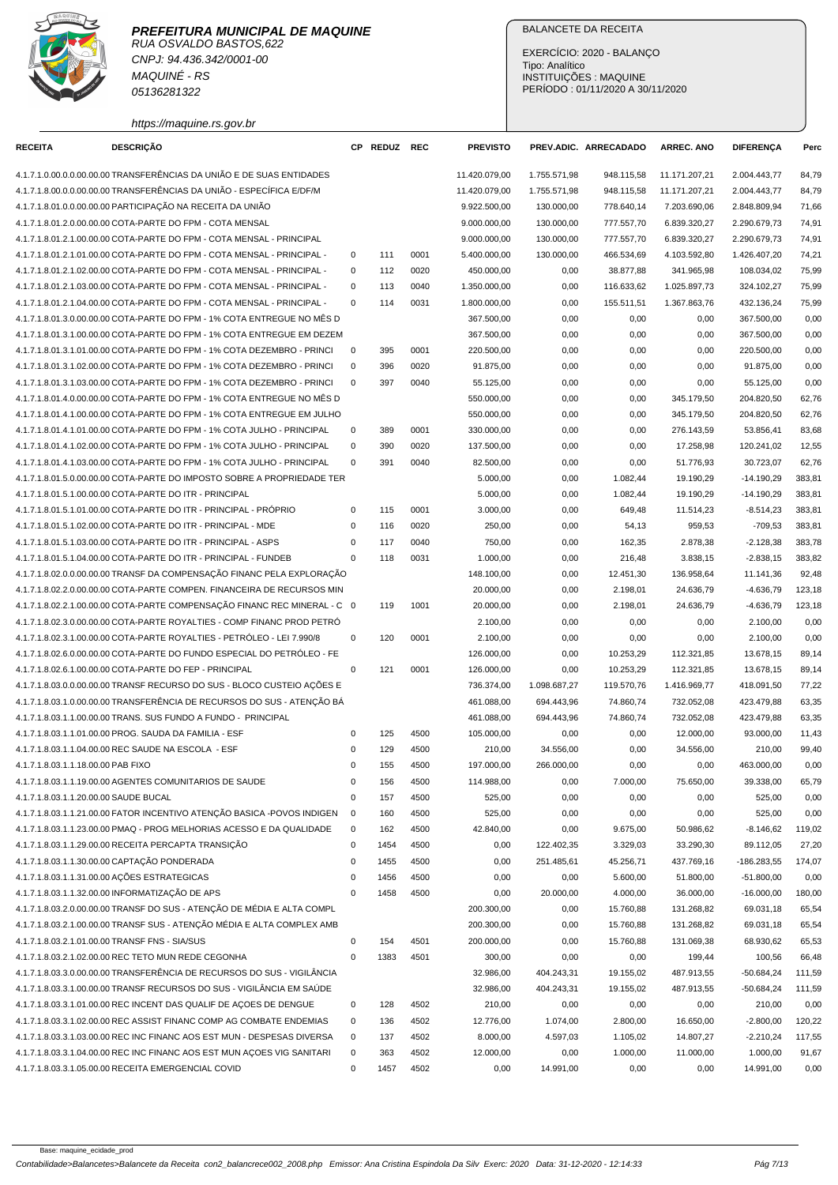# PREFEITURA MUNICIPAL DE MAQUINE

RUA OSVALDO BASTOS,622
CNPJ: 94.436.342/0001-00
MAQUINÉ - RS
05136281322

https://maquine.rs.gov.br

BALANCETE DA RECEITA

EXERCÍCIO: 2020 - BALANÇO
Tipo: Analítico
INSTITUIÇÕES : MAQUINE
PERÍODO : 01/11/2020 A 30/11/2020

| RECEITA | DESCRIÇÃO | CP | REDUZ | REC | PREVISTO | PREV.ADIC. | ARRECADADO | ARREC. ANO | DIFERENÇA | Perc |
|---|---|---|---|---|---|---|---|---|---|---|
| 4.1.7.1.0.00.0.0.00.00.00 | TRANSFERÊNCIAS DA UNIÃO E DE SUAS ENTIDADES | | | | 11.420.079,00 | 1.755.571,98 | 948.115,58 | 11.171.207,21 | 2.004.443,77 | 84,79 |
| 4.1.7.1.8.00.0.0.00.00.00 | TRANSFERÊNCIAS DA UNIÃO - ESPECÍFICA E/DF/M | | | | 11.420.079,00 | 1.755.571,98 | 948.115,58 | 11.171.207,21 | 2.004.443,77 | 84,79 |
| 4.1.7.1.8.01.0.0.00.00.00 | PARTICIPAÇÃO NA RECEITA DA UNIÃO | | | | 9.922.500,00 | 130.000,00 | 778.640,14 | 7.203.690,06 | 2.848.809,94 | 71,66 |
| 4.1.7.1.8.01.2.0.00.00.00 | COTA-PARTE DO FPM - COTA MENSAL | | | | 9.000.000,00 | 130.000,00 | 777.557,70 | 6.839.320,27 | 2.290.679,73 | 74,91 |
| 4.1.7.1.8.01.2.1.00.00.00 | COTA-PARTE DO FPM - COTA MENSAL - PRINCIPAL | | | | 9.000.000,00 | 130.000,00 | 777.557,70 | 6.839.320,27 | 2.290.679,73 | 74,91 |
| 4.1.7.1.8.01.2.1.01.00.00 | COTA-PARTE DO FPM - COTA MENSAL - PRINCIPAL - | 0 | 111 | 0001 | 5.400.000,00 | 130.000,00 | 466.534,69 | 4.103.592,80 | 1.426.407,20 | 74,21 |
| 4.1.7.1.8.01.2.1.02.00.00 | COTA-PARTE DO FPM - COTA MENSAL - PRINCIPAL - | 0 | 112 | 0020 | 450.000,00 | 0,00 | 38.877,88 | 341.965,98 | 108.034,02 | 75,99 |
| 4.1.7.1.8.01.2.1.03.00.00 | COTA-PARTE DO FPM - COTA MENSAL - PRINCIPAL - | 0 | 113 | 0040 | 1.350.000,00 | 0,00 | 116.633,62 | 1.025.897,73 | 324.102,27 | 75,99 |
| 4.1.7.1.8.01.2.1.04.00.00 | COTA-PARTE DO FPM - COTA MENSAL - PRINCIPAL - | 0 | 114 | 0031 | 1.800.000,00 | 0,00 | 155.511,51 | 1.367.863,76 | 432.136,24 | 75,99 |
| 4.1.7.1.8.01.3.0.00.00.00 | COTA-PARTE DO FPM - 1% COTA ENTREGUE NO MÊS D | | | | 367.500,00 | 0,00 | 0,00 | 0,00 | 367.500,00 | 0,00 |
| 4.1.7.1.8.01.3.1.00.00.00 | COTA-PARTE DO FPM - 1% COTA ENTREGUE EM DEZEM | | | | 367.500,00 | 0,00 | 0,00 | 0,00 | 367.500,00 | 0,00 |
| 4.1.7.1.8.01.3.1.01.00.00 | COTA-PARTE DO FPM - 1% COTA DEZEMBRO - PRINCI | 0 | 395 | 0001 | 220.500,00 | 0,00 | 0,00 | 0,00 | 220.500,00 | 0,00 |
| 4.1.7.1.8.01.3.1.02.00.00 | COTA-PARTE DO FPM - 1% COTA DEZEMBRO - PRINCI | 0 | 396 | 0020 | 91.875,00 | 0,00 | 0,00 | 0,00 | 91.875,00 | 0,00 |
| 4.1.7.1.8.01.3.1.03.00.00 | COTA-PARTE DO FPM - 1% COTA DEZEMBRO - PRINCI | 0 | 397 | 0040 | 55.125,00 | 0,00 | 0,00 | 0,00 | 55.125,00 | 0,00 |
| 4.1.7.1.8.01.4.0.00.00.00 | COTA-PARTE DO FPM - 1% COTA ENTREGUE NO MÊS D | | | | 550.000,00 | 0,00 | 0,00 | 345.179,50 | 204.820,50 | 62,76 |
| 4.1.7.1.8.01.4.1.00.00.00 | COTA-PARTE DO FPM - 1% COTA ENTREGUE EM JULHO | | | | 550.000,00 | 0,00 | 0,00 | 345.179,50 | 204.820,50 | 62,76 |
| 4.1.7.1.8.01.4.1.01.00.00 | COTA-PARTE DO FPM - 1% COTA JULHO - PRINCIPAL | 0 | 389 | 0001 | 330.000,00 | 0,00 | 0,00 | 276.143,59 | 53.856,41 | 83,68 |
| 4.1.7.1.8.01.4.1.02.00.00 | COTA-PARTE DO FPM - 1% COTA JULHO - PRINCIPAL | 0 | 390 | 0020 | 137.500,00 | 0,00 | 0,00 | 17.258,98 | 120.241,02 | 12,55 |
| 4.1.7.1.8.01.4.1.03.00.00 | COTA-PARTE DO FPM - 1% COTA JULHO - PRINCIPAL | 0 | 391 | 0040 | 82.500,00 | 0,00 | 0,00 | 51.776,93 | 30.723,07 | 62,76 |
| 4.1.7.1.8.01.5.0.00.00.00 | COTA-PARTE DO IMPOSTO SOBRE A PROPRIEDADE TER | | | | 5.000,00 | 0,00 | 1.082,44 | 19.190,29 | -14.190,29 | 383,81 |
| 4.1.7.1.8.01.5.1.00.00.00 | COTA-PARTE DO ITR - PRINCIPAL | | | | 5.000,00 | 0,00 | 1.082,44 | 19.190,29 | -14.190,29 | 383,81 |
| 4.1.7.1.8.01.5.1.01.00.00 | COTA-PARTE DO ITR - PRINCIPAL - PRÓPRIO | 0 | 115 | 0001 | 3.000,00 | 0,00 | 649,48 | 11.514,23 | -8.514,23 | 383,81 |
| 4.1.7.1.8.01.5.1.02.00.00 | COTA-PARTE DO ITR - PRINCIPAL - MDE | 0 | 116 | 0020 | 250,00 | 0,00 | 54,13 | 959,53 | -709,53 | 383,81 |
| 4.1.7.1.8.01.5.1.03.00.00 | COTA-PARTE DO ITR - PRINCIPAL - ASPS | 0 | 117 | 0040 | 750,00 | 0,00 | 162,35 | 2.878,38 | -2.128,38 | 383,78 |
| 4.1.7.1.8.01.5.1.04.00.00 | COTA-PARTE DO ITR - PRINCIPAL - FUNDEB | 0 | 118 | 0031 | 1.000,00 | 0,00 | 216,48 | 3.838,15 | -2.838,15 | 383,82 |
| 4.1.7.1.8.02.0.0.00.00.00 | TRANSF DA COMPENSAÇÃO FINANC PELA EXPLORAÇÃO | | | | 148.100,00 | 0,00 | 12.451,30 | 136.958,64 | 11.141,36 | 92,48 |
| 4.1.7.1.8.02.2.0.00.00.00 | COTA-PARTE COMPEN. FINANCEIRA DE RECURSOS MIN | | | | 20.000,00 | 0,00 | 2.198,01 | 24.636,79 | -4.636,79 | 123,18 |
| 4.1.7.1.8.02.2.1.00.00.00 | COTA-PARTE COMPENSAÇÃO FINANC REC MINERAL - C | 0 | 119 | 1001 | 20.000,00 | 0,00 | 2.198,01 | 24.636,79 | -4.636,79 | 123,18 |
| 4.1.7.1.8.02.3.0.00.00.00 | COTA-PARTE ROYALTIES - COMP FINANC PROD PETRÓ | | | | 2.100,00 | 0,00 | 0,00 | 0,00 | 2.100,00 | 0,00 |
| 4.1.7.1.8.02.3.1.00.00.00 | COTA-PARTE ROYALTIES - PETRÓLEO - LEI 7.990/8 | 0 | 120 | 0001 | 2.100,00 | 0,00 | 0,00 | 0,00 | 2.100,00 | 0,00 |
| 4.1.7.1.8.02.6.0.00.00.00 | COTA-PARTE DO FUNDO ESPECIAL DO PETRÓLEO - FE | | | | 126.000,00 | 0,00 | 10.253,29 | 112.321,85 | 13.678,15 | 89,14 |
| 4.1.7.1.8.02.6.1.00.00.00 | COTA-PARTE DO FEP - PRINCIPAL | 0 | 121 | 0001 | 126.000,00 | 0,00 | 10.253,29 | 112.321,85 | 13.678,15 | 89,14 |
| 4.1.7.1.8.03.0.0.00.00.00 | TRANSF RECURSO DO SUS - BLOCO CUSTEIO AÇÕES E | | | | 736.374,00 | 1.098.687,27 | 119.570,76 | 1.416.969,77 | 418.091,50 | 77,22 |
| 4.1.7.1.8.03.1.0.00.00.00 | TRANSFERÊNCIA DE RECURSOS DO SUS - ATENÇÃO BÁ | | | | 461.088,00 | 694.443,96 | 74.860,74 | 732.052,08 | 423.479,88 | 63,35 |
| 4.1.7.1.8.03.1.1.00.00.00 | TRANS. SUS FUNDO A FUNDO - PRINCIPAL | | | | 461.088,00 | 694.443,96 | 74.860,74 | 732.052,08 | 423.479,88 | 63,35 |
| 4.1.7.1.8.03.1.1.01.00.00 | PROG. SAUDA DA FAMILIA - ESF | 0 | 125 | 4500 | 105.000,00 | 0,00 | 0,00 | 12.000,00 | 93.000,00 | 11,43 |
| 4.1.7.1.8.03.1.1.04.00.00 | REC SAUDE NA ESCOLA - ESF | 0 | 129 | 4500 | 210,00 | 34.556,00 | 0,00 | 34.556,00 | 210,00 | 99,40 |
| 4.1.7.1.8.03.1.1.18.00.00 | PAB FIXO | 0 | 155 | 4500 | 197.000,00 | 266.000,00 | 0,00 | 0,00 | 463.000,00 | 0,00 |
| 4.1.7.1.8.03.1.1.19.00.00 | AGENTES COMUNITARIOS DE SAUDE | 0 | 156 | 4500 | 114.988,00 | 0,00 | 7.000,00 | 75.650,00 | 39.338,00 | 65,79 |
| 4.1.7.1.8.03.1.1.20.00.00 | SAUDE BUCAL | 0 | 157 | 4500 | 525,00 | 0,00 | 0,00 | 0,00 | 525,00 | 0,00 |
| 4.1.7.1.8.03.1.1.21.00.00 | FATOR INCENTIVO ATENÇÃO BASICA -POVOS INDIGEN | 0 | 160 | 4500 | 525,00 | 0,00 | 0,00 | 0,00 | 525,00 | 0,00 |
| 4.1.7.1.8.03.1.1.23.00.00 | PMAQ - PROG MELHORIAS ACESSO E DA QUALIDADE | 0 | 162 | 4500 | 42.840,00 | 0,00 | 9.675,00 | 50.986,62 | -8.146,62 | 119,02 |
| 4.1.7.1.8.03.1.1.29.00.00 | RECEITA PERCAPTA TRANSIÇÃO | 0 | 1454 | 4500 | 0,00 | 122.402,35 | 3.329,03 | 33.290,30 | 89.112,05 | 27,20 |
| 4.1.7.1.8.03.1.1.30.00.00 | CAPTAÇÃO PONDERADA | 0 | 1455 | 4500 | 0,00 | 251.485,61 | 45.256,71 | 437.769,16 | -186.283,55 | 174,07 |
| 4.1.7.1.8.03.1.1.31.00.00 | AÇÕES ESTRATEGICAS | 0 | 1456 | 4500 | 0,00 | 0,00 | 5.600,00 | 51.800,00 | -51.800,00 | 0,00 |
| 4.1.7.1.8.03.1.1.32.00.00 | INFORMATIZAÇÃO DE APS | 0 | 1458 | 4500 | 0,00 | 20.000,00 | 4.000,00 | 36.000,00 | -16.000,00 | 180,00 |
| 4.1.7.1.8.03.2.0.00.00.00 | TRANSF DO SUS - ATENÇÃO DE MÉDIA E ALTA COMPL | | | | 200.300,00 | 0,00 | 15.760,88 | 131.268,82 | 69.031,18 | 65,54 |
| 4.1.7.1.8.03.2.1.00.00.00 | TRANSF SUS - ATENÇÃO MÉDIA E ALTA COMPLEX AMB | | | | 200.300,00 | 0,00 | 15.760,88 | 131.268,82 | 69.031,18 | 65,54 |
| 4.1.7.1.8.03.2.1.01.00.00 | TRANSF FNS - SIA/SUS | 0 | 154 | 4501 | 200.000,00 | 0,00 | 15.760,88 | 131.069,38 | 68.930,62 | 65,53 |
| 4.1.7.1.8.03.2.1.02.00.00 | REC TETO MUN REDE CEGONHA | 0 | 1383 | 4501 | 300,00 | 0,00 | 0,00 | 199,44 | 100,56 | 66,48 |
| 4.1.7.1.8.03.3.0.00.00.00 | TRANSFERÊNCIA DE RECURSOS DO SUS - VIGILÂNCIA | | | | 32.986,00 | 404.243,31 | 19.155,02 | 487.913,55 | -50.684,24 | 111,59 |
| 4.1.7.1.8.03.3.1.00.00.00 | TRANSF RECURSOS DO SUS - VIGILÂNCIA EM SAÚDE | | | | 32.986,00 | 404.243,31 | 19.155,02 | 487.913,55 | -50.684,24 | 111,59 |
| 4.1.7.1.8.03.3.1.01.00.00 | REC INCENT DAS QUALIF DE AÇOES DE DENGUE | 0 | 128 | 4502 | 210,00 | 0,00 | 0,00 | 0,00 | 210,00 | 0,00 |
| 4.1.7.1.8.03.3.1.02.00.00 | REC ASSIST FINANC COMP AG COMBATE ENDEMIAS | 0 | 136 | 4502 | 12.776,00 | 1.074,00 | 2.800,00 | 16.650,00 | -2.800,00 | 120,22 |
| 4.1.7.1.8.03.3.1.03.00.00 | REC INC FINANC AOS EST MUN - DESPESAS DIVERSA | 0 | 137 | 4502 | 8.000,00 | 4.597,03 | 1.105,02 | 14.807,27 | -2.210,24 | 117,55 |
| 4.1.7.1.8.03.3.1.04.00.00 | REC INC FINANC AOS EST MUN AÇOES VIG SANITARI | 0 | 363 | 4502 | 12.000,00 | 0,00 | 1.000,00 | 11.000,00 | 1.000,00 | 91,67 |
| 4.1.7.1.8.03.3.1.05.00.00 | RECEITA EMERGENCIAL COVID | 0 | 1457 | 4502 | 0,00 | 14.991,00 | 0,00 | 0,00 | 14.991,00 | 0,00 |

Base: maquine_ecidade_prod

Contabilidade>Balancetes>Balancete da Receita con2_balancrece002_2008.php Emissor: Ana Cristina Espindola Da Silv Exerc: 2020 Data: 31-12-2020 - 12:14:33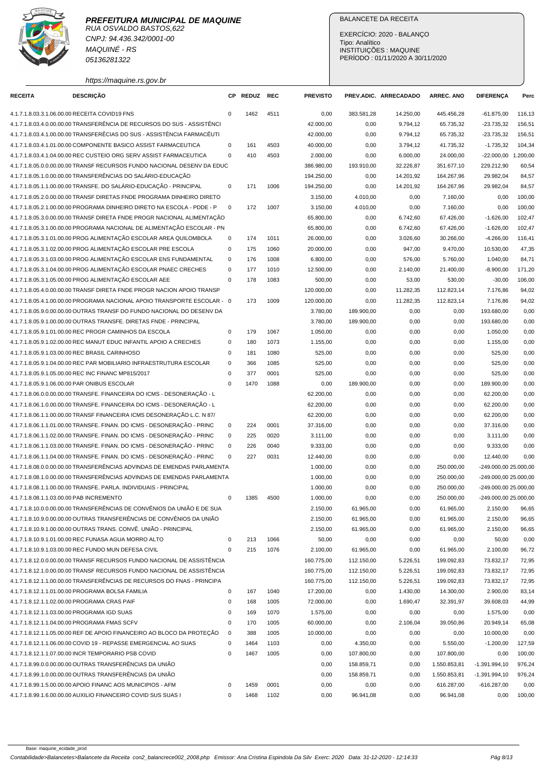**PREFEITURA MUNICIPAL DE MAQUINE**
RUA OSVALDO BASTOS,622
CNPJ: 94.436.342/0001-00
MAQUINÉ - RS
05136281322

https://maquine.rs.gov.br

BALANCETE DA RECEITA

EXERCÍCIO: 2020 - BALANÇO
Tipo: Analítico
INSTITUIÇÕES : MAQUINE
PERÍODO : 01/11/2020 A 30/11/2020

| RECEITA | DESCRIÇÃO | CP | REDUZ | REC | PREVISTO | PREV.ADIC. | ARRECADADO | ARREC. ANO | DIFERENÇA | Perc |
|---|---|---|---|---|---|---|---|---|---|---|
| 4.1.7.1.8.03.3.1.06.00.00 | RECEITA COVID19 FNS | 0 | 1462 | 4511 | 0,00 | 383.581,28 | 14.250,00 | 445.456,28 | -61.875,00 | 116,13 |
| 4.1.7.1.8.03.4.0.00.00.00 | TRANSFERÊNCIA DE RECURSOS DO SUS - ASSISTÊNCI | | | | 42.000,00 | 0,00 | 9.794,12 | 65.735,32 | -23.735,32 | 156,51 |
| 4.1.7.1.8.03.4.1.00.00.00 | TRANSFERÊCIAS DO SUS - ASSISTÊNCIA FARMACÊUTI | | | | 42.000,00 | 0,00 | 9.794,12 | 65.735,32 | -23.735,32 | 156,51 |
| 4.1.7.1.8.03.4.1.01.00.00 | COMPONENTE BASICO ASSIST FARMACEUTICA | 0 | 161 | 4503 | 40.000,00 | 0,00 | 3.794,12 | 41.735,32 | -1.735,32 | 104,34 |
| 4.1.7.1.8.03.4.1.04.00.00 | REC CUSTEIO ORG SERV ASSIST FARMACEUTICA | 0 | 410 | 4503 | 2.000,00 | 0,00 | 6.000,00 | 24.000,00 | -22.000,00 | 1.200,00 |
| 4.1.7.1.8.05.0.0.00.00.00 | TRANSF RECURSOS FUNDO NACIONAL DESENV DA EDUC | | | | 386.980,00 | 193.910,00 | 32.226,87 | 351.677,10 | 229.212,90 | 60,54 |
| 4.1.7.1.8.05.1.0.00.00.00 | TRANSFERÊNCIAS DO SALÁRIO-EDUCAÇÃO | | | | 194.250,00 | 0,00 | 14.201,92 | 164.267,96 | 29.982,04 | 84,57 |
| 4.1.7.1.8.05.1.1.00.00.00 | TRANSFE. DO SALÁRIO-EDUCAÇÃO - PRINCIPAL | 0 | 171 | 1006 | 194.250,00 | 0,00 | 14.201,92 | 164.267,96 | 29.982,04 | 84,57 |
| 4.1.7.1.8.05.2.0.00.00.00 | TRANSF DIRETAS FNDE PROGRAMA DINHEIRO DIRETO | | | | 3.150,00 | 4.010,00 | 0,00 | 7.160,00 | 0,00 | 100,00 |
| 4.1.7.1.8.05.2.1.00.00.00 | PROGRAMA DINHEIRO DIRETO NA ESCOLA - PDDE - P | 0 | 172 | 1007 | 3.150,00 | 4.010,00 | 0,00 | 7.160,00 | 0,00 | 100,00 |
| 4.1.7.1.8.05.3.0.00.00.00 | TRANSF DIRETA FNDE PROGR NACIONAL ALIMENTAÇÃO | | | | 65.800,00 | 0,00 | 6.742,60 | 67.426,00 | -1.626,00 | 102,47 |
| 4.1.7.1.8.05.3.1.00.00.00 | PROGRAMA NACIONAL DE ALIMENTAÇÃO ESCOLAR - PN | | | | 65.800,00 | 0,00 | 6.742,60 | 67.426,00 | -1.626,00 | 102,47 |
| 4.1.7.1.8.05.3.1.01.00.00 | PROG ALIMENTAÇÃO ESCOLAR AREA QUILOMBOLA | 0 | 174 | 1011 | 26.000,00 | 0,00 | 3.026,60 | 30.266,00 | -4.266,00 | 116,41 |
| 4.1.7.1.8.05.3.1.02.00.00 | PROG ALIMENTAÇÃO ESCOLAR PRE ESCOLA | 0 | 175 | 1060 | 20.000,00 | 0,00 | 947,00 | 9.470,00 | 10.530,00 | 47,35 |
| 4.1.7.1.8.05.3.1.03.00.00 | PROG ALIMENTAÇÃO ESCOLAR ENS FUNDAMENTAL | 0 | 176 | 1008 | 6.800,00 | 0,00 | 576,00 | 5.760,00 | 1.040,00 | 84,71 |
| 4.1.7.1.8.05.3.1.04.00.00 | PROG ALIMENTAÇÃO ESCOLAR PNAEC CRECHES | 0 | 177 | 1010 | 12.500,00 | 0,00 | 2.140,00 | 21.400,00 | -8.900,00 | 171,20 |
| 4.1.7.1.8.05.3.1.05.00.00 | PROG ALIMENTAÇÃO ESCOLAR AEE | 0 | 178 | 1083 | 500,00 | 0,00 | 53,00 | 530,00 | -30,00 | 106,00 |
| 4.1.7.1.8.05.4.0.00.00.00 | TRANSF DIRETA FNDE PROGR NACION APOIO TRANSP | | | | 120.000,00 | 0,00 | 11.282,35 | 112.823,14 | 7.176,86 | 94,02 |
| 4.1.7.1.8.05.4.1.00.00.00 | PROGRAMA NACIONAL APOIO TRANSPORTE ESCOLAR - | 0 | 173 | 1009 | 120.000,00 | 0,00 | 11.282,35 | 112.823,14 | 7.176,86 | 94,02 |
| 4.1.7.1.8.05.9.0.00.00.00 | OUTRAS TRANSF DO FUNDO NACIONAL DO DESENV DA | | | | 3.780,00 | 189.900,00 | 0,00 | 0,00 | 193.680,00 | 0,00 |
| 4.1.7.1.8.05.9.1.00.00.00 | OUTRAS TRANSFE. DIRETAS FNDE - PRINCIPAL | | | | 3.780,00 | 189.900,00 | 0,00 | 0,00 | 193.680,00 | 0,00 |
| 4.1.7.1.8.05.9.1.01.00.00 | REC PROGR CAMINHOS DA ESCOLA | 0 | 179 | 1067 | 1.050,00 | 0,00 | 0,00 | 0,00 | 1.050,00 | 0,00 |
| 4.1.7.1.8.05.9.1.02.00.00 | REC MANUT EDUC INFANTIL APOIO A CRECHES | 0 | 180 | 1073 | 1.155,00 | 0,00 | 0,00 | 0,00 | 1.155,00 | 0,00 |
| 4.1.7.1.8.05.9.1.03.00.00 | REC BRASIL CARINHOSO | 0 | 181 | 1080 | 525,00 | 0,00 | 0,00 | 0,00 | 525,00 | 0,00 |
| 4.1.7.1.8.05.9.1.04.00.00 | REC PAR MOBILIARIO INFRAESTRUTURA ESCOLAR | 0 | 366 | 1085 | 525,00 | 0,00 | 0,00 | 0,00 | 525,00 | 0,00 |
| 4.1.7.1.8.05.9.1.05.00.00 | REC INC FINANC MP815/2017 | 0 | 377 | 0001 | 525,00 | 0,00 | 0,00 | 0,00 | 525,00 | 0,00 |
| 4.1.7.1.8.05.9.1.06.00.00 | PAR ONIBUS ESCOLAR | 0 | 1470 | 1088 | 0,00 | 189.900,00 | 0,00 | 0,00 | 189.900,00 | 0,00 |
| 4.1.7.1.8.06.0.0.00.00.00 | TRANSFE. FINANCEIRA DO ICMS - DESONERAÇÃO - L | | | | 62.200,00 | 0,00 | 0,00 | 0,00 | 62.200,00 | 0,00 |
| 4.1.7.1.8.06.1.0.00.00.00 | TRANSFE. FINANCEIRA DO ICMS - DESONERAÇÃO - L | | | | 62.200,00 | 0,00 | 0,00 | 0,00 | 62.200,00 | 0,00 |
| 4.1.7.1.8.06.1.1.00.00.00 | TRANSF FINANCEIRA ICMS DESONERAÇÃO L.C. N 87/ | | | | 62.200,00 | 0,00 | 0,00 | 0,00 | 62.200,00 | 0,00 |
| 4.1.7.1.8.06.1.1.01.00.00 | TRANSFE. FINAN. DO ICMS - DESONERAÇÃO - PRINC | 0 | 224 | 0001 | 37.316,00 | 0,00 | 0,00 | 0,00 | 37.316,00 | 0,00 |
| 4.1.7.1.8.06.1.1.02.00.00 | TRANSFE. FINAN. DO ICMS - DESONERAÇÃO - PRINC | 0 | 225 | 0020 | 3.111,00 | 0,00 | 0,00 | 0,00 | 3.111,00 | 0,00 |
| 4.1.7.1.8.06.1.1.03.00.00 | TRANSFE. FINAN. DO ICMS - DESONERAÇÃO - PRINC | 0 | 226 | 0040 | 9.333,00 | 0,00 | 0,00 | 0,00 | 9.333,00 | 0,00 |
| 4.1.7.1.8.06.1.1.04.00.00 | TRANSFE. FINAN. DO ICMS - DESONERAÇÃO - PRINC | 0 | 227 | 0031 | 12.440,00 | 0,00 | 0,00 | 0,00 | 12.440,00 | 0,00 |
| 4.1.7.1.8.08.0.0.00.00.00 | TRANSFERÊNCIAS ADVINDAS DE EMENDAS PARLAMENTA | | | | 1.000,00 | 0,00 | 0,00 | 250.000,00 | -249.000,00 | 25.000,00 |
| 4.1.7.1.8.08.1.0.00.00.00 | TRANSFERÊNCIAS ADVINDAS DE EMENDAS PARLAMENTA | | | | 1.000,00 | 0,00 | 0,00 | 250.000,00 | -249.000,00 | 25.000,00 |
| 4.1.7.1.8.08.1.1.00.00.00 | TRANSFE. PARLA. INDIVIDUAIS - PRINCIPAL | | | | 1.000,00 | 0,00 | 0,00 | 250.000,00 | -249.000,00 | 25.000,00 |
| 4.1.7.1.8.08.1.1.03.00.00 | PAB INCREMENTO | 0 | 1385 | 4500 | 1.000,00 | 0,00 | 0,00 | 250.000,00 | -249.000,00 | 25.000,00 |
| 4.1.7.1.8.10.0.0.00.00.00 | TRANSFERÊNCIAS DE CONVÊNIOS DA UNIÃO E DE SUA | | | | 2.150,00 | 61.965,00 | 0,00 | 61.965,00 | 2.150,00 | 96,65 |
| 4.1.7.1.8.10.9.0.00.00.00 | OUTRAS TRANSFERÊNCIAS DE CONVÊNIOS DA UNIÃO | | | | 2.150,00 | 61.965,00 | 0,00 | 61.965,00 | 2.150,00 | 96,65 |
| 4.1.7.1.8.10.9.1.00.00.00 | OUTRAS TRANS. CONVÊ. UNIÃO - PRINCIPAL | | | | 2.150,00 | 61.965,00 | 0,00 | 61.965,00 | 2.150,00 | 96,65 |
| 4.1.7.1.8.10.9.1.01.00.00 | REC FUNASA AGUA MORRO ALTO | 0 | 213 | 1066 | 50,00 | 0,00 | 0,00 | 0,00 | 50,00 | 0,00 |
| 4.1.7.1.8.10.9.1.03.00.00 | REC FUNDO MUN DEFESA CIVIL | 0 | 215 | 1076 | 2.100,00 | 61.965,00 | 0,00 | 61.965,00 | 2.100,00 | 96,72 |
| 4.1.7.1.8.12.0.0.00.00.00 | TRANSF RECURSOS FUNDO NACIONAL DE ASSISTÊNCIA | | | | 160.775,00 | 112.150,00 | 5.226,51 | 199.092,83 | 73.832,17 | 72,95 |
| 4.1.7.1.8.12.1.0.00.00.00 | TRANSF RECURSOS FUNDO NACIONAL DE ASSISTÊNCIA | | | | 160.775,00 | 112.150,00 | 5.226,51 | 199.092,83 | 73.832,17 | 72,95 |
| 4.1.7.1.8.12.1.1.00.00.00 | TRANSFERÊNCIAS DE RECURSOS DO FNAS - PRINCIPA | | | | 160.775,00 | 112.150,00 | 5.226,51 | 199.092,83 | 73.832,17 | 72,95 |
| 4.1.7.1.8.12.1.1.01.00.00 | PROGRAMA BOLSA FAMILIA | 0 | 167 | 1040 | 17.200,00 | 0,00 | 1.430,00 | 14.300,00 | 2.900,00 | 83,14 |
| 4.1.7.1.8.12.1.1.02.00.00 | PROGRAMA CRAS PAIF | 0 | 168 | 1005 | 72.000,00 | 0,00 | 1.690,47 | 32.391,97 | 39.608,03 | 44,99 |
| 4.1.7.1.8.12.1.1.03.00.00 | PROGRAMA IGD SUAS | 0 | 169 | 1070 | 1.575,00 | 0,00 | 0,00 | 0,00 | 1.575,00 | 0,00 |
| 4.1.7.1.8.12.1.1.04.00.00 | PROGRAMA FMAS SCFV | 0 | 170 | 1005 | 60.000,00 | 0,00 | 2.106,04 | 39.050,86 | 20.949,14 | 65,08 |
| 4.1.7.1.8.12.1.1.05.00.00 | REF DE APOIO FINANCEIRO AO BLOCO DA PROTEÇÃO | 0 | 388 | 1005 | 10.000,00 | 0,00 | 0,00 | 0,00 | 10.000,00 | 0,00 |
| 4.1.7.1.8.12.1.1.06.00.00 | COVID 19 - REPASSE EMERGENCIAL AO SUAS | 0 | 1464 | 1103 | 0,00 | 4.350,00 | 0,00 | 5.550,00 | -1.200,00 | 127,59 |
| 4.1.7.1.8.12.1.1.07.00.00 | INCR TEMPORARIO PSB COVID | 0 | 1467 | 1005 | 0,00 | 107.800,00 | 0,00 | 107.800,00 | 0,00 | 100,00 |
| 4.1.7.1.8.99.0.0.00.00.00 | OUTRAS TRANSFERÊNCIAS DA UNIÃO | | | | 0,00 | 158.859,71 | 0,00 | 1.550.853,81 | -1.391.994,10 | 976,24 |
| 4.1.7.1.8.99.1.0.00.00.00 | OUTRAS TRANSFERÊNCIAS DA UNIÃO | | | | 0,00 | 158.859,71 | 0,00 | 1.550.853,81 | -1.391.994,10 | 976,24 |
| 4.1.7.1.8.99.1.5.00.00.00 | APOIO FINANC AOS MUNICIPIOS - AFM | 0 | 1459 | 0001 | 0,00 | 0,00 | 0,00 | 616.287,00 | -616.287,00 | 0,00 |
| 4.1.7.1.8.99.1.6.00.00.00 | AUXILIO FINANCEIRO COVID SUS SUAS I | 0 | 1468 | 1102 | 0,00 | 96.941,08 | 0,00 | 96.941,08 | 0,00 | 100,00 |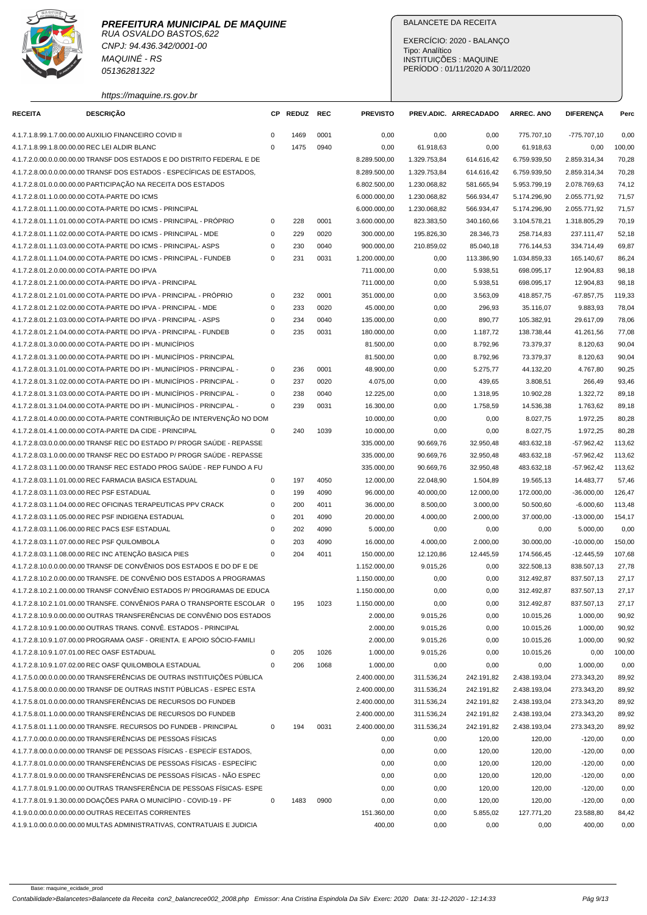**PREFEITURA MUNICIPAL DE MAQUINE**
RUA OSVALDO BASTOS,622
CNPJ: 94.436.342/0001-00
MAQUINÉ - RS
05136281322

https://maquine.rs.gov.br

BALANCETE DA RECEITA

EXERCÍCIO: 2020 - BALANÇO
Tipo: Analítico
INSTITUIÇÕES : MAQUINE
PERÍODO : 01/11/2020 A 30/11/2020

| RECEITA | DESCRIÇÃO | CP | REDUZ | REC | PREVISTO | PREV.ADIC. | ARRECADADO | ARREC. ANO | DIFERENÇA | Perc |
|---|---|---|---|---|---|---|---|---|---|---|
| 4.1.7.1.8.99.1.7.00.00.00 | AUXILIO FINANCEIRO COVID II | 0 | 1469 | 0001 | 0,00 | 0,00 | 0,00 | 775.707,10 | -775.707,10 | 0,00 |
| 4.1.7.1.8.99.1.8.00.00.00 | REC LEI ALDIR BLANC | 0 | 1475 | 0940 | 0,00 | 61.918,63 | 0,00 | 61.918,63 | 0,00 | 100,00 |
| 4.1.7.2.0.00.0.0.00.00.00 | TRANSF DOS ESTADOS E DO DISTRITO FEDERAL E DE | | | | 8.289.500,00 | 1.329.753,84 | 614.616,42 | 6.759.939,50 | 2.859.314,34 | 70,28 |
| 4.1.7.2.8.00.0.0.00.00.00 | TRANSF DOS ESTADOS - ESPECÍFICAS DE ESTADOS, | | | | 8.289.500,00 | 1.329.753,84 | 614.616,42 | 6.759.939,50 | 2.859.314,34 | 70,28 |
| 4.1.7.2.8.01.0.0.00.00.00 | PARTICIPAÇÃO NA RECEITA DOS ESTADOS | | | | 6.802.500,00 | 1.230.068,82 | 581.665,94 | 5.953.799,19 | 2.078.769,63 | 74,12 |
| 4.1.7.2.8.01.1.0.00.00.00 | COTA-PARTE DO ICMS | | | | 6.000.000,00 | 1.230.068,82 | 566.934,47 | 5.174.296,90 | 2.055.771,92 | 71,57 |
| 4.1.7.2.8.01.1.1.00.00.00 | COTA-PARTE DO ICMS - PRINCIPAL | | | | 6.000.000,00 | 1.230.068,82 | 566.934,47 | 5.174.296,90 | 2.055.771,92 | 71,57 |
| 4.1.7.2.8.01.1.1.01.00.00 | COTA-PARTE DO ICMS - PRINCIPAL - PRÓPRIO | 0 | 228 | 0001 | 3.600.000,00 | 823.383,50 | 340.160,66 | 3.104.578,21 | 1.318.805,29 | 70,19 |
| 4.1.7.2.8.01.1.1.02.00.00 | COTA-PARTE DO ICMS - PRINCIPAL - MDE | 0 | 229 | 0020 | 300.000,00 | 195.826,30 | 28.346,73 | 258.714,83 | 237.111,47 | 52,18 |
| 4.1.7.2.8.01.1.1.03.00.00 | COTA-PARTE DO ICMS - PRINCIPAL- ASPS | 0 | 230 | 0040 | 900.000,00 | 210.859,02 | 85.040,18 | 776.144,53 | 334.714,49 | 69,87 |
| 4.1.7.2.8.01.1.1.04.00.00 | COTA-PARTE DO ICMS - PRINCIPAL - FUNDEB | 0 | 231 | 0031 | 1.200.000,00 | 0,00 | 113.386,90 | 1.034.859,33 | 165.140,67 | 86,24 |
| 4.1.7.2.8.01.2.0.00.00.00 | COTA-PARTE DO IPVA | | | | 711.000,00 | 0,00 | 5.938,51 | 698.095,17 | 12.904,83 | 98,18 |
| 4.1.7.2.8.01.2.1.00.00.00 | COTA-PARTE DO IPVA - PRINCIPAL | | | | 711.000,00 | 0,00 | 5.938,51 | 698.095,17 | 12.904,83 | 98,18 |
| 4.1.7.2.8.01.2.1.01.00.00 | COTA-PARTE DO IPVA - PRINCIPAL - PRÓPRIO | 0 | 232 | 0001 | 351.000,00 | 0,00 | 3.563,09 | 418.857,75 | -67.857,75 | 119,33 |
| 4.1.7.2.8.01.2.1.02.00.00 | COTA-PARTE DO IPVA - PRINCIPAL - MDE | 0 | 233 | 0020 | 45.000,00 | 0,00 | 296,93 | 35.116,07 | 9.883,93 | 78,04 |
| 4.1.7.2.8.01.2.1.03.00.00 | COTA-PARTE DO IPVA - PRINCIPAL - ASPS | 0 | 234 | 0040 | 135.000,00 | 0,00 | 890,77 | 105.382,91 | 29.617,09 | 78,06 |
| 4.1.7.2.8.01.2.1.04.00.00 | COTA-PARTE DO IPVA - PRINCIPAL - FUNDEB | 0 | 235 | 0031 | 180.000,00 | 0,00 | 1.187,72 | 138.738,44 | 41.261,56 | 77,08 |
| 4.1.7.2.8.01.3.0.00.00.00 | COTA-PARTE DO IPI - MUNICÍPIOS | | | | 81.500,00 | 0,00 | 8.792,96 | 73.379,37 | 8.120,63 | 90,04 |
| 4.1.7.2.8.01.3.1.00.00.00 | COTA-PARTE DO IPI - MUNICÍPIOS - PRINCIPAL | | | | 81.500,00 | 0,00 | 8.792,96 | 73.379,37 | 8.120,63 | 90,04 |
| 4.1.7.2.8.01.3.1.01.00.00 | COTA-PARTE DO IPI - MUNICÍPIOS - PRINCIPAL - | 0 | 236 | 0001 | 48.900,00 | 0,00 | 5.275,77 | 44.132,20 | 4.767,80 | 90,25 |
| 4.1.7.2.8.01.3.1.02.00.00 | COTA-PARTE DO IPI - MUNICÍPIOS - PRINCIPAL - | 0 | 237 | 0020 | 4.075,00 | 0,00 | 439,65 | 3.808,51 | 266,49 | 93,46 |
| 4.1.7.2.8.01.3.1.03.00.00 | COTA-PARTE DO IPI - MUNICÍPIOS - PRINCIPAL - | 0 | 238 | 0040 | 12.225,00 | 0,00 | 1.318,95 | 10.902,28 | 1.322,72 | 89,18 |
| 4.1.7.2.8.01.3.1.04.00.00 | COTA-PARTE DO IPI - MUNICÍPIOS - PRINCIPAL - | 0 | 239 | 0031 | 16.300,00 | 0,00 | 1.758,59 | 14.536,38 | 1.763,62 | 89,18 |
| 4.1.7.2.8.01.4.0.00.00.00 | COTA-PARTE CONTRIBUIÇÃO DE INTERVENÇÃO NO DOM | | | | 10.000,00 | 0,00 | 0,00 | 8.027,75 | 1.972,25 | 80,28 |
| 4.1.7.2.8.01.4.1.00.00.00 | COTA-PARTE DA CIDE - PRINCIPAL | 0 | 240 | 1039 | 10.000,00 | 0,00 | 0,00 | 8.027,75 | 1.972,25 | 80,28 |
| 4.1.7.2.8.03.0.0.00.00.00 | TRANSF REC DO ESTADO P/ PROGR SAÚDE - REPASSE | | | | 335.000,00 | 90.669,76 | 32.950,48 | 483.632,18 | -57.962,42 | 113,62 |
| 4.1.7.2.8.03.1.0.00.00.00 | TRANSF REC DO ESTADO P/ PROGR SAÚDE - REPASSE | | | | 335.000,00 | 90.669,76 | 32.950,48 | 483.632,18 | -57.962,42 | 113,62 |
| 4.1.7.2.8.03.1.1.00.00.00 | TRANSF REC ESTADO PROG SAÚDE - REP FUNDO A FU | | | | 335.000,00 | 90.669,76 | 32.950,48 | 483.632,18 | -57.962,42 | 113,62 |
| 4.1.7.2.8.03.1.1.01.00.00 | REC FARMACIA BASICA ESTADUAL | 0 | 197 | 4050 | 12.000,00 | 22.048,90 | 1.504,89 | 19.565,13 | 14.483,77 | 57,46 |
| 4.1.7.2.8.03.1.1.03.00.00 | REC PSF ESTADUAL | 0 | 199 | 4090 | 96.000,00 | 40.000,00 | 12.000,00 | 172.000,00 | -36.000,00 | 126,47 |
| 4.1.7.2.8.03.1.1.04.00.00 | REC OFICINAS TERAPEUTICAS PPV CRACK | 0 | 200 | 4011 | 36.000,00 | 8.500,00 | 3.000,00 | 50.500,60 | -6.000,60 | 113,48 |
| 4.1.7.2.8.03.1.1.05.00.00 | REC PSF INDIGENA ESTADUAL | 0 | 201 | 4090 | 20.000,00 | 4.000,00 | 2.000,00 | 37.000,00 | -13.000,00 | 154,17 |
| 4.1.7.2.8.03.1.1.06.00.00 | REC PACS ESF ESTADUAL | 0 | 202 | 4090 | 5.000,00 | 0,00 | 0,00 | 0,00 | 5.000,00 | 0,00 |
| 4.1.7.2.8.03.1.1.07.00.00 | REC PSF QUILOMBOLA | 0 | 203 | 4090 | 16.000,00 | 4.000,00 | 2.000,00 | 30.000,00 | -10.000,00 | 150,00 |
| 4.1.7.2.8.03.1.1.08.00.00 | REC INC ATENÇÃO BASICA PIES | 0 | 204 | 4011 | 150.000,00 | 12.120,86 | 12.445,59 | 174.566,45 | -12.445,59 | 107,68 |
| 4.1.7.2.8.10.0.0.00.00.00 | TRANSF DE CONVÊNIOS DOS ESTADOS E DO DF E DE | | | | 1.152.000,00 | 9.015,26 | 0,00 | 322.508,13 | 838.507,13 | 27,78 |
| 4.1.7.2.8.10.2.0.00.00.00 | TRANSFE. DE CONVÊNIO DOS ESTADOS A PROGRAMAS | | | | 1.150.000,00 | 0,00 | 0,00 | 312.492,87 | 837.507,13 | 27,17 |
| 4.1.7.2.8.10.2.1.00.00.00 | TRANSF CONVÊNIO ESTADOS P/ PROGRAMAS DE EDUCA | | | | 1.150.000,00 | 0,00 | 0,00 | 312.492,87 | 837.507,13 | 27,17 |
| 4.1.7.2.8.10.2.1.01.00.00 | TRANSFE. CONVÊNIOS PARA O TRANSPORTE ESCOLAR | 0 | 195 | 1023 | 1.150.000,00 | 0,00 | 0,00 | 312.492,87 | 837.507,13 | 27,17 |
| 4.1.7.2.8.10.9.0.00.00.00 | OUTRAS TRANSFERÊNCIAS DE CONVÊNIO DOS ESTADOS | | | | 2.000,00 | 9.015,26 | 0,00 | 10.015,26 | 1.000,00 | 90,92 |
| 4.1.7.2.8.10.9.1.00.00.00 | OUTRAS TRANS. CONVÊ. ESTADOS - PRINCIPAL | | | | 2.000,00 | 9.015,26 | 0,00 | 10.015,26 | 1.000,00 | 90,92 |
| 4.1.7.2.8.10.9.1.07.00.00 | PROGRAMA OASF - ORIENTA. E APOIO SÓCIO-FAMILI | | | | 2.000,00 | 9.015,26 | 0,00 | 10.015,26 | 1.000,00 | 90,92 |
| 4.1.7.2.8.10.9.1.07.01.00 | REC OASF ESTADUAL | 0 | 205 | 1026 | 1.000,00 | 9.015,26 | 0,00 | 10.015,26 | 0,00 | 100,00 |
| 4.1.7.2.8.10.9.1.07.02.00 | REC OASF QUILOMBOLA ESTADUAL | 0 | 206 | 1068 | 1.000,00 | 0,00 | 0,00 | 0,00 | 1.000,00 | 0,00 |
| 4.1.7.5.0.00.0.0.00.00.00 | TRANSFERÊNCIAS DE OUTRAS INSTITUIÇÕES PÚBLICA | | | | 2.400.000,00 | 311.536,24 | 242.191,82 | 2.438.193,04 | 273.343,20 | 89,92 |
| 4.1.7.5.8.00.0.0.00.00.00 | TRANSF DE OUTRAS INSTIT PÚBLICAS - ESPEC ESTA | | | | 2.400.000,00 | 311.536,24 | 242.191,82 | 2.438.193,04 | 273.343,20 | 89,92 |
| 4.1.7.5.8.01.0.0.00.00.00 | TRANSFERÊNCIAS DE RECURSOS DO FUNDEB | | | | 2.400.000,00 | 311.536,24 | 242.191,82 | 2.438.193,04 | 273.343,20 | 89,92 |
| 4.1.7.5.8.01.1.0.00.00.00 | TRANSFERÊNCIAS DE RECURSOS DO FUNDEB | | | | 2.400.000,00 | 311.536,24 | 242.191,82 | 2.438.193,04 | 273.343,20 | 89,92 |
| 4.1.7.5.8.01.1.1.00.00.00 | TRANSFE. RECURSOS DO FUNDEB - PRINCIPAL | 0 | 194 | 0031 | 2.400.000,00 | 311.536,24 | 242.191,82 | 2.438.193,04 | 273.343,20 | 89,92 |
| 4.1.7.7.0.00.0.0.00.00.00 | TRANSFERÊNCIAS DE PESSOAS FÍSICAS | | | | 0,00 | 0,00 | 120,00 | 120,00 | -120,00 | 0,00 |
| 4.1.7.7.8.00.0.0.00.00.00 | TRANSF DE PESSOAS FÍSICAS - ESPECÍF ESTADOS, | | | | 0,00 | 0,00 | 120,00 | 120,00 | -120,00 | 0,00 |
| 4.1.7.7.8.01.0.0.00.00.00 | TRANSFERÊNCIAS DE PESSOAS FÍSICAS - ESPECÍFIC | | | | 0,00 | 0,00 | 120,00 | 120,00 | -120,00 | 0,00 |
| 4.1.7.7.8.01.9.0.00.00.00 | TRANSFERÊNCIAS DE PESSOAS FÍSICAS - NÃO ESPEC | | | | 0,00 | 0,00 | 120,00 | 120,00 | -120,00 | 0,00 |
| 4.1.7.7.8.01.9.1.00.00.00 | OUTRAS TRANSFERÊNCIA DE PESSOAS FÍSICAS- ESPE | | | | 0,00 | 0,00 | 120,00 | 120,00 | -120,00 | 0,00 |
| 4.1.7.7.8.01.9.1.30.00.00 | DOAÇÕES PARA O MUNICÍPIO - COVID-19 - PF | 0 | 1483 | 0900 | 0,00 | 0,00 | 120,00 | 120,00 | -120,00 | 0,00 |
| 4.1.9.0.0.00.0.0.00.00.00 | OUTRAS RECEITAS CORRENTES | | | | 151.360,00 | 0,00 | 5.855,02 | 127.771,20 | 23.588,80 | 84,42 |
| 4.1.9.1.0.00.0.0.00.00.00 | MULTAS ADMINISTRATIVAS, CONTRATUAIS E JUDICIA | | | | 400,00 | 0,00 | 0,00 | 0,00 | 400,00 | 0,00 |

Base: maquine_ecidade_prod

Contabilidade>Balancetes>Balancete da Receita con2_balancrece002_2008.php Emissor: Ana Cristina Espindola Da Silv Exerc: 2020 Data: 31-12-2020 - 12:14:33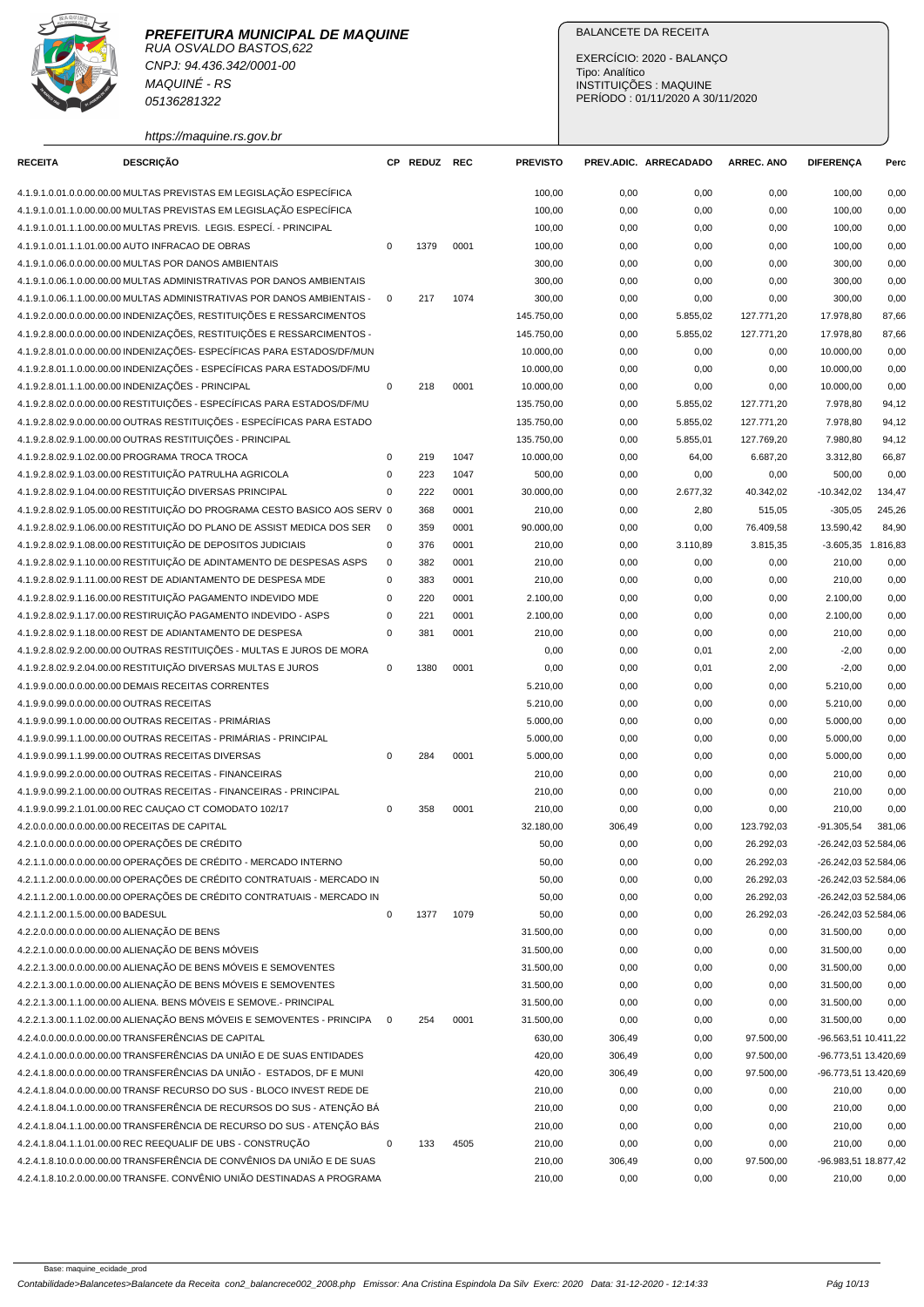**PREFEITURA MUNICIPAL DE MAQUINE**
RUA OSVALDO BASTOS,622
CNPJ: 94.436.342/0001-00
MAQUINÉ - RS
05136281322

https://maquine.rs.gov.br

BALANCETE DA RECEITA

EXERCÍCIO: 2020 - BALANÇO
Tipo: Analítico
INSTITUIÇÕES : MAQUINE
PERÍODO : 01/11/2020 A 30/11/2020

| RECEITA | DESCRIÇÃO | CP | REDUZ | REC | PREVISTO | PREV.ADIC. | ARRECADADO | ARREC. ANO | DIFERENÇA | Perc |
|---|---|---|---|---|---|---|---|---|---|---|
| 4.1.9.1.01.0.0.00.00.00 | MULTAS PREVISTAS EM LEGISLAÇÃO ESPECÍFICA | | | | 100,00 | 0,00 | 0,00 | 0,00 | 100,00 | 0,00 |
| 4.1.9.1.01.1.0.00.00.00 | MULTAS PREVISTAS EM LEGISLAÇÃO ESPECÍFICA | | | | 100,00 | 0,00 | 0,00 | 0,00 | 100,00 | 0,00 |
| 4.1.9.1.01.1.1.00.00.00 | MULTAS PREVIS. LEGIS. ESPECÍ. - PRINCIPAL | | | | 100,00 | 0,00 | 0,00 | 0,00 | 100,00 | 0,00 |
| 4.1.9.1.01.1.1.01.00.00 | AUTO INFRACAO DE OBRAS | 0 | 1379 | 0001 | 100,00 | 0,00 | 0,00 | 0,00 | 100,00 | 0,00 |
| 4.1.9.1.06.0.0.00.00.00 | MULTAS POR DANOS AMBIENTAIS | | | | 300,00 | 0,00 | 0,00 | 0,00 | 300,00 | 0,00 |
| 4.1.9.1.06.1.0.00.00.00 | MULTAS ADMINISTRATIVAS POR DANOS AMBIENTAIS | | | | 300,00 | 0,00 | 0,00 | 0,00 | 300,00 | 0,00 |
| 4.1.9.1.06.1.1.00.00.00 | MULTAS ADMINISTRATIVAS POR DANOS AMBIENTAIS - | 0 | 217 | 1074 | 300,00 | 0,00 | 0,00 | 0,00 | 300,00 | 0,00 |
| 4.1.9.2.00.0.0.00.00.00 | INDENIZAÇÕES, RESTITUIÇÕES E RESSARCIMENTOS | | | | 145.750,00 | 0,00 | 5.855,02 | 127.771,20 | 17.978,80 | 87,66 |
| 4.1.9.2.8.00.0.0.00.00.00 | INDENIZAÇÕES, RESTITUIÇÕES E RESSARCIMENTOS - | | | | 145.750,00 | 0,00 | 5.855,02 | 127.771,20 | 17.978,80 | 87,66 |
| 4.1.9.2.8.01.0.0.00.00.00 | INDENIZAÇÕES- ESPECÍFICAS PARA ESTADOS/DF/MUN | | | | 10.000,00 | 0,00 | 0,00 | 0,00 | 10.000,00 | 0,00 |
| 4.1.9.2.8.01.1.0.00.00.00 | INDENIZAÇÕES - ESPECÍFICAS PARA ESTADOS/DF/MU | | | | 10.000,00 | 0,00 | 0,00 | 0,00 | 10.000,00 | 0,00 |
| 4.1.9.2.8.01.1.1.00.00.00 | INDENIZAÇÕES - PRINCIPAL | 0 | 218 | 0001 | 10.000,00 | 0,00 | 0,00 | 0,00 | 10.000,00 | 0,00 |
| 4.1.9.2.8.02.0.0.00.00.00 | RESTITUIÇÕES - ESPECÍFICAS PARA ESTADOS/DF/MU | | | | 135.750,00 | 0,00 | 5.855,02 | 127.771,20 | 7.978,80 | 94,12 |
| 4.1.9.2.8.02.9.0.00.00.00 | OUTRAS RESTITUIÇÕES - ESPECÍFICAS PARA ESTADO | | | | 135.750,00 | 0,00 | 5.855,02 | 127.771,20 | 7.978,80 | 94,12 |
| 4.1.9.2.8.02.9.1.00.00.00 | OUTRAS RESTITUIÇÕES - PRINCIPAL | | | | 135.750,00 | 0,00 | 5.855,01 | 127.769,20 | 7.980,80 | 94,12 |
| 4.1.9.2.8.02.9.1.02.00.00 | PROGRAMA TROCA TROCA | 0 | 219 | 1047 | 10.000,00 | 0,00 | 64,00 | 6.687,20 | 3.312,80 | 66,87 |
| 4.1.9.2.8.02.9.1.03.00.00 | RESTITUIÇÃO PATRULHA AGRICOLA | 0 | 223 | 1047 | 500,00 | 0,00 | 0,00 | 0,00 | 500,00 | 0,00 |
| 4.1.9.2.8.02.9.1.04.00.00 | RESTITUIÇÃO DIVERSAS PRINCIPAL | 0 | 222 | 0001 | 30.000,00 | 0,00 | 2.677,32 | 40.342,02 | -10.342,02 | 134,47 |
| 4.1.9.2.8.02.9.1.05.00.00 | RESTITUIÇÃO DO PROGRAMA CESTO BASICO AOS SERV | 0 | 368 | 0001 | 210,00 | 0,00 | 2,80 | 515,05 | -305,05 | 245,26 |
| 4.1.9.2.8.02.9.1.06.00.00 | RESTITUIÇÃO DO PLANO DE ASSIST MEDICA DOS SER | 0 | 359 | 0001 | 90.000,00 | 0,00 | 0,00 | 76.409,58 | 13.590,42 | 84,90 |
| 4.1.9.2.8.02.9.1.08.00.00 | RESTITUIÇÃO DE DEPOSITOS JUDICIAIS | 0 | 376 | 0001 | 210,00 | 0,00 | 3.110,89 | 3.815,35 | -3.605,35 | 1.816,83 |
| 4.1.9.2.8.02.9.1.10.00.00 | RESTITUIÇÃO DE ADINTAMENTO DE DESPESAS ASPS | 0 | 382 | 0001 | 210,00 | 0,00 | 0,00 | 0,00 | 210,00 | 0,00 |
| 4.1.9.2.8.02.9.1.11.00.00 | REST DE ADIANTAMENTO DE DESPESA MDE | 0 | 383 | 0001 | 210,00 | 0,00 | 0,00 | 0,00 | 210,00 | 0,00 |
| 4.1.9.2.8.02.9.1.16.00.00 | RESTITUIÇÃO PAGAMENTO INDEVIDO MDE | 0 | 220 | 0001 | 2.100,00 | 0,00 | 0,00 | 0,00 | 2.100,00 | 0,00 |
| 4.1.9.2.8.02.9.1.17.00.00 | RESTIRUIÇÃO PAGAMENTO INDEVIDO - ASPS | 0 | 221 | 0001 | 2.100,00 | 0,00 | 0,00 | 0,00 | 2.100,00 | 0,00 |
| 4.1.9.2.8.02.9.1.18.00.00 | REST DE ADIANTAMENTO DE DESPESA | 0 | 381 | 0001 | 210,00 | 0,00 | 0,00 | 0,00 | 210,00 | 0,00 |
| 4.1.9.2.8.02.9.2.00.00.00 | OUTRAS RESTITUIÇÕES - MULTAS E JUROS DE MORA | | | | 0,00 | 0,00 | 0,01 | 2,00 | -2,00 | 0,00 |
| 4.1.9.2.8.02.9.2.04.00.00 | RESTITUIÇÃO DIVERSAS MULTAS E JUROS | 0 | 1380 | 0001 | 0,00 | 0,00 | 0,01 | 2,00 | -2,00 | 0,00 |
| 4.1.9.9.0.00.0.0.00.00.00 | DEMAIS RECEITAS CORRENTES | | | | 5.210,00 | 0,00 | 0,00 | 0,00 | 5.210,00 | 0,00 |
| 4.1.9.9.0.99.0.0.00.00.00 | OUTRAS RECEITAS | | | | 5.210,00 | 0,00 | 0,00 | 0,00 | 5.210,00 | 0,00 |
| 4.1.9.9.0.99.1.0.00.00.00 | OUTRAS RECEITAS - PRIMÁRIAS | | | | 5.000,00 | 0,00 | 0,00 | 0,00 | 5.000,00 | 0,00 |
| 4.1.9.9.0.99.1.1.00.00.00 | OUTRAS RECEITAS - PRIMÁRIAS - PRINCIPAL | | | | 5.000,00 | 0,00 | 0,00 | 0,00 | 5.000,00 | 0,00 |
| 4.1.9.9.0.99.1.1.99.00.00 | OUTRAS RECEITAS DIVERSAS | 0 | 284 | 0001 | 5.000,00 | 0,00 | 0,00 | 0,00 | 5.000,00 | 0,00 |
| 4.1.9.9.0.99.2.0.00.00.00 | OUTRAS RECEITAS - FINANCEIRAS | | | | 210,00 | 0,00 | 0,00 | 0,00 | 210,00 | 0,00 |
| 4.1.9.9.0.99.2.1.00.00.00 | OUTRAS RECEITAS - FINANCEIRAS - PRINCIPAL | | | | 210,00 | 0,00 | 0,00 | 0,00 | 210,00 | 0,00 |
| 4.1.9.9.0.99.2.1.01.00.00 | REC CAUÇAO CT COMODATO 102/17 | 0 | 358 | 0001 | 210,00 | 0,00 | 0,00 | 0,00 | 210,00 | 0,00 |
| 4.2.0.0.0.00.0.0.00.00.00 | RECEITAS DE CAPITAL | | | | 32.180,00 | 306,49 | 0,00 | 123.792,03 | -91.305,54 | 381,06 |
| 4.2.1.0.0.00.0.0.00.00.00 | OPERAÇÕES DE CRÉDITO | | | | 50,00 | 0,00 | 0,00 | 26.292,03 | -26.242,03 | 52.584,06 |
| 4.2.1.1.0.00.0.0.00.00.00 | OPERAÇÕES DE CRÉDITO - MERCADO INTERNO | | | | 50,00 | 0,00 | 0,00 | 26.292,03 | -26.242,03 | 52.584,06 |
| 4.2.1.1.2.00.0.0.00.00.00 | OPERAÇÕES DE CRÉDITO CONTRATUAIS - MERCADO IN | | | | 50,00 | 0,00 | 0,00 | 26.292,03 | -26.242,03 | 52.584,06 |
| 4.2.1.1.2.00.1.0.00.00.00 | OPERAÇÕES DE CRÉDITO CONTRATUAIS - MERCADO IN | | | | 50,00 | 0,00 | 0,00 | 26.292,03 | -26.242,03 | 52.584,06 |
| 4.2.1.1.2.00.1.5.00.00.00 | BADESUL | 0 | 1377 | 1079 | 50,00 | 0,00 | 0,00 | 26.292,03 | -26.242,03 | 52.584,06 |
| 4.2.2.0.0.00.0.0.00.00.00 | ALIENAÇÃO DE BENS | | | | 31.500,00 | 0,00 | 0,00 | 0,00 | 31.500,00 | 0,00 |
| 4.2.2.1.0.00.0.0.00.00.00 | ALIENAÇÃO DE BENS MÓVEIS | | | | 31.500,00 | 0,00 | 0,00 | 0,00 | 31.500,00 | 0,00 |
| 4.2.2.1.3.00.0.0.00.00.00 | ALIENAÇÃO DE BENS MÓVEIS E SEMOVENTES | | | | 31.500,00 | 0,00 | 0,00 | 0,00 | 31.500,00 | 0,00 |
| 4.2.2.1.3.00.1.0.00.00.00 | ALIENAÇÃO DE BENS MÓVEIS E SEMOVENTES | | | | 31.500,00 | 0,00 | 0,00 | 0,00 | 31.500,00 | 0,00 |
| 4.2.2.1.3.00.1.1.00.00.00 | ALIENA. BENS MÓVEIS E SEMOVE.- PRINCIPAL | | | | 31.500,00 | 0,00 | 0,00 | 0,00 | 31.500,00 | 0,00 |
| 4.2.2.1.3.00.1.1.02.00.00 | ALIENAÇÃO BENS MÓVEIS E SEMOVENTES - PRINCIPA | 0 | 254 | 0001 | 31.500,00 | 0,00 | 0,00 | 0,00 | 31.500,00 | 0,00 |
| 4.2.4.0.0.00.0.0.00.00.00 | TRANSFERÊNCIAS DE CAPITAL | | | | 630,00 | 306,49 | 0,00 | 97.500,00 | -96.563,51 | 10.411,22 |
| 4.2.4.1.0.00.0.0.00.00.00 | TRANSFERÊNCIAS DA UNIÃO E DE SUAS ENTIDADES | | | | 420,00 | 306,49 | 0,00 | 97.500,00 | -96.773,51 | 13.420,69 |
| 4.2.4.1.8.00.0.0.00.00.00 | TRANSFERÊNCIAS DA UNIÃO - ESTADOS, DF E MUNI | | | | 420,00 | 306,49 | 0,00 | 97.500,00 | -96.773,51 | 13.420,69 |
| 4.2.4.1.8.04.0.0.00.00.00 | TRANSF RECURSO DO SUS - BLOCO INVEST REDE DE | | | | 210,00 | 0,00 | 0,00 | 0,00 | 210,00 | 0,00 |
| 4.2.4.1.8.04.1.0.00.00.00 | TRANSFERÊNCIA DE RECURSOS DO SUS - ATENÇÃO BÁ | | | | 210,00 | 0,00 | 0,00 | 0,00 | 210,00 | 0,00 |
| 4.2.4.1.8.04.1.1.00.00.00 | TRANSFERÊNCIA DE RECURSO DO SUS - ATENÇÃO BÁS | | | | 210,00 | 0,00 | 0,00 | 0,00 | 210,00 | 0,00 |
| 4.2.4.1.8.04.1.1.01.00.00 | REC REEQUALIF DE UBS - CONSTRUÇÃO | 0 | 133 | 4505 | 210,00 | 0,00 | 0,00 | 0,00 | 210,00 | 0,00 |
| 4.2.4.1.8.10.0.0.00.00.00 | TRANSFERÊNCIA DE CONVÊNIOS DA UNIÃO E DE SUAS | | | | 210,00 | 306,49 | 0,00 | 97.500,00 | -96.983,51 | 18.877,42 |
| 4.2.4.1.8.10.2.0.00.00.00 | TRANSFE. CONVÊNIO UNIÃO DESTINADAS A PROGRAMA | | | | 210,00 | 0,00 | 0,00 | 0,00 | 210,00 | 0,00 |

Base: maquine_ecidade_prod

Contabilidade>Balancetes>Balancete da Receita con2_balancrece002_2008.php Emissor: Ana Cristina Espindola Da Silv Exerc: 2020 Data: 31-12-2020 - 12:14:33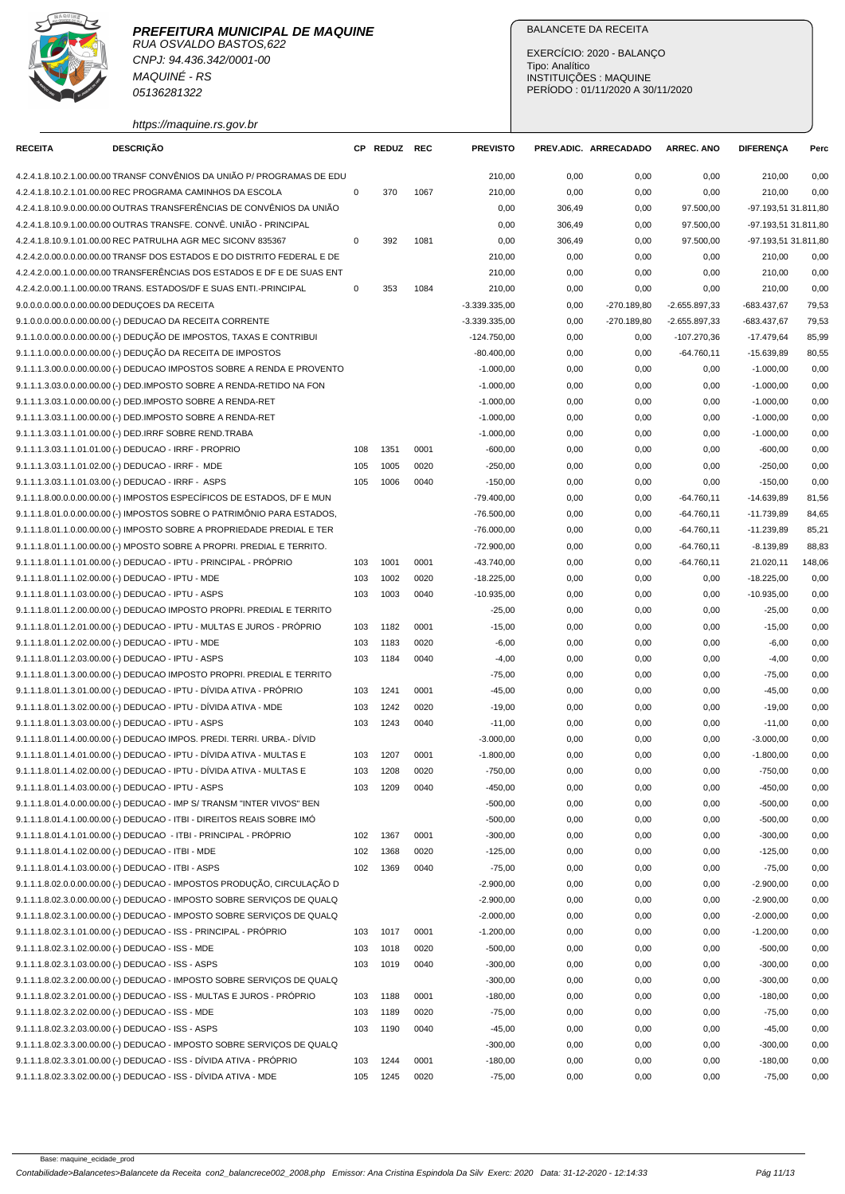**PREFEITURA MUNICIPAL DE MAQUINE**
RUA OSVALDO BASTOS,622
CNPJ: 94.436.342/0001-00
MAQUINÉ - RS
05136281322

https://maquine.rs.gov.br

BALANCETE DA RECEITA

EXERCÍCIO: 2020 - BALANÇO
Tipo: Analítico
INSTITUIÇÕES : MAQUINE
PERÍODO : 01/11/2020 A 30/11/2020

| RECEITA | DESCRIÇÃO | CP | REDUZ | REC | PREVISTO | PREV.ADIC. | ARRECADADO | ARREC. ANO | DIFERENÇA | Perc |
|---|---|---|---|---|---|---|---|---|---|---|
| 4.2.4.1.8.10.2.1.00.00.00 | TRANSF CONVÊNIOS DA UNIÃO P/ PROGRAMAS DE EDU | | | | 210,00 | 0,00 | 0,00 | 0,00 | 210,00 | 0,00 |
| 4.2.4.1.8.10.2.1.01.00.00 | REC PROGRAMA CAMINHOS DA ESCOLA | 0 | 370 | 1067 | 210,00 | 0,00 | 0,00 | 0,00 | 210,00 | 0,00 |
| 4.2.4.1.8.10.9.0.00.00.00 | OUTRAS TRANSFERÊNCIAS DE CONVÊNIOS DA UNIÃO | | | | 0,00 | 306,49 | 0,00 | 97.500,00 | -97.193,51 | 31.811,80 |
| 4.2.4.1.8.10.9.1.00.00.00 | OUTRAS TRANSFE. CONVÊ. UNIÃO - PRINCIPAL | | | | 0,00 | 306,49 | 0,00 | 97.500,00 | -97.193,51 | 31.811,80 |
| 4.2.4.1.8.10.9.1.01.00.00 | REC PATRULHA AGR MEC SICONV 835367 | 0 | 392 | 1081 | 0,00 | 306,49 | 0,00 | 97.500,00 | -97.193,51 | 31.811,80 |
| 4.2.4.2.0.00.0.0.00.00.00 | TRANSF DOS ESTADOS E DO DISTRITO FEDERAL E DE | | | | 210,00 | 0,00 | 0,00 | 0,00 | 210,00 | 0,00 |
| 4.2.4.2.0.00.1.0.00.00.00 | TRANSFERÊNCIAS DOS ESTADOS E DF E DE SUAS ENT | | | | 210,00 | 0,00 | 0,00 | 0,00 | 210,00 | 0,00 |
| 4.2.4.2.0.00.1.1.00.00.00 | TRANS. ESTADOS/DF E SUAS ENTI.-PRINCIPAL | 0 | 353 | 1084 | 210,00 | 0,00 | 0,00 | 0,00 | 210,00 | 0,00 |
| 9.0.0.0.0.00.0.0.00.00.00 | DEDUÇOES DA RECEITA | | | | -3.339.335,00 | 0,00 | -270.189,80 | -2.655.897,33 | -683.437,67 | 79,53 |
| 9.1.0.0.0.00.0.0.00.00.00 | (-) DEDUCAO DA RECEITA CORRENTE | | | | -3.339.335,00 | 0,00 | -270.189,80 | -2.655.897,33 | -683.437,67 | 79,53 |
| 9.1.1.0.0.00.0.0.00.00.00 | (-) DEDUÇÃO DE IMPOSTOS, TAXAS E CONTRIBUI | | | | -124.750,00 | 0,00 | 0,00 | -107.270,36 | -17.479,64 | 85,99 |
| 9.1.1.1.0.00.0.0.00.00.00 | (-) DEDUÇÃO DA RECEITA DE IMPOSTOS | | | | -80.400,00 | 0,00 | 0,00 | -64.760,11 | -15.639,89 | 80,55 |
| 9.1.1.1.3.00.0.0.00.00.00 | (-) DEDUCAO IMPOSTOS SOBRE A RENDA E PROVENTO | | | | -1.000,00 | 0,00 | 0,00 | 0,00 | -1.000,00 | 0,00 |
| 9.1.1.1.3.03.0.0.00.00.00 | (-) DED.IMPOSTO SOBRE A RENDA-RETIDO NA FON | | | | -1.000,00 | 0,00 | 0,00 | 0,00 | -1.000,00 | 0,00 |
| 9.1.1.1.3.03.1.0.00.00.00 | (-) DED.IMPOSTO SOBRE A RENDA-RET | | | | -1.000,00 | 0,00 | 0,00 | 0,00 | -1.000,00 | 0,00 |
| 9.1.1.1.3.03.1.1.00.00.00 | (-) DED.IMPOSTO SOBRE A RENDA-RET | | | | -1.000,00 | 0,00 | 0,00 | 0,00 | -1.000,00 | 0,00 |
| 9.1.1.1.3.03.1.1.01.00.00 | (-) DED.IRRF SOBRE REND.TRABA | | | | -1.000,00 | 0,00 | 0,00 | 0,00 | -1.000,00 | 0,00 |
| 9.1.1.1.3.03.1.1.01.01.00 | (-) DEDUCAO - IRRF - PROPRIO | 108 | 1351 | 0001 | -600,00 | 0,00 | 0,00 | 0,00 | -600,00 | 0,00 |
| 9.1.1.1.3.03.1.1.01.02.00 | (-) DEDUCAO - IRRF - MDE | 105 | 1005 | 0020 | -250,00 | 0,00 | 0,00 | 0,00 | -250,00 | 0,00 |
| 9.1.1.1.3.03.1.1.01.03.00 | (-) DEDUCAO - IRRF - ASPS | 105 | 1006 | 0040 | -150,00 | 0,00 | 0,00 | 0,00 | -150,00 | 0,00 |
| 9.1.1.1.8.00.0.0.00.00.00 | (-) IMPOSTOS ESPECÍFICOS DE ESTADOS, DF E MUN | | | | -79.400,00 | 0,00 | 0,00 | -64.760,11 | -14.639,89 | 81,56 |
| 9.1.1.1.8.01.0.0.00.00.00 | (-) IMPOSTOS SOBRE O PATRIMÔNIO PARA ESTADOS, | | | | -76.500,00 | 0,00 | 0,00 | -64.760,11 | -11.739,89 | 84,65 |
| 9.1.1.1.8.01.1.0.00.00.00 | (-) IMPOSTO SOBRE A PROPRIEDADE PREDIAL E TER | | | | -76.000,00 | 0,00 | 0,00 | -64.760,11 | -11.239,89 | 85,21 |
| 9.1.1.1.8.01.1.1.00.00.00 | (-) MPOSTO SOBRE A PROPRI. PREDIAL E TERRITO. | | | | -72.900,00 | 0,00 | 0,00 | -64.760,11 | -8.139,89 | 88,83 |
| 9.1.1.1.8.01.1.1.01.00.00 | (-) DEDUCAO - IPTU - PRINCIPAL - PRÓPRIO | 103 | 1001 | 0001 | -43.740,00 | 0,00 | 0,00 | -64.760,11 | 21.020,11 | 148,06 |
| 9.1.1.1.8.01.1.1.02.00.00 | (-) DEDUCAO - IPTU - MDE | 103 | 1002 | 0020 | -18.225,00 | 0,00 | 0,00 | 0,00 | -18.225,00 | 0,00 |
| 9.1.1.1.8.01.1.1.03.00.00 | (-) DEDUCAO - IPTU - ASPS | 103 | 1003 | 0040 | -10.935,00 | 0,00 | 0,00 | 0,00 | -10.935,00 | 0,00 |
| 9.1.1.1.8.01.1.2.00.00.00 | (-) DEDUCAO IMPOSTO PROPRI. PREDIAL E TERRITO | | | | -25,00 | 0,00 | 0,00 | 0,00 | -25,00 | 0,00 |
| 9.1.1.1.8.01.1.2.01.00.00 | (-) DEDUCAO - IPTU - MULTAS E JUROS - PRÓPRIO | 103 | 1182 | 0001 | -15,00 | 0,00 | 0,00 | 0,00 | -15,00 | 0,00 |
| 9.1.1.1.8.01.1.2.02.00.00 | (-) DEDUCAO - IPTU - MDE | 103 | 1183 | 0020 | -6,00 | 0,00 | 0,00 | 0,00 | -6,00 | 0,00 |
| 9.1.1.1.8.01.1.2.03.00.00 | (-) DEDUCAO - IPTU - ASPS | 103 | 1184 | 0040 | -4,00 | 0,00 | 0,00 | 0,00 | -4,00 | 0,00 |
| 9.1.1.1.8.01.1.3.00.00.00 | (-) DEDUCAO IMPOSTO PROPRI. PREDIAL E TERRITO | | | | -75,00 | 0,00 | 0,00 | 0,00 | -75,00 | 0,00 |
| 9.1.1.1.8.01.1.3.01.00.00 | (-) DEDUCAO - IPTU - DÍVIDA ATIVA - PRÓPRIO | 103 | 1241 | 0001 | -45,00 | 0,00 | 0,00 | 0,00 | -45,00 | 0,00 |
| 9.1.1.1.8.01.1.3.02.00.00 | (-) DEDUCAO - IPTU - DÍVIDA ATIVA - MDE | 103 | 1242 | 0020 | -19,00 | 0,00 | 0,00 | 0,00 | -19,00 | 0,00 |
| 9.1.1.1.8.01.1.3.03.00.00 | (-) DEDUCAO - IPTU - ASPS | 103 | 1243 | 0040 | -11,00 | 0,00 | 0,00 | 0,00 | -11,00 | 0,00 |
| 9.1.1.1.8.01.1.4.00.00.00 | (-) DEDUCAO IMPOS. PREDI. TERRI. URBA.- DÍVID | | | | -3.000,00 | 0,00 | 0,00 | 0,00 | -3.000,00 | 0,00 |
| 9.1.1.1.8.01.1.4.01.00.00 | (-) DEDUCAO - IPTU - DÍVIDA ATIVA - MULTAS E | 103 | 1207 | 0001 | -1.800,00 | 0,00 | 0,00 | 0,00 | -1.800,00 | 0,00 |
| 9.1.1.1.8.01.1.4.02.00.00 | (-) DEDUCAO - IPTU - DÍVIDA ATIVA - MULTAS E | 103 | 1208 | 0020 | -750,00 | 0,00 | 0,00 | 0,00 | -750,00 | 0,00 |
| 9.1.1.1.8.01.1.4.03.00.00 | (-) DEDUCAO - IPTU - ASPS | 103 | 1209 | 0040 | -450,00 | 0,00 | 0,00 | 0,00 | -450,00 | 0,00 |
| 9.1.1.1.8.01.4.0.00.00.00 | (-) DEDUCAO - IMP S/ TRANSM "INTER VIVOS" BEN | | | | -500,00 | 0,00 | 0,00 | 0,00 | -500,00 | 0,00 |
| 9.1.1.1.8.01.4.1.00.00.00 | (-) DEDUCAO - ITBI - DIREITOS REAIS SOBRE IMÓ | | | | -500,00 | 0,00 | 0,00 | 0,00 | -500,00 | 0,00 |
| 9.1.1.1.8.01.4.1.01.00.00 | (-) DEDUCAO - ITBI - PRINCIPAL - PRÓPRIO | 102 | 1367 | 0001 | -300,00 | 0,00 | 0,00 | 0,00 | -300,00 | 0,00 |
| 9.1.1.1.8.01.4.1.02.00.00 | (-) DEDUCAO - ITBI - MDE | 102 | 1368 | 0020 | -125,00 | 0,00 | 0,00 | 0,00 | -125,00 | 0,00 |
| 9.1.1.1.8.01.4.1.03.00.00 | (-) DEDUCAO - ITBI - ASPS | 102 | 1369 | 0040 | -75,00 | 0,00 | 0,00 | 0,00 | -75,00 | 0,00 |
| 9.1.1.1.8.02.0.0.00.00.00 | (-) DEDUCAO - IMPOSTOS PRODUÇÃO, CIRCULAÇÃO D | | | | -2.900,00 | 0,00 | 0,00 | 0,00 | -2.900,00 | 0,00 |
| 9.1.1.1.8.02.3.0.00.00.00 | (-) DEDUCAO - IMPOSTO SOBRE SERVIÇOS DE QUALQ | | | | -2.900,00 | 0,00 | 0,00 | 0,00 | -2.900,00 | 0,00 |
| 9.1.1.1.8.02.3.1.00.00.00 | (-) DEDUCAO - IMPOSTO SOBRE SERVIÇOS DE QUALQ | | | | -2.000,00 | 0,00 | 0,00 | 0,00 | -2.000,00 | 0,00 |
| 9.1.1.1.8.02.3.1.01.00.00 | (-) DEDUCAO - ISS - PRINCIPAL - PRÓPRIO | 103 | 1017 | 0001 | -1.200,00 | 0,00 | 0,00 | 0,00 | -1.200,00 | 0,00 |
| 9.1.1.1.8.02.3.1.02.00.00 | (-) DEDUCAO - ISS - MDE | 103 | 1018 | 0020 | -500,00 | 0,00 | 0,00 | 0,00 | -500,00 | 0,00 |
| 9.1.1.1.8.02.3.1.03.00.00 | (-) DEDUCAO - ISS - ASPS | 103 | 1019 | 0040 | -300,00 | 0,00 | 0,00 | 0,00 | -300,00 | 0,00 |
| 9.1.1.1.8.02.3.2.00.00.00 | (-) DEDUCAO - IMPOSTO SOBRE SERVIÇOS DE QUALQ | | | | -300,00 | 0,00 | 0,00 | 0,00 | -300,00 | 0,00 |
| 9.1.1.1.8.02.3.2.01.00.00 | (-) DEDUCAO - ISS - MULTAS E JUROS - PRÓPRIO | 103 | 1188 | 0001 | -180,00 | 0,00 | 0,00 | 0,00 | -180,00 | 0,00 |
| 9.1.1.1.8.02.3.2.02.00.00 | (-) DEDUCAO - ISS - MDE | 103 | 1189 | 0020 | -75,00 | 0,00 | 0,00 | 0,00 | -75,00 | 0,00 |
| 9.1.1.1.8.02.3.2.03.00.00 | (-) DEDUCAO - ISS - ASPS | 103 | 1190 | 0040 | -45,00 | 0,00 | 0,00 | 0,00 | -45,00 | 0,00 |
| 9.1.1.1.8.02.3.3.00.00.00 | (-) DEDUCAO - IMPOSTO SOBRE SERVIÇOS DE QUALQ | | | | -300,00 | 0,00 | 0,00 | 0,00 | -300,00 | 0,00 |
| 9.1.1.1.8.02.3.3.01.00.00 | (-) DEDUCAO - ISS - DÍVIDA ATIVA - PRÓPRIO | 103 | 1244 | 0001 | -180,00 | 0,00 | 0,00 | 0,00 | -180,00 | 0,00 |
| 9.1.1.1.8.02.3.3.02.00.00 | (-) DEDUCAO - ISS - DÍVIDA ATIVA - MDE | 105 | 1245 | 0020 | -75,00 | 0,00 | 0,00 | 0,00 | -75,00 | 0,00 |

Base: maquine_ecidade_prod

Contabilidade>Balancetes>Balancete da Receita con2_balancrece002_2008.php Emissor: Ana Cristina Espindola Da Silv Exerc: 2020 Data: 31-12-2020 - 12:14:33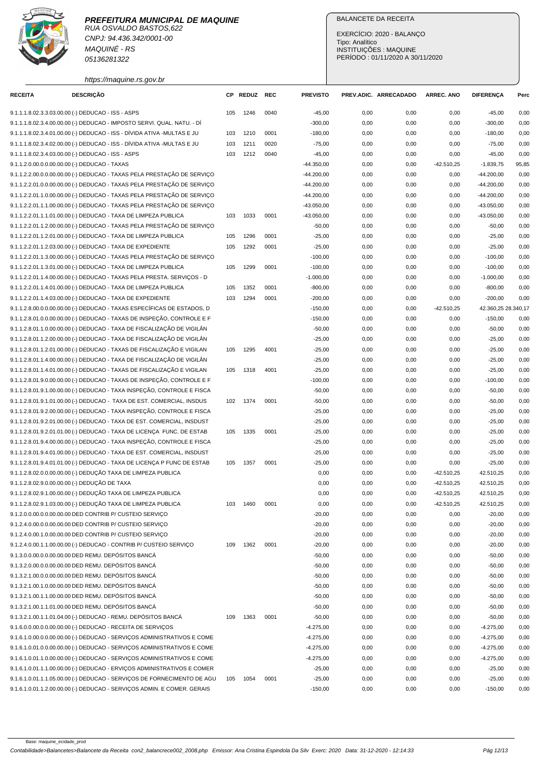**PREFEITURA MUNICIPAL DE MAQUINE**
RUA OSVALDO BASTOS,622
CNPJ: 94.436.342/0001-00
MAQUINÉ - RS
05136281322
https://maquine.rs.gov.br

BALANCETE DA RECEITA

EXERCÍCIO: 2020 - BALANÇO
Tipo: Analítico
INSTITUIÇÕES : MAQUINE
PERÍODO : 01/11/2020 A 30/11/2020

| RECEITA | DESCRIÇÃO | CP | REDUZ | REC | PREVISTO | PREV.ADIC. | ARRECADADO | ARREC. ANO | DIFERENÇA | Perc |
|---|---|---|---|---|---|---|---|---|---|---|
| 9.1.1.1.8.02.3.3.03.00.00 | (-) DEDUCAO - ISS - ASPS | 105 | 1246 | 0040 | -45,00 | 0,00 | 0,00 | 0,00 | -45,00 | 0,00 |
| 9.1.1.1.8.02.3.4.00.00.00 | (-) DEDUCAO - IMPOSTO SERVI. QUAL. NATU. - DÍ | | | | -300,00 | 0,00 | 0,00 | 0,00 | -300,00 | 0,00 |
| 9.1.1.1.8.02.3.4.01.00.00 | (-) DEDUCAO - ISS - DÍVIDA ATIVA -MULTAS E JU | 103 | 1210 | 0001 | -180,00 | 0,00 | 0,00 | 0,00 | -180,00 | 0,00 |
| 9.1.1.1.8.02.3.4.02.00.00 | (-) DEDUCAO - ISS - DÍVIDA ATIVA -MULTAS E JU | 103 | 1211 | 0020 | -75,00 | 0,00 | 0,00 | 0,00 | -75,00 | 0,00 |
| 9.1.1.1.8.02.3.4.03.00.00 | (-) DEDUCAO - ISS - ASPS | 103 | 1212 | 0040 | -45,00 | 0,00 | 0,00 | 0,00 | -45,00 | 0,00 |
| 9.1.1.2.0.00.0.0.00.00.00 | (-) DEDUCAO - TAXAS | | | | -44.350,00 | 0,00 | 0,00 | -42.510,25 | -1.839,75 | 95,85 |
| 9.1.1.2.2.00.0.0.00.00.00 | (-) DEDUCAO - TAXAS PELA PRESTAÇÃO DE SERVIÇO | | | | -44.200,00 | 0,00 | 0,00 | 0,00 | -44.200,00 | 0,00 |
| 9.1.1.2.2.01.0.0.00.00.00 | (-) DEDUCAO - TAXAS PELA PRESTAÇÃO DE SERVIÇO | | | | -44.200,00 | 0,00 | 0,00 | 0,00 | -44.200,00 | 0,00 |
| 9.1.1.2.2.01.1.0.00.00.00 | (-) DEDUCAO - TAXAS PELA PRESTAÇÃO DE SERVIÇO | | | | -44.200,00 | 0,00 | 0,00 | 0,00 | -44.200,00 | 0,00 |
| 9.1.1.2.2.01.1.1.00.00.00 | (-) DEDUCAO - TAXAS PELA PRESTAÇÃO DE SERVIÇO | | | | -43.050,00 | 0,00 | 0,00 | 0,00 | -43.050,00 | 0,00 |
| 9.1.1.2.2.01.1.1.01.00.00 | (-) DEDUCAO - TAXA DE LIMPEZA PUBLICA | 103 | 1033 | 0001 | -43.050,00 | 0,00 | 0,00 | 0,00 | -43.050,00 | 0,00 |
| 9.1.1.2.2.01.1.2.00.00.00 | (-) DEDUCAO - TAXAS PELA PRESTAÇÃO DE SERVIÇO | | | | -50,00 | 0,00 | 0,00 | 0,00 | -50,00 | 0,00 |
| 9.1.1.2.2.01.1.2.01.00.00 | (-) DEDUCAO - TAXA DE LIMPEZA PUBLICA | 105 | 1296 | 0001 | -25,00 | 0,00 | 0,00 | 0,00 | -25,00 | 0,00 |
| 9.1.1.2.2.01.1.2.03.00.00 | (-) DEDUCAO - TAXA DE EXPEDIENTE | 105 | 1292 | 0001 | -25,00 | 0,00 | 0,00 | 0,00 | -25,00 | 0,00 |
| 9.1.1.2.2.01.1.3.00.00.00 | (-) DEDUCAO - TAXAS PELA PRESTAÇÃO DE SERVIÇO | | | | -100,00 | 0,00 | 0,00 | 0,00 | -100,00 | 0,00 |
| 9.1.1.2.2.01.1.3.01.00.00 | (-) DEDUCAO - TAXA DE LIMPEZA PUBLICA | 105 | 1299 | 0001 | -100,00 | 0,00 | 0,00 | 0,00 | -100,00 | 0,00 |
| 9.1.1.2.2.01.1.4.00.00.00 | (-) DEDUCAO - TAXAS PELA PRESTA. SERVIÇOS - D | | | | -1.000,00 | 0,00 | 0,00 | 0,00 | -1.000,00 | 0,00 |
| 9.1.1.2.2.01.1.4.01.00.00 | (-) DEDUCAO - TAXA DE LIMPEZA PUBLICA | 105 | 1352 | 0001 | -800,00 | 0,00 | 0,00 | 0,00 | -800,00 | 0,00 |
| 9.1.1.2.2.01.1.4.03.00.00 | (-) DEDUCAO - TAXA DE EXPEDIENTE | 103 | 1294 | 0001 | -200,00 | 0,00 | 0,00 | 0,00 | -200,00 | 0,00 |
| 9.1.1.2.8.00.0.0.00.00.00 | (-) DEDUCAO - TAXAS ESPECÍFICAS DE ESTADOS, D | | | | -150,00 | 0,00 | 0,00 | -42.510,25 | 42.360,25 | 28.340,17 |
| 9.1.1.2.8.01.0.0.00.00.00 | (-) DEDUCAO - TAXAS DE INSPEÇÃO, CONTROLE E F | | | | -150,00 | 0,00 | 0,00 | 0,00 | -150,00 | 0,00 |
| 9.1.1.2.8.01.1.0.00.00.00 | (-) DEDUCAO - TAXA DE FISCALIZAÇÃO DE VIGILÂN | | | | -50,00 | 0,00 | 0,00 | 0,00 | -50,00 | 0,00 |
| 9.1.1.2.8.01.1.2.00.00.00 | (-) DEDUCAO - TAXA DE FISCALIZAÇÃO DE VIGILÂN | | | | -25,00 | 0,00 | 0,00 | 0,00 | -25,00 | 0,00 |
| 9.1.1.2.8.01.1.2.01.00.00 | (-) DEDUCAO - TAXAS DE FISCALIZAÇÃO E VIGILAN | 105 | 1295 | 4001 | -25,00 | 0,00 | 0,00 | 0,00 | -25,00 | 0,00 |
| 9.1.1.2.8.01.1.4.00.00.00 | (-) DEDUCAO - TAXA DE FISCALIZAÇÃO DE VIGILÂN | | | | -25,00 | 0,00 | 0,00 | 0,00 | -25,00 | 0,00 |
| 9.1.1.2.8.01.1.4.01.00.00 | (-) DEDUCAO - TAXAS DE FISCALIZAÇÃO E VIGILAN | 105 | 1318 | 4001 | -25,00 | 0,00 | 0,00 | 0,00 | -25,00 | 0,00 |
| 9.1.1.2.8.01.9.0.00.00.00 | (-) DEDUCAO - TAXAS DE INSPEÇÃO, CONTROLE E F | | | | -100,00 | 0,00 | 0,00 | 0,00 | -100,00 | 0,00 |
| 9.1.1.2.8.01.9.1.00.00.00 | (-) DEDUCAO - TAXA INSPEÇÃO, CONTROLE E FISCA | | | | -50,00 | 0,00 | 0,00 | 0,00 | -50,00 | 0,00 |
| 9.1.1.2.8.01.9.1.01.00.00 | (-) DEDUCAO - TAXA DE EST. COMERCIAL, INSDUS | 102 | 1374 | 0001 | -50,00 | 0,00 | 0,00 | 0,00 | -50,00 | 0,00 |
| 9.1.1.2.8.01.9.2.00.00.00 | (-) DEDUCAO - TAXA INSPEÇÃO, CONTROLE E FISCA | | | | -25,00 | 0,00 | 0,00 | 0,00 | -25,00 | 0,00 |
| 9.1.1.2.8.01.9.2.01.00.00 | (-) DEDUCAO - TAXA DE EST. COMERCIAL, INSDUST | | | | -25,00 | 0,00 | 0,00 | 0,00 | -25,00 | 0,00 |
| 9.1.1.2.8.01.9.2.01.01.00 | (-) DEDUCAO - TAXA DE LICENÇA FUNC. DE ESTAB | 105 | 1335 | 0001 | -25,00 | 0,00 | 0,00 | 0,00 | -25,00 | 0,00 |
| 9.1.1.2.8.01.9.4.00.00.00 | (-) DEDUCAO - TAXA INSPEÇÃO, CONTROLE E FISCA | | | | -25,00 | 0,00 | 0,00 | 0,00 | -25,00 | 0,00 |
| 9.1.1.2.8.01.9.4.01.00.00 | (-) DEDUCAO - TAXA DE EST. COMERCIAL, INSDUST | | | | -25,00 | 0,00 | 0,00 | 0,00 | -25,00 | 0,00 |
| 9.1.1.2.8.01.9.4.01.01.00 | (-) DEDUCAO - TAXA DE LICENÇA P FUNC DE ESTAB | 105 | 1357 | 0001 | -25,00 | 0,00 | 0,00 | 0,00 | -25,00 | 0,00 |
| 9.1.1.2.8.02.0.0.00.00.00 | (-) DEDUÇÃO TAXA DE LIMPEZA PUBLICA | | | | 0,00 | 0,00 | 0,00 | -42.510,25 | 42.510,25 | 0,00 |
| 9.1.1.2.8.02.9.0.00.00.00 | (-) DEDUÇÃO DE TAXA | | | | 0,00 | 0,00 | 0,00 | -42.510,25 | 42.510,25 | 0,00 |
| 9.1.1.2.8.02.9.1.00.00.00 | (-) DEDUÇÃO TAXA DE LIMPEZA PUBLICA | | | | 0,00 | 0,00 | 0,00 | -42.510,25 | 42.510,25 | 0,00 |
| 9.1.1.2.8.02.9.1.03.00.00 | (-) DEDUÇÃO TAXA DE LIMPEZA PUBLICA | 103 | 1460 | 0001 | 0,00 | 0,00 | 0,00 | -42.510,25 | 42.510,25 | 0,00 |
| 9.1.2.0.0.00.0.0.00.00.00 | DED CONTRIB P/ CUSTEIO SERVIÇO | | | | -20,00 | 0,00 | 0,00 | 0,00 | -20,00 | 0,00 |
| 9.1.2.4.0.00.0.0.00.00.00 | DED CONTRIB P/ CUSTEIO SERVIÇO | | | | -20,00 | 0,00 | 0,00 | 0,00 | -20,00 | 0,00 |
| 9.1.2.4.0.00.1.0.00.00.00 | DED CONTRIB P/ CUSTEIO SERVIÇO | | | | -20,00 | 0,00 | 0,00 | 0,00 | -20,00 | 0,00 |
| 9.1.2.4.0.00.1.1.00.00.00 | (-) DEDUCAO - CONTRIB P/ CUSTEIO SERVIÇO | 109 | 1362 | 0001 | -20,00 | 0,00 | 0,00 | 0,00 | -20,00 | 0,00 |
| 9.1.3.0.0.00.0.0.00.00.00 | DED REMU. DEPÓSITOS BANCÁ | | | | -50,00 | 0,00 | 0,00 | 0,00 | -50,00 | 0,00 |
| 9.1.3.2.0.00.0.0.00.00.00 | DED REMU. DEPÓSITOS BANCÁ | | | | -50,00 | 0,00 | 0,00 | 0,00 | -50,00 | 0,00 |
| 9.1.3.2.1.00.0.0.00.00.00 | DED REMU. DEPÓSITOS BANCÁ | | | | -50,00 | 0,00 | 0,00 | 0,00 | -50,00 | 0,00 |
| 9.1.3.2.1.00.1.0.00.00.00 | DED REMU. DEPÓSITOS BANCÁ | | | | -50,00 | 0,00 | 0,00 | 0,00 | -50,00 | 0,00 |
| 9.1.3.2.1.00.1.1.00.00.00 | DED REMU. DEPÓSITOS BANCÁ | | | | -50,00 | 0,00 | 0,00 | 0,00 | -50,00 | 0,00 |
| 9.1.3.2.1.00.1.1.01.00.00 | DED REMU. DEPÓSITOS BANCÁ | | | | -50,00 | 0,00 | 0,00 | 0,00 | -50,00 | 0,00 |
| 9.1.3.2.1.00.1.1.01.04.00 | (-) DEDUCAO - REMU. DEPÓSITOS BANCÁ | 109 | 1363 | 0001 | -50,00 | 0,00 | 0,00 | 0,00 | -50,00 | 0,00 |
| 9.1.6.0.0.00.0.0.00.00.00 | (-) DEDUCAO - RECEITA DE SERVIÇOS | | | | -4.275,00 | 0,00 | 0,00 | 0,00 | -4.275,00 | 0,00 |
| 9.1.6.1.0.00.0.0.00.00.00 | (-) DEDUCAO - SERVIÇOS ADMINISTRATIVOS E COME | | | | -4.275,00 | 0,00 | 0,00 | 0,00 | -4.275,00 | 0,00 |
| 9.1.6.1.0.01.0.0.00.00.00 | (-) DEDUCAO - SERVIÇOS ADMINISTRATIVOS E COME | | | | -4.275,00 | 0,00 | 0,00 | 0,00 | -4.275,00 | 0,00 |
| 9.1.6.1.0.01.1.0.00.00.00 | (-) DEDUCAO - SERVIÇOS ADMINISTRATIVOS E COME | | | | -4.275,00 | 0,00 | 0,00 | 0,00 | -4.275,00 | 0,00 |
| 9.1.6.1.0.01.1.1.00.00.00 | (-) DEDUCAO - ERVIÇOS ADMINISTRATIVOS E COMER | | | | -25,00 | 0,00 | 0,00 | 0,00 | -25,00 | 0,00 |
| 9.1.6.1.0.01.1.1.05.00.00 | (-) DEDUCAO - SERVIÇOS DE FORNECIMENTO DE AGU | 105 | 1054 | 0001 | -25,00 | 0,00 | 0,00 | 0,00 | -25,00 | 0,00 |
| 9.1.6.1.0.01.1.2.00.00.00 | (-) DEDUCAO - SERVIÇOS ADMIN. E COMER. GERAIS | | | | -150,00 | 0,00 | 0,00 | 0,00 | -150,00 | 0,00 |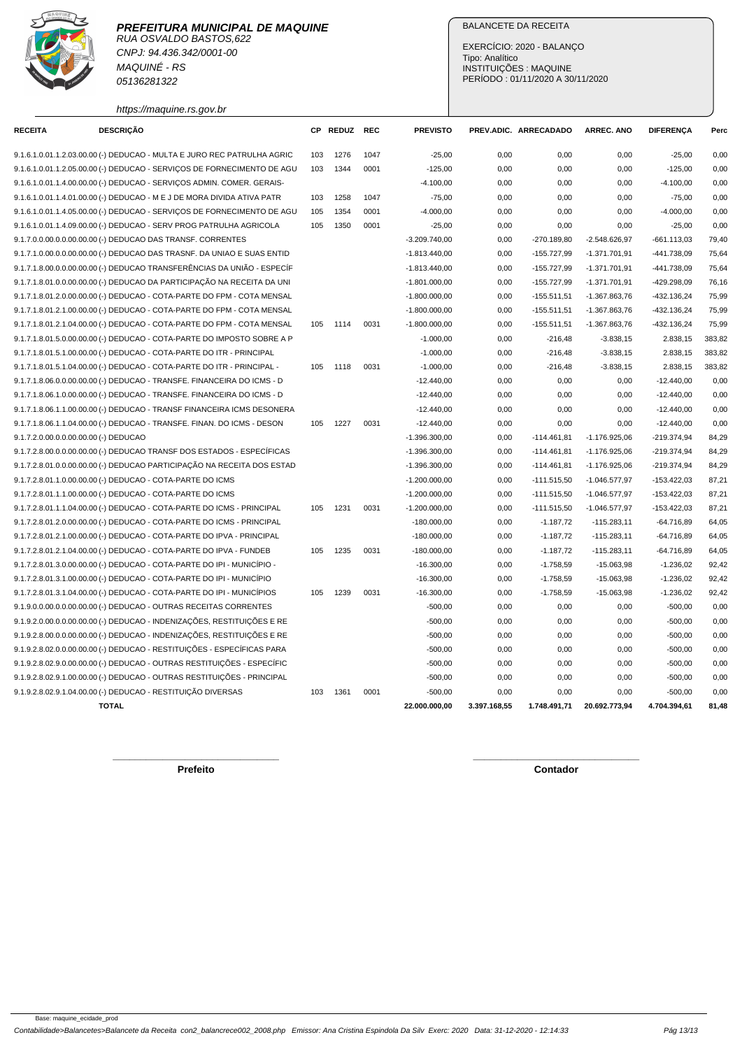**PREFEITURA MUNICIPAL DE MAQUINE**
RUA OSVALDO BASTOS,622
CNPJ: 94.436.342/0001-00
MAQUINÉ - RS
05136281322
https://maquine.rs.gov.br

BALANCETE DA RECEITA

EXERCÍCIO: 2020 - BALANÇO
Tipo: Analítico
INSTITUIÇÕES : MAQUINE
PERÍODO : 01/11/2020 A 30/11/2020

| RECEITA | DESCRIÇÃO | CP | REDUZ | REC | PREVISTO | PREV.ADIC. | ARRECADADO | ARREC. ANO | DIFERENÇA | Perc |
|---|---|---|---|---|---|---|---|---|---|---|
| 9.1.6.1.0.01.1.2.03.00.00 | (-) DEDUCAO - MULTA E JURO REC PATRULHA AGRIC | 103 | 1276 | 1047 | -25,00 | 0,00 | 0,00 | 0,00 | -25,00 | 0,00 |
| 9.1.6.1.0.01.1.2.05.00.00 | (-) DEDUCAO - SERVIÇOS DE FORNECIMENTO DE AGU | 103 | 1344 | 0001 | -125,00 | 0,00 | 0,00 | 0,00 | -125,00 | 0,00 |
| 9.1.6.1.0.01.1.4.00.00.00 | (-) DEDUCAO - SERVIÇOS ADMIN. COMER. GERAIS- | | | | -4.100,00 | 0,00 | 0,00 | 0,00 | -4.100,00 | 0,00 |
| 9.1.6.1.0.01.1.4.01.00.00 | (-) DEDUCAO - M E J DE MORA DIVIDA ATIVA PATR | 103 | 1258 | 1047 | -75,00 | 0,00 | 0,00 | 0,00 | -75,00 | 0,00 |
| 9.1.6.1.0.01.1.4.05.00.00 | (-) DEDUCAO - SERVIÇOS DE FORNECIMENTO DE AGU | 105 | 1354 | 0001 | -4.000,00 | 0,00 | 0,00 | 0,00 | -4.000,00 | 0,00 |
| 9.1.6.1.0.01.1.4.09.00.00 | (-) DEDUCAO - SERV PROG PATRULHA AGRICOLA | 105 | 1350 | 0001 | -25,00 | 0,00 | 0,00 | 0,00 | -25,00 | 0,00 |
| 9.1.7.0.0.00.0.0.00.00.00 | (-) DEDUCAO DAS TRANSF. CORRENTES | | | | -3.209.740,00 | 0,00 | -270.189,80 | -2.548.626,97 | -661.113,03 | 79,40 |
| 9.1.7.1.0.00.0.0.00.00.00 | (-) DEDUCAO DAS TRASNF. DA UNIAO E SUAS ENTID | | | | -1.813.440,00 | 0,00 | -155.727,99 | -1.371.701,91 | -441.738,09 | 75,64 |
| 9.1.7.1.8.00.0.0.00.00.00 | (-) DEDUCAO TRANSFERÊNCIAS DA UNIÃO - ESPECÍF | | | | -1.813.440,00 | 0,00 | -155.727,99 | -1.371.701,91 | -441.738,09 | 75,64 |
| 9.1.7.1.8.01.0.0.00.00.00 | (-) DEDUCAO DA PARTICIPAÇÃO NA RECEITA DA UNI | | | | -1.801.000,00 | 0,00 | -155.727,99 | -1.371.701,91 | -429.298,09 | 76,16 |
| 9.1.7.1.8.01.2.0.00.00.00 | (-) DEDUCAO - COTA-PARTE DO FPM - COTA MENSAL | | | | -1.800.000,00 | 0,00 | -155.511,51 | -1.367.863,76 | -432.136,24 | 75,99 |
| 9.1.7.1.8.01.2.1.00.00.00 | (-) DEDUCAO - COTA-PARTE DO FPM - COTA MENSAL | | | | -1.800.000,00 | 0,00 | -155.511,51 | -1.367.863,76 | -432.136,24 | 75,99 |
| 9.1.7.1.8.01.2.1.04.00.00 | (-) DEDUCAO - COTA-PARTE DO FPM - COTA MENSAL | 105 | 1114 | 0031 | -1.800.000,00 | 0,00 | -155.511,51 | -1.367.863,76 | -432.136,24 | 75,99 |
| 9.1.7.1.8.01.5.0.00.00.00 | (-) DEDUCAO - COTA-PARTE DO IMPOSTO SOBRE A P | | | | -1.000,00 | 0,00 | -216,48 | -3.838,15 | 2.838,15 | 383,82 |
| 9.1.7.1.8.01.5.1.00.00.00 | (-) DEDUCAO - COTA-PARTE DO ITR - PRINCIPAL | | | | -1.000,00 | 0,00 | -216,48 | -3.838,15 | 2.838,15 | 383,82 |
| 9.1.7.1.8.01.5.1.04.00.00 | (-) DEDUCAO - COTA-PARTE DO ITR - PRINCIPAL - | 105 | 1118 | 0031 | -1.000,00 | 0,00 | -216,48 | -3.838,15 | 2.838,15 | 383,82 |
| 9.1.7.1.8.06.0.0.00.00.00 | (-) DEDUCAO - TRANSFE. FINANCEIRA DO ICMS - D | | | | -12.440,00 | 0,00 | 0,00 | 0,00 | -12.440,00 | 0,00 |
| 9.1.7.1.8.06.1.0.00.00.00 | (-) DEDUCAO - TRANSFE. FINANCEIRA DO ICMS - D | | | | -12.440,00 | 0,00 | 0,00 | 0,00 | -12.440,00 | 0,00 |
| 9.1.7.1.8.06.1.1.00.00.00 | (-) DEDUCAO - TRANSF FINANCEIRA ICMS DESONERA | | | | -12.440,00 | 0,00 | 0,00 | 0,00 | -12.440,00 | 0,00 |
| 9.1.7.1.8.06.1.1.04.00.00 | (-) DEDUCAO - TRANSFE. FINAN. DO ICMS - DESON | 105 | 1227 | 0031 | -12.440,00 | 0,00 | 0,00 | 0,00 | -12.440,00 | 0,00 |
| 9.1.7.2.0.00.0.0.00.00.00 | (-) DEDUCAO | | | | -1.396.300,00 | 0,00 | -114.461,81 | -1.176.925,06 | -219.374,94 | 84,29 |
| 9.1.7.2.8.00.0.0.00.00.00 | (-) DEDUCAO TRANSF DOS ESTADOS - ESPECÍFICAS | | | | -1.396.300,00 | 0,00 | -114.461,81 | -1.176.925,06 | -219.374,94 | 84,29 |
| 9.1.7.2.8.01.0.0.00.00.00 | (-) DEDUCAO PARTICIPAÇÃO NA RECEITA DOS ESTAD | | | | -1.396.300,00 | 0,00 | -114.461,81 | -1.176.925,06 | -219.374,94 | 84,29 |
| 9.1.7.2.8.01.1.0.00.00.00 | (-) DEDUCAO - COTA-PARTE DO ICMS | | | | -1.200.000,00 | 0,00 | -111.515,50 | -1.046.577,97 | -153.422,03 | 87,21 |
| 9.1.7.2.8.01.1.1.00.00.00 | (-) DEDUCAO - COTA-PARTE DO ICMS | | | | -1.200.000,00 | 0,00 | -111.515,50 | -1.046.577,97 | -153.422,03 | 87,21 |
| 9.1.7.2.8.01.1.1.04.00.00 | (-) DEDUCAO - COTA-PARTE DO ICMS - PRINCIPAL | 105 | 1231 | 0031 | -1.200.000,00 | 0,00 | -111.515,50 | -1.046.577,97 | -153.422,03 | 87,21 |
| 9.1.7.2.8.01.2.0.00.00.00 | (-) DEDUCAO - COTA-PARTE DO ICMS - PRINCIPAL | | | | -180.000,00 | 0,00 | -1.187,72 | -115.283,11 | -64.716,89 | 64,05 |
| 9.1.7.2.8.01.2.1.00.00.00 | (-) DEDUCAO - COTA-PARTE DO IPVA - PRINCIPAL | | | | -180.000,00 | 0,00 | -1.187,72 | -115.283,11 | -64.716,89 | 64,05 |
| 9.1.7.2.8.01.2.1.04.00.00 | (-) DEDUCAO - COTA-PARTE DO IPVA - FUNDEB | 105 | 1235 | 0031 | -180.000,00 | 0,00 | -1.187,72 | -115.283,11 | -64.716,89 | 64,05 |
| 9.1.7.2.8.01.3.0.00.00.00 | (-) DEDUCAO - COTA-PARTE DO IPI - MUNICÍPIO - | | | | -16.300,00 | 0,00 | -1.758,59 | -15.063,98 | -1.236,02 | 92,42 |
| 9.1.7.2.8.01.3.1.00.00.00 | (-) DEDUCAO - COTA-PARTE DO IPI - MUNICÍPIO | | | | -16.300,00 | 0,00 | -1.758,59 | -15.063,98 | -1.236,02 | 92,42 |
| 9.1.7.2.8.01.3.1.04.00.00 | (-) DEDUCAO - COTA-PARTE DO IPI - MUNICÍPIOS | 105 | 1239 | 0031 | -16.300,00 | 0,00 | -1.758,59 | -15.063,98 | -1.236,02 | 92,42 |
| 9.1.9.0.0.00.0.0.00.00.00 | (-) DEDUCAO - OUTRAS RECEITAS CORRENTES | | | | -500,00 | 0,00 | 0,00 | 0,00 | -500,00 | 0,00 |
| 9.1.9.2.0.00.0.0.00.00.00 | (-) DEDUCAO - INDENIZAÇÕES, RESTITUIÇÕES E RE | | | | -500,00 | 0,00 | 0,00 | 0,00 | -500,00 | 0,00 |
| 9.1.9.2.8.00.0.0.00.00.00 | (-) DEDUCAO - INDENIZAÇÕES, RESTITUIÇÕES E RE | | | | -500,00 | 0,00 | 0,00 | 0,00 | -500,00 | 0,00 |
| 9.1.9.2.8.02.0.0.00.00.00 | (-) DEDUCAO - RESTITUIÇÕES - ESPECÍFICAS PARA | | | | -500,00 | 0,00 | 0,00 | 0,00 | -500,00 | 0,00 |
| 9.1.9.2.8.02.9.0.00.00.00 | (-) DEDUCAO - OUTRAS RESTITUIÇÕES - ESPECÍFIC | | | | -500,00 | 0,00 | 0,00 | 0,00 | -500,00 | 0,00 |
| 9.1.9.2.8.02.9.1.00.00.00 | (-) DEDUCAO - OUTRAS RESTITUIÇÕES - PRINCIPAL | | | | -500,00 | 0,00 | 0,00 | 0,00 | -500,00 | 0,00 |
| 9.1.9.2.8.02.9.1.04.00.00 | (-) DEDUCAO - RESTITUIÇÃO DIVERSAS | 103 | 1361 | 0001 | -500,00 | 0,00 | 0,00 | 0,00 | -500,00 | 0,00 |
| | **TOTAL** | | | | **22.000.000,00** | **3.397.168,55** | **1.748.491,71** | **20.692.773,94** | **4.704.394,61** | **81,48** |

**Prefeito**

**Contador**

Base: maquine_ecidade_prod

Contabilidade>Balancetes>Balancete da Receita con2_balancrece002_2008.php Emissor: Ana Cristina Espindola Da Silv Exerc: 2020 Data: 31-12-2020 - 12:14:33